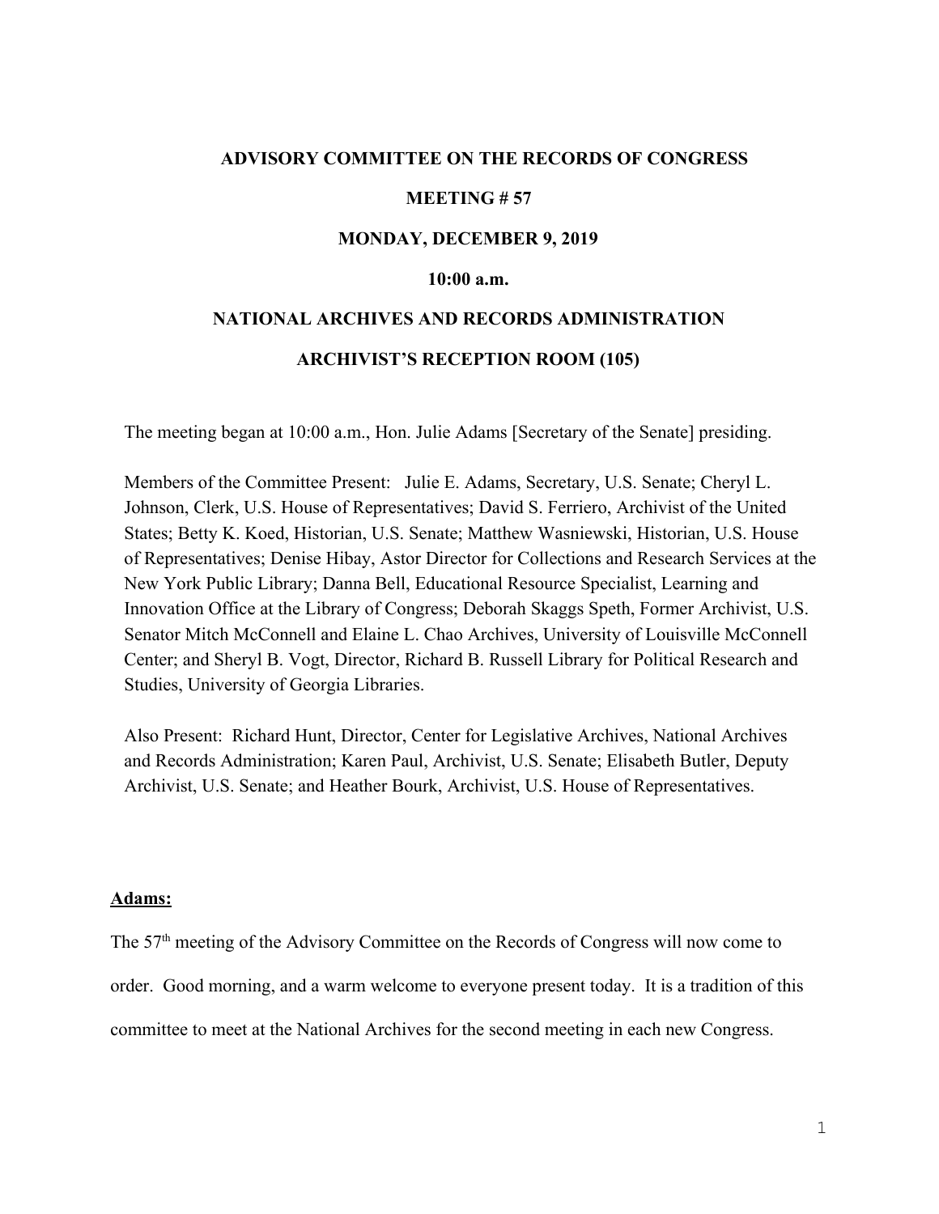**ADVISORY COMMITTEE ON THE RECORDS OF CONGRESS**

**MEETING # 57**

**MONDAY, DECEMBER 9, 2019**

**10:00 a.m.**

**NATIONAL ARCHIVES AND RECORDS ADMINISTRATION**

**ARCHIVIST'S RECEPTION ROOM (105)**

The meeting began at 10:00 a.m., Hon. Julie Adams [Secretary of the Senate] presiding.

Members of the Committee Present: Julie E. Adams, Secretary, U.S. Senate; Cheryl L. Johnson, Clerk, U.S. House of Representatives; David S. Ferriero, Archivist of the United States; Betty K. Koed, Historian, U.S. Senate; Matthew Wasniewski, Historian, U.S. House of Representatives; Denise Hibay, Astor Director for Collections and Research Services at the New York Public Library; Danna Bell, Educational Resource Specialist, Learning and Innovation Office at the Library of Congress; Deborah Skaggs Speth, Former Archivist, U.S. Senator Mitch McConnell and Elaine L. Chao Archives, University of Louisville McConnell Center; and Sheryl B. Vogt, Director, Richard B. Russell Library for Political Research and Studies, University of Georgia Libraries.

Also Present: Richard Hunt, Director, Center for Legislative Archives, National Archives and Records Administration; Karen Paul, Archivist, U.S. Senate; Elisabeth Butler, Deputy Archivist, U.S. Senate; and Heather Bourk, Archivist, U.S. House of Representatives.

**Adams:**

The 57th meeting of the Advisory Committee on the Records of Congress will now come to order. Good morning, and a warm welcome to everyone present today. It is a tradition of this committee to meet at the National Archives for the second meeting in each new Congress.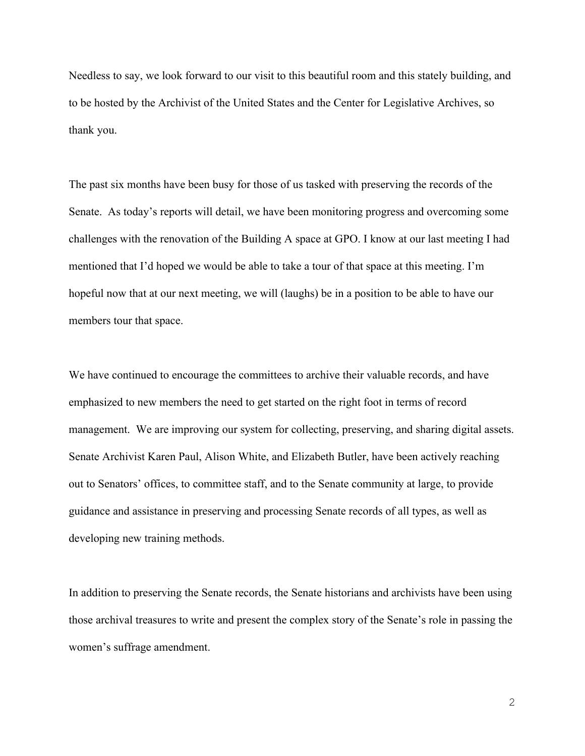Needless to say, we look forward to our visit to this beautiful room and this stately building, and to be hosted by the Archivist of the United States and the Center for Legislative Archives, so thank you.

The past six months have been busy for those of us tasked with preserving the records of the Senate. As today's reports will detail, we have been monitoring progress and overcoming some challenges with the renovation of the Building A space at GPO. I know at our last meeting I had mentioned that I'd hoped we would be able to take a tour of that space at this meeting. I'm hopeful now that at our next meeting, we will (laughs) be in a position to be able to have our members tour that space.

We have continued to encourage the committees to archive their valuable records, and have emphasized to new members the need to get started on the right foot in terms of record management. We are improving our system for collecting, preserving, and sharing digital assets. Senate Archivist Karen Paul, Alison White, and Elizabeth Butler, have been actively reaching out to Senators' offices, to committee staff, and to the Senate community at large, to provide guidance and assistance in preserving and processing Senate records of all types, as well as developing new training methods.

In addition to preserving the Senate records, the Senate historians and archivists have been using those archival treasures to write and present the complex story of the Senate's role in passing the women's suffrage amendment.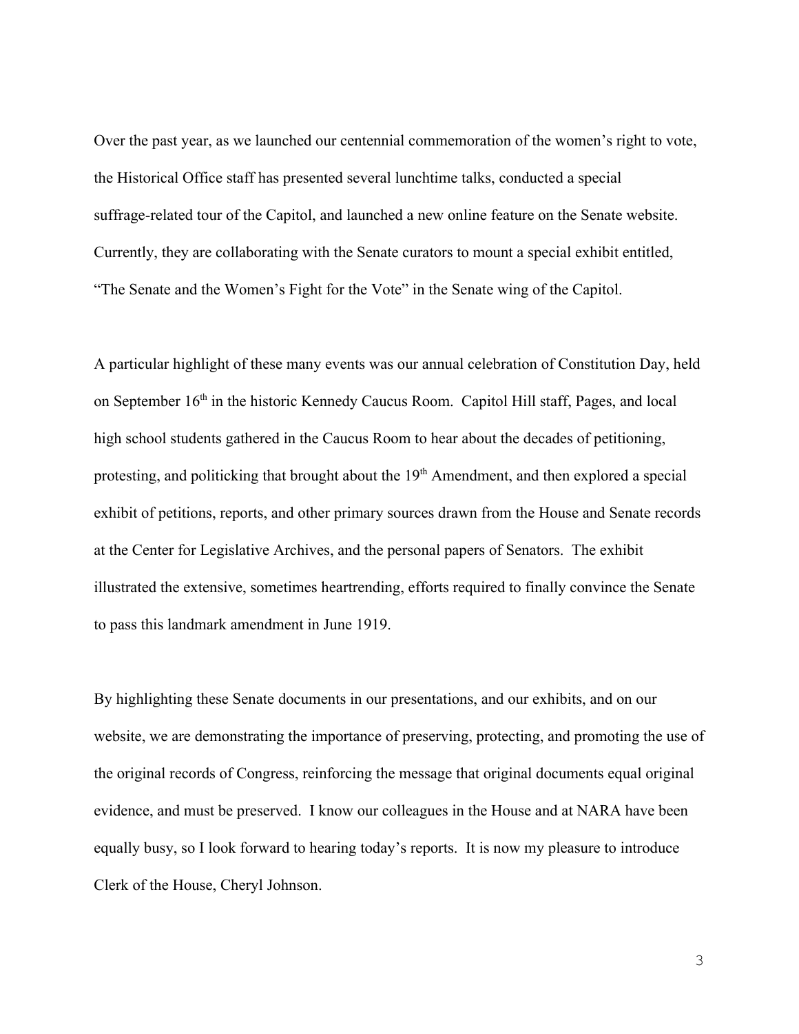Over the past year, as we launched our centennial commemoration of the women's right to vote, the Historical Office staff has presented several lunchtime talks, conducted a special suffrage-related tour of the Capitol, and launched a new online feature on the Senate website. Currently, they are collaborating with the Senate curators to mount a special exhibit entitled, "The Senate and the Women's Fight for the Vote" in the Senate wing of the Capitol.

A particular highlight of these many events was our annual celebration of Constitution Day, held on September 16th in the historic Kennedy Caucus Room. Capitol Hill staff, Pages, and local high school students gathered in the Caucus Room to hear about the decades of petitioning, protesting, and politicking that brought about the 19th Amendment, and then explored a special exhibit of petitions, reports, and other primary sources drawn from the House and Senate records at the Center for Legislative Archives, and the personal papers of Senators. The exhibit illustrated the extensive, sometimes heartrending, efforts required to finally convince the Senate to pass this landmark amendment in June 1919.

By highlighting these Senate documents in our presentations, and our exhibits, and on our website, we are demonstrating the importance of preserving, protecting, and promoting the use of the original records of Congress, reinforcing the message that original documents equal original evidence, and must be preserved. I know our colleagues in the House and at NARA have been equally busy, so I look forward to hearing today's reports. It is now my pleasure to introduce Clerk of the House, Cheryl Johnson.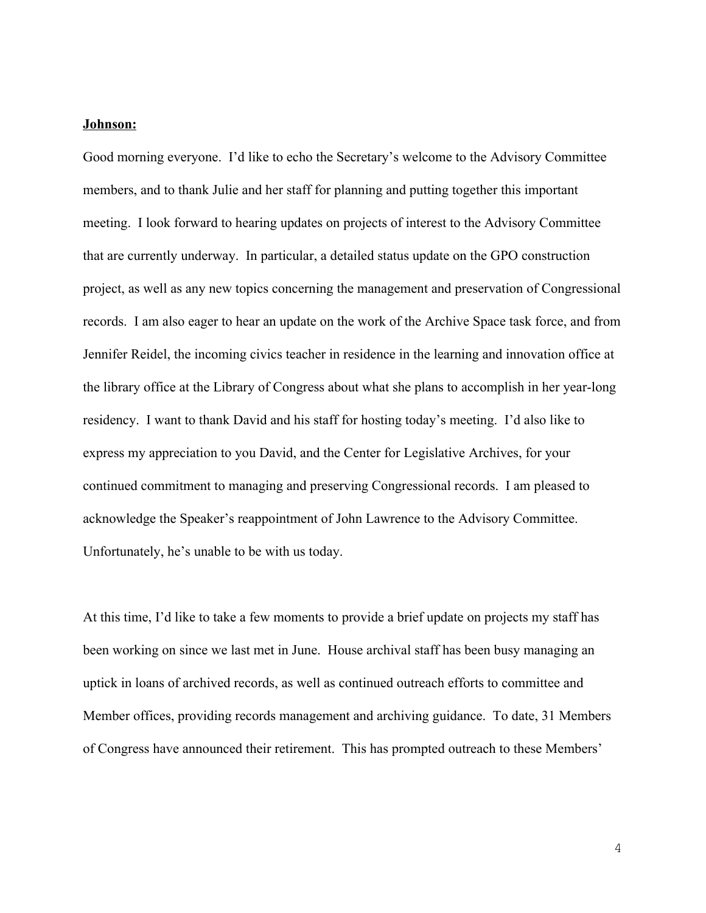**Johnson:**

Good morning everyone. I'd like to echo the Secretary's welcome to the Advisory Committee members, and to thank Julie and her staff for planning and putting together this important meeting. I look forward to hearing updates on projects of interest to the Advisory Committee that are currently underway. In particular, a detailed status update on the GPO construction project, as well as any new topics concerning the management and preservation of Congressional records. I am also eager to hear an update on the work of the Archive Space task force, and from Jennifer Reidel, the incoming civics teacher in residence in the learning and innovation office at the library office at the Library of Congress about what she plans to accomplish in her year-long residency. I want to thank David and his staff for hosting today's meeting. I'd also like to express my appreciation to you David, and the Center for Legislative Archives, for your continued commitment to managing and preserving Congressional records. I am pleased to acknowledge the Speaker's reappointment of John Lawrence to the Advisory Committee. Unfortunately, he's unable to be with us today.

At this time, I'd like to take a few moments to provide a brief update on projects my staff has been working on since we last met in June. House archival staff has been busy managing an uptick in loans of archived records, as well as continued outreach efforts to committee and Member offices, providing records management and archiving guidance. To date, 31 Members of Congress have announced their retirement. This has prompted outreach to these Members'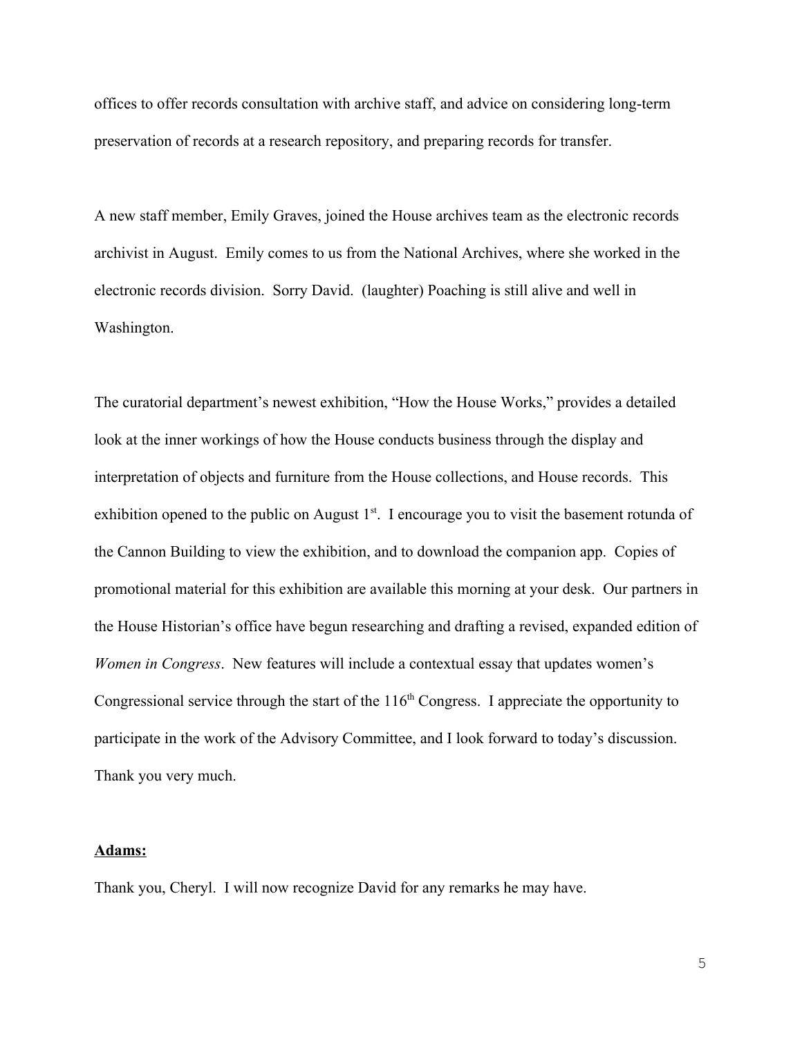offices to offer records consultation with archive staff, and advice on considering long-term preservation of records at a research repository, and preparing records for transfer.

A new staff member, Emily Graves, joined the House archives team as the electronic records archivist in August. Emily comes to us from the National Archives, where she worked in the electronic records division. Sorry David. (laughter) Poaching is still alive and well in Washington.

The curatorial department's newest exhibition, "How the House Works," provides a detailed look at the inner workings of how the House conducts business through the display and interpretation of objects and furniture from the House collections, and House records. This exhibition opened to the public on August 1st. I encourage you to visit the basement rotunda of the Cannon Building to view the exhibition, and to download the companion app. Copies of promotional material for this exhibition are available this morning at your desk. Our partners in the House Historian's office have begun researching and drafting a revised, expanded edition of *Women in Congress*. New features will include a contextual essay that updates women's Congressional service through the start of the 116th Congress. I appreciate the opportunity to participate in the work of the Advisory Committee, and I look forward to today's discussion. Thank you very much.

**Adams:**

Thank you, Cheryl. I will now recognize David for any remarks he may have.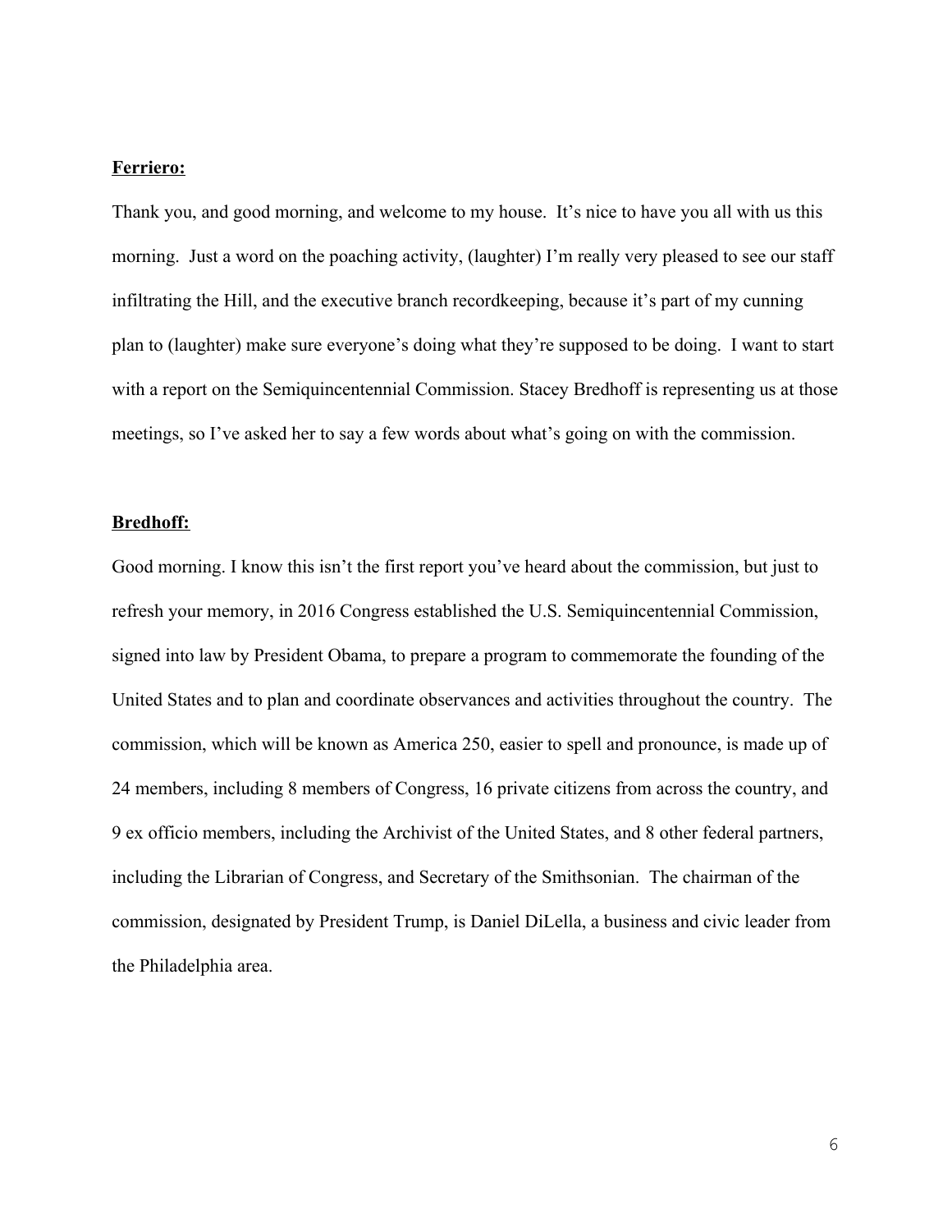**Ferriero:**

Thank you, and good morning, and welcome to my house. It's nice to have you all with us this morning. Just a word on the poaching activity, (laughter) I'm really very pleased to see our staff infiltrating the Hill, and the executive branch recordkeeping, because it's part of my cunning plan to (laughter) make sure everyone's doing what they're supposed to be doing. I want to start with a report on the Semiquincentennial Commission. Stacey Bredhoff is representing us at those meetings, so I've asked her to say a few words about what's going on with the commission.

**Bredhoff:**

Good morning. I know this isn't the first report you've heard about the commission, but just to refresh your memory, in 2016 Congress established the U.S. Semiquincentennial Commission, signed into law by President Obama, to prepare a program to commemorate the founding of the United States and to plan and coordinate observances and activities throughout the country. The commission, which will be known as America 250, easier to spell and pronounce, is made up of 24 members, including 8 members of Congress, 16 private citizens from across the country, and 9 ex officio members, including the Archivist of the United States, and 8 other federal partners, including the Librarian of Congress, and Secretary of the Smithsonian. The chairman of the commission, designated by President Trump, is Daniel DiLella, a business and civic leader from the Philadelphia area.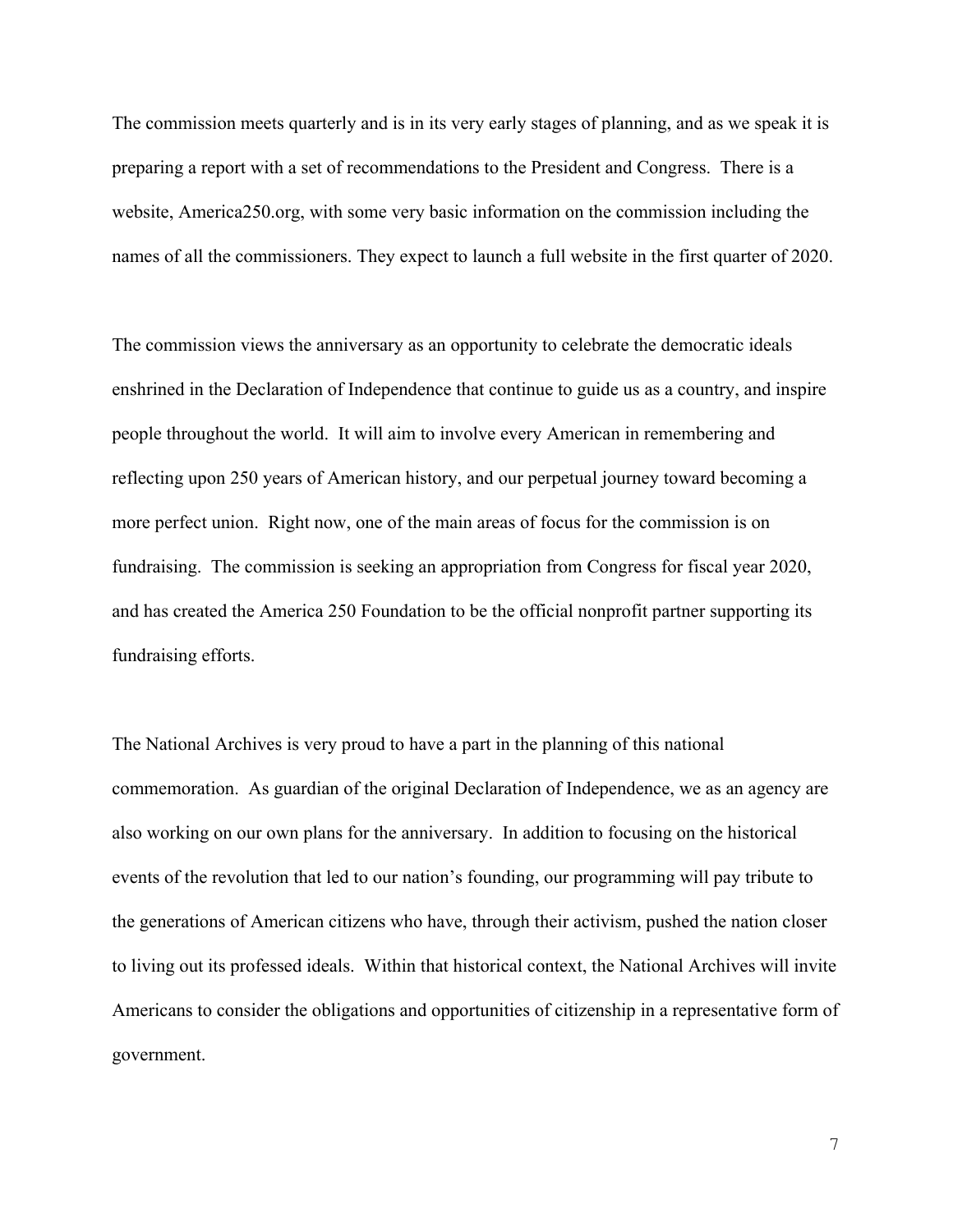The commission meets quarterly and is in its very early stages of planning, and as we speak it is preparing a report with a set of recommendations to the President and Congress. There is a website, America250.org, with some very basic information on the commission including the names of all the commissioners. They expect to launch a full website in the first quarter of 2020.

The commission views the anniversary as an opportunity to celebrate the democratic ideals enshrined in the Declaration of Independence that continue to guide us as a country, and inspire people throughout the world. It will aim to involve every American in remembering and reflecting upon 250 years of American history, and our perpetual journey toward becoming a more perfect union. Right now, one of the main areas of focus for the commission is on fundraising. The commission is seeking an appropriation from Congress for fiscal year 2020, and has created the America 250 Foundation to be the official nonprofit partner supporting its fundraising efforts.

The National Archives is very proud to have a part in the planning of this national commemoration. As guardian of the original Declaration of Independence, we as an agency are also working on our own plans for the anniversary. In addition to focusing on the historical events of the revolution that led to our nation's founding, our programming will pay tribute to the generations of American citizens who have, through their activism, pushed the nation closer to living out its professed ideals. Within that historical context, the National Archives will invite Americans to consider the obligations and opportunities of citizenship in a representative form of government.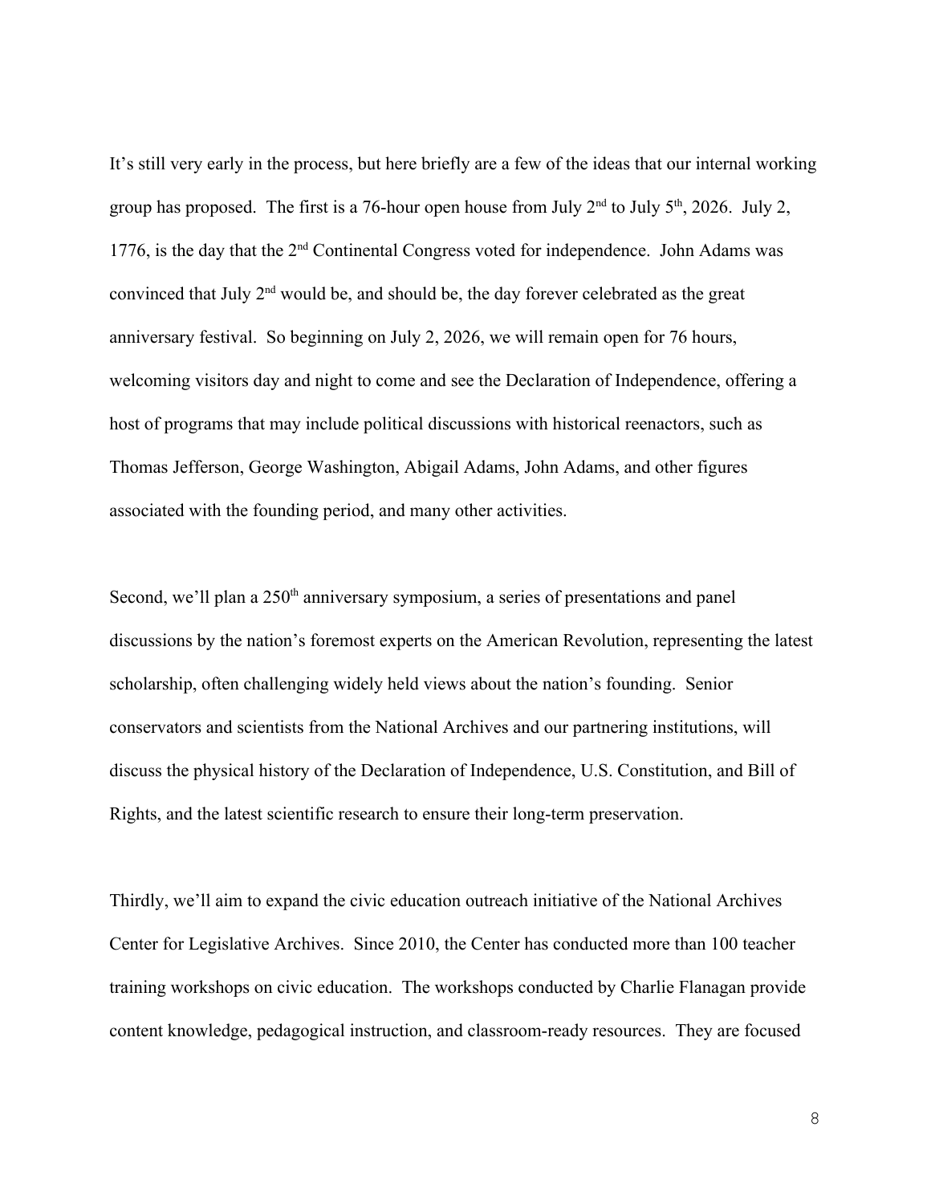It's still very early in the process, but here briefly are a few of the ideas that our internal working group has proposed. The first is a 76-hour open house from July 2nd to July 5th, 2026. July 2, 1776, is the day that the 2nd Continental Congress voted for independence. John Adams was convinced that July 2nd would be, and should be, the day forever celebrated as the great anniversary festival. So beginning on July 2, 2026, we will remain open for 76 hours, welcoming visitors day and night to come and see the Declaration of Independence, offering a host of programs that may include political discussions with historical reenactors, such as Thomas Jefferson, George Washington, Abigail Adams, John Adams, and other figures associated with the founding period, and many other activities.

Second, we'll plan a 250th anniversary symposium, a series of presentations and panel discussions by the nation's foremost experts on the American Revolution, representing the latest scholarship, often challenging widely held views about the nation's founding. Senior conservators and scientists from the National Archives and our partnering institutions, will discuss the physical history of the Declaration of Independence, U.S. Constitution, and Bill of Rights, and the latest scientific research to ensure their long-term preservation.

Thirdly, we'll aim to expand the civic education outreach initiative of the National Archives Center for Legislative Archives. Since 2010, the Center has conducted more than 100 teacher training workshops on civic education. The workshops conducted by Charlie Flanagan provide content knowledge, pedagogical instruction, and classroom-ready resources. They are focused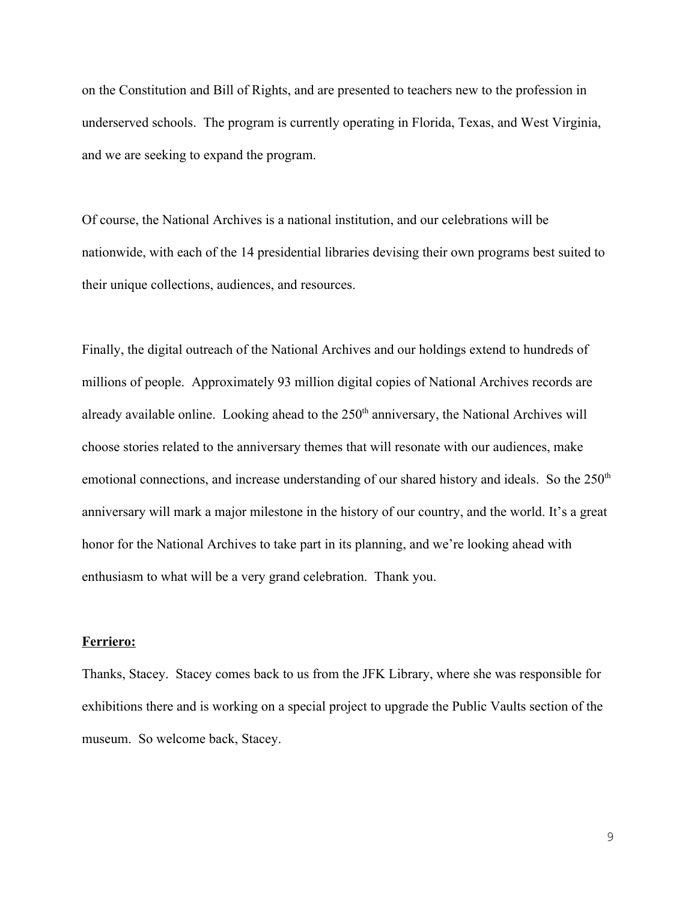on the Constitution and Bill of Rights, and are presented to teachers new to the profession in underserved schools.  The program is currently operating in Florida, Texas, and West Virginia, and we are seeking to expand the program.

Of course, the National Archives is a national institution, and our celebrations will be nationwide, with each of the 14 presidential libraries devising their own programs best suited to their unique collections, audiences, and resources.

Finally, the digital outreach of the National Archives and our holdings extend to hundreds of millions of people.  Approximately 93 million digital copies of National Archives records are already available online.  Looking ahead to the 250th anniversary, the National Archives will choose stories related to the anniversary themes that will resonate with our audiences, make emotional connections, and increase understanding of our shared history and ideals.  So the 250th anniversary will mark a major milestone in the history of our country, and the world. It's a great honor for the National Archives to take part in its planning, and we're looking ahead with enthusiasm to what will be a very grand celebration.  Thank you.

**Ferriero:**

Thanks, Stacey.  Stacey comes back to us from the JFK Library, where she was responsible for exhibitions there and is working on a special project to upgrade the Public Vaults section of the museum.  So welcome back, Stacey.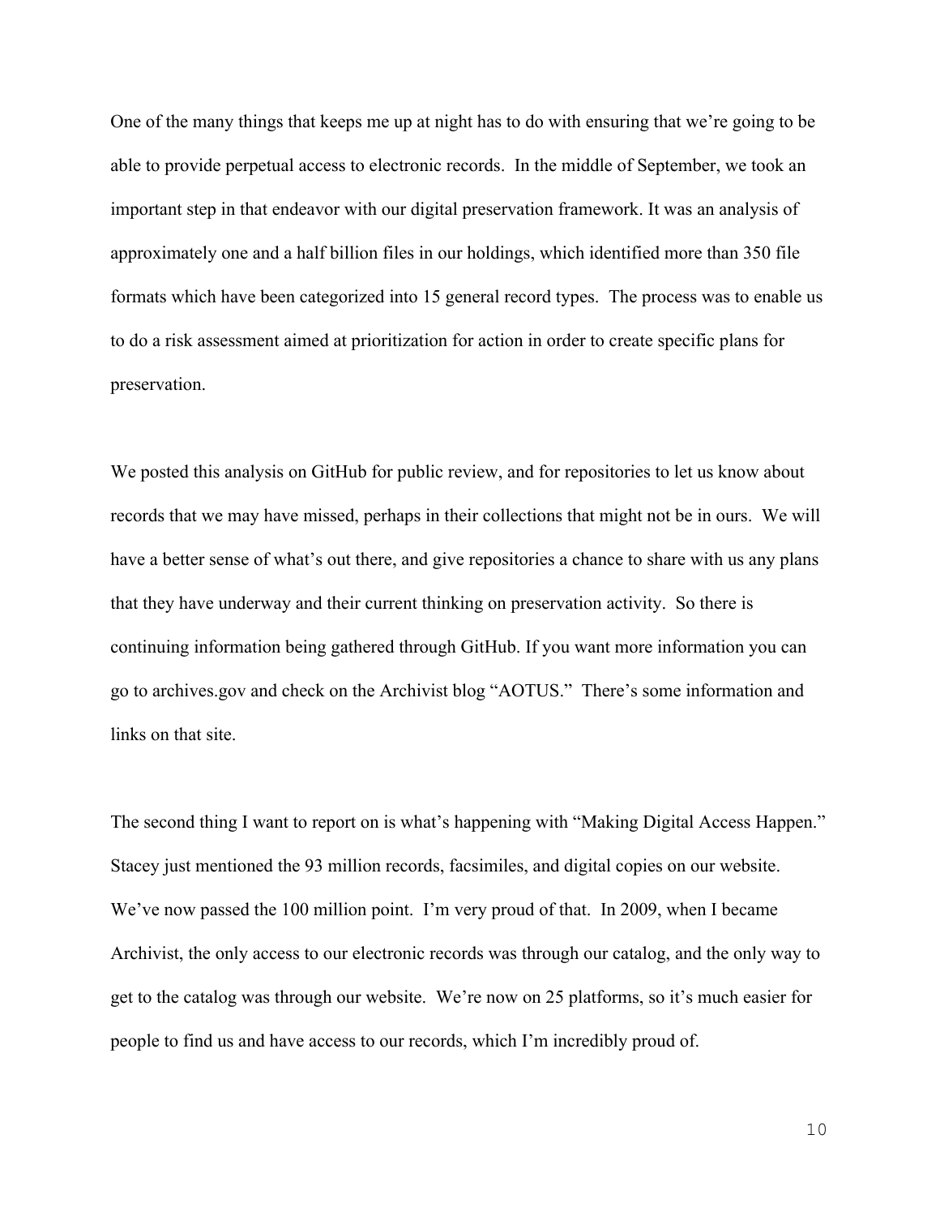One of the many things that keeps me up at night has to do with ensuring that we're going to be able to provide perpetual access to electronic records. In the middle of September, we took an important step in that endeavor with our digital preservation framework. It was an analysis of approximately one and a half billion files in our holdings, which identified more than 350 file formats which have been categorized into 15 general record types. The process was to enable us to do a risk assessment aimed at prioritization for action in order to create specific plans for preservation.

We posted this analysis on GitHub for public review, and for repositories to let us know about records that we may have missed, perhaps in their collections that might not be in ours. We will have a better sense of what's out there, and give repositories a chance to share with us any plans that they have underway and their current thinking on preservation activity. So there is continuing information being gathered through GitHub. If you want more information you can go to archives.gov and check on the Archivist blog "AOTUS." There's some information and links on that site.

The second thing I want to report on is what's happening with "Making Digital Access Happen." Stacey just mentioned the 93 million records, facsimiles, and digital copies on our website. We've now passed the 100 million point. I'm very proud of that. In 2009, when I became Archivist, the only access to our electronic records was through our catalog, and the only way to get to the catalog was through our website. We're now on 25 platforms, so it's much easier for people to find us and have access to our records, which I'm incredibly proud of.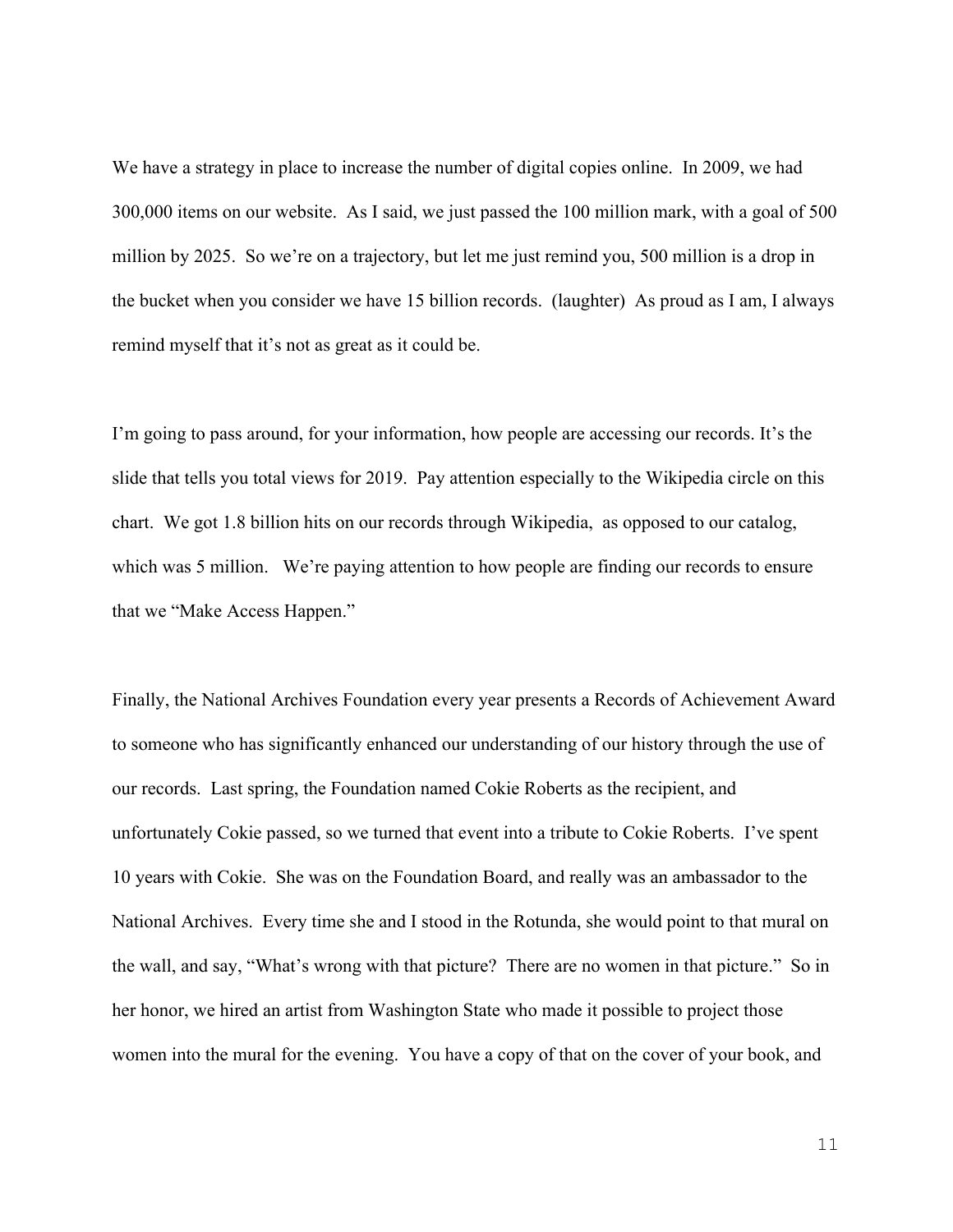We have a strategy in place to increase the number of digital copies online. In 2009, we had 300,000 items on our website. As I said, we just passed the 100 million mark, with a goal of 500 million by 2025. So we're on a trajectory, but let me just remind you, 500 million is a drop in the bucket when you consider we have 15 billion records. (laughter) As proud as I am, I always remind myself that it's not as great as it could be.

I'm going to pass around, for your information, how people are accessing our records. It's the slide that tells you total views for 2019. Pay attention especially to the Wikipedia circle on this chart. We got 1.8 billion hits on our records through Wikipedia, as opposed to our catalog, which was 5 million. We're paying attention to how people are finding our records to ensure that we "Make Access Happen."

Finally, the National Archives Foundation every year presents a Records of Achievement Award to someone who has significantly enhanced our understanding of our history through the use of our records. Last spring, the Foundation named Cokie Roberts as the recipient, and unfortunately Cokie passed, so we turned that event into a tribute to Cokie Roberts. I've spent 10 years with Cokie. She was on the Foundation Board, and really was an ambassador to the National Archives. Every time she and I stood in the Rotunda, she would point to that mural on the wall, and say, "What's wrong with that picture? There are no women in that picture." So in her honor, we hired an artist from Washington State who made it possible to project those women into the mural for the evening. You have a copy of that on the cover of your book, and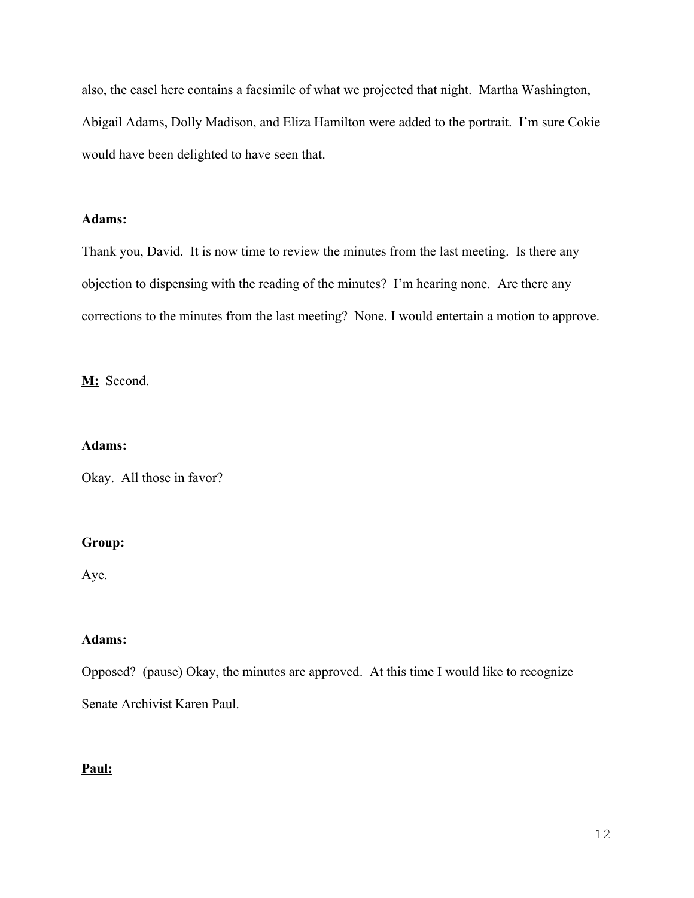also, the easel here contains a facsimile of what we projected that night. Martha Washington, Abigail Adams, Dolly Madison, and Eliza Hamilton were added to the portrait. I'm sure Cokie would have been delighted to have seen that.

<u>**Adams:**</u>

Thank you, David. It is now time to review the minutes from the last meeting. Is there any objection to dispensing with the reading of the minutes? I'm hearing none. Are there any corrections to the minutes from the last meeting? None. I would entertain a motion to approve.

<u>**M:**</u> Second.

<u>**Adams:**</u>

Okay. All those in favor?

<u>**Group:**</u>

Aye.

<u>**Adams:**</u>

Opposed? (pause) Okay, the minutes are approved. At this time I would like to recognize Senate Archivist Karen Paul.

<u>**Paul:**</u>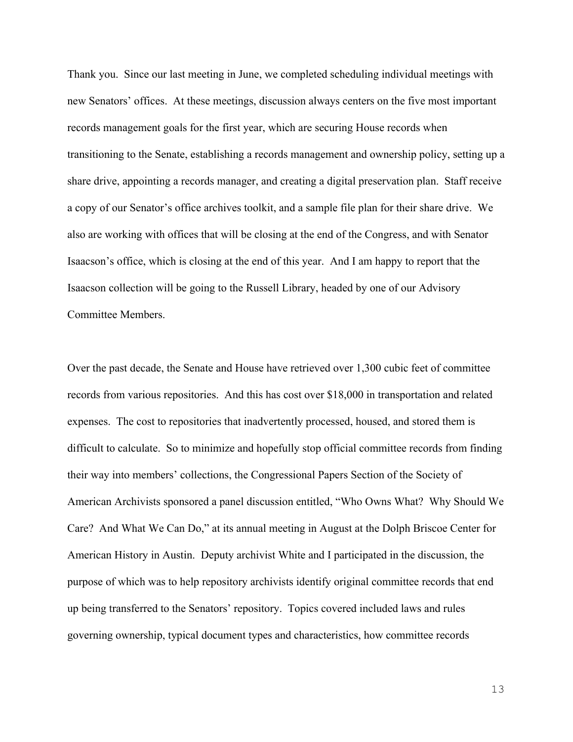Thank you. Since our last meeting in June, we completed scheduling individual meetings with new Senators' offices. At these meetings, discussion always centers on the five most important records management goals for the first year, which are securing House records when transitioning to the Senate, establishing a records management and ownership policy, setting up a share drive, appointing a records manager, and creating a digital preservation plan. Staff receive a copy of our Senator's office archives toolkit, and a sample file plan for their share drive. We also are working with offices that will be closing at the end of the Congress, and with Senator Isaacson's office, which is closing at the end of this year. And I am happy to report that the Isaacson collection will be going to the Russell Library, headed by one of our Advisory Committee Members.

Over the past decade, the Senate and House have retrieved over 1,300 cubic feet of committee records from various repositories. And this has cost over $18,000 in transportation and related expenses. The cost to repositories that inadvertently processed, housed, and stored them is difficult to calculate. So to minimize and hopefully stop official committee records from finding their way into members' collections, the Congressional Papers Section of the Society of American Archivists sponsored a panel discussion entitled, "Who Owns What? Why Should We Care? And What We Can Do," at its annual meeting in August at the Dolph Briscoe Center for American History in Austin. Deputy archivist White and I participated in the discussion, the purpose of which was to help repository archivists identify original committee records that end up being transferred to the Senators' repository. Topics covered included laws and rules governing ownership, typical document types and characteristics, how committee records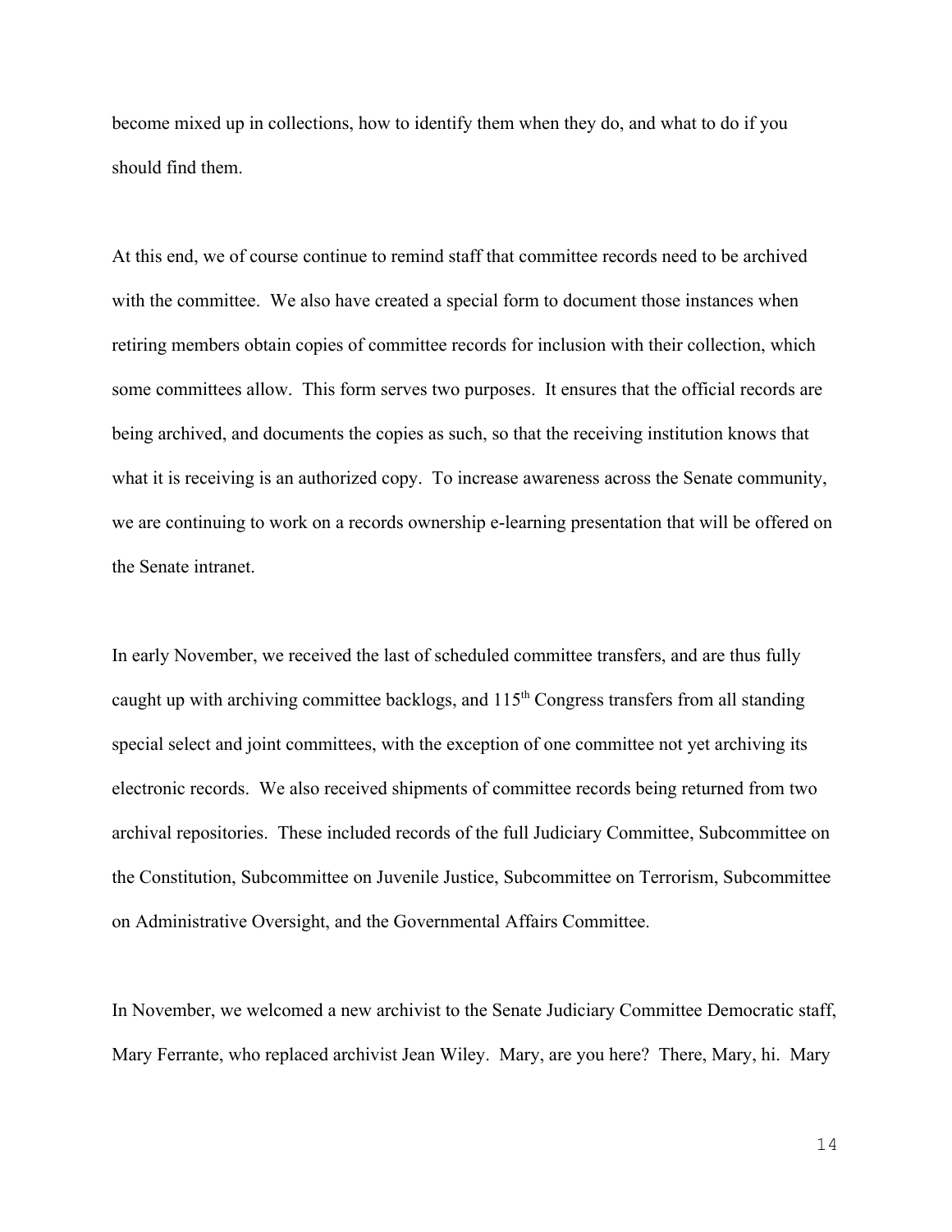become mixed up in collections, how to identify them when they do, and what to do if you should find them.

At this end, we of course continue to remind staff that committee records need to be archived with the committee. We also have created a special form to document those instances when retiring members obtain copies of committee records for inclusion with their collection, which some committees allow. This form serves two purposes. It ensures that the official records are being archived, and documents the copies as such, so that the receiving institution knows that what it is receiving is an authorized copy. To increase awareness across the Senate community, we are continuing to work on a records ownership e-learning presentation that will be offered on the Senate intranet.

In early November, we received the last of scheduled committee transfers, and are thus fully caught up with archiving committee backlogs, and 115th Congress transfers from all standing special select and joint committees, with the exception of one committee not yet archiving its electronic records. We also received shipments of committee records being returned from two archival repositories. These included records of the full Judiciary Committee, Subcommittee on the Constitution, Subcommittee on Juvenile Justice, Subcommittee on Terrorism, Subcommittee on Administrative Oversight, and the Governmental Affairs Committee.

In November, we welcomed a new archivist to the Senate Judiciary Committee Democratic staff, Mary Ferrante, who replaced archivist Jean Wiley. Mary, are you here? There, Mary, hi. Mary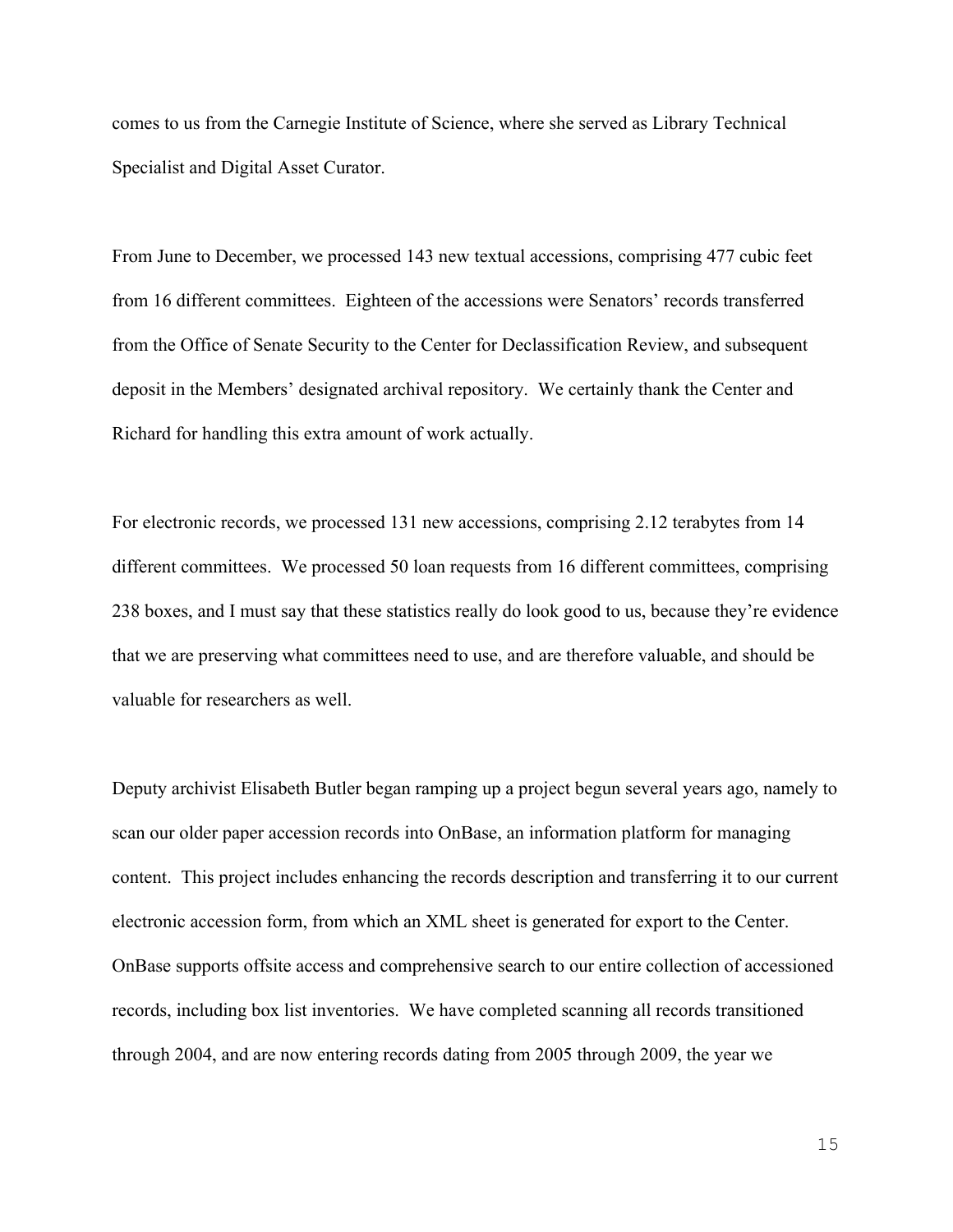comes to us from the Carnegie Institute of Science, where she served as Library Technical Specialist and Digital Asset Curator.

From June to December, we processed 143 new textual accessions, comprising 477 cubic feet from 16 different committees. Eighteen of the accessions were Senators' records transferred from the Office of Senate Security to the Center for Declassification Review, and subsequent deposit in the Members' designated archival repository. We certainly thank the Center and Richard for handling this extra amount of work actually.

For electronic records, we processed 131 new accessions, comprising 2.12 terabytes from 14 different committees. We processed 50 loan requests from 16 different committees, comprising 238 boxes, and I must say that these statistics really do look good to us, because they're evidence that we are preserving what committees need to use, and are therefore valuable, and should be valuable for researchers as well.

Deputy archivist Elisabeth Butler began ramping up a project begun several years ago, namely to scan our older paper accession records into OnBase, an information platform for managing content. This project includes enhancing the records description and transferring it to our current electronic accession form, from which an XML sheet is generated for export to the Center. OnBase supports offsite access and comprehensive search to our entire collection of accessioned records, including box list inventories. We have completed scanning all records transitioned through 2004, and are now entering records dating from 2005 through 2009, the year we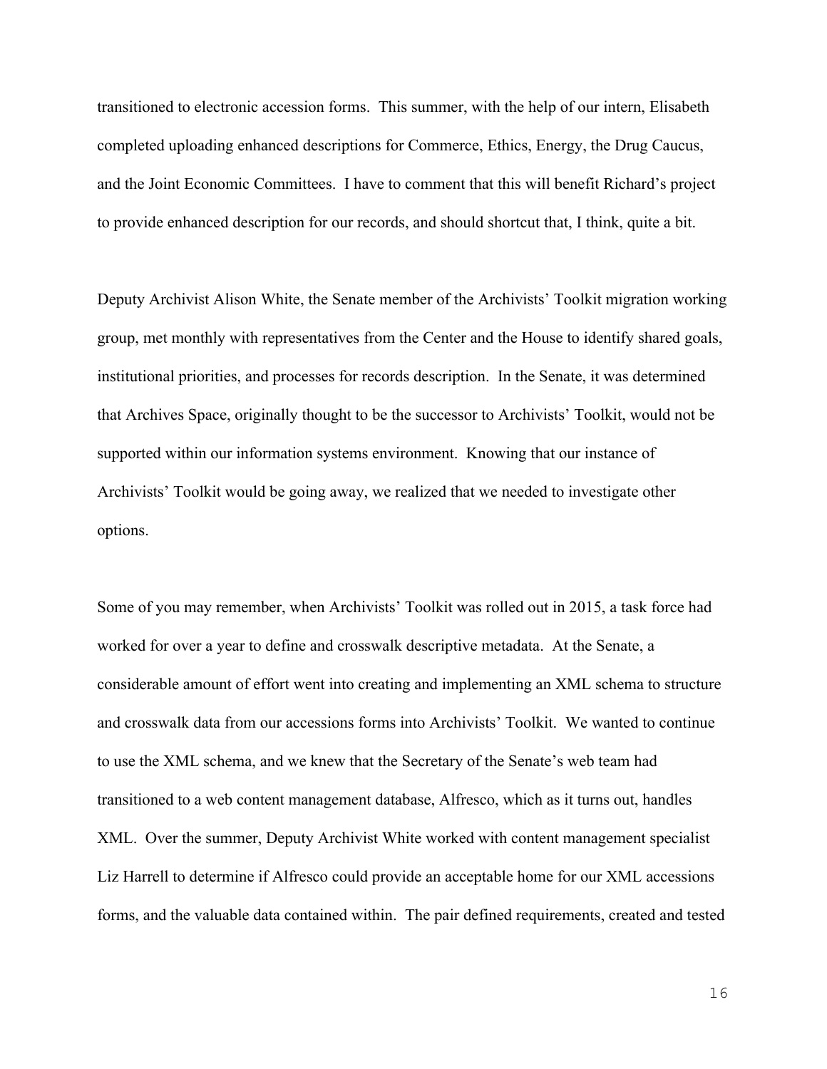transitioned to electronic accession forms. This summer, with the help of our intern, Elisabeth completed uploading enhanced descriptions for Commerce, Ethics, Energy, the Drug Caucus, and the Joint Economic Committees. I have to comment that this will benefit Richard's project to provide enhanced description for our records, and should shortcut that, I think, quite a bit.

Deputy Archivist Alison White, the Senate member of the Archivists' Toolkit migration working group, met monthly with representatives from the Center and the House to identify shared goals, institutional priorities, and processes for records description. In the Senate, it was determined that Archives Space, originally thought to be the successor to Archivists' Toolkit, would not be supported within our information systems environment. Knowing that our instance of Archivists' Toolkit would be going away, we realized that we needed to investigate other options.

Some of you may remember, when Archivists' Toolkit was rolled out in 2015, a task force had worked for over a year to define and crosswalk descriptive metadata. At the Senate, a considerable amount of effort went into creating and implementing an XML schema to structure and crosswalk data from our accessions forms into Archivists' Toolkit. We wanted to continue to use the XML schema, and we knew that the Secretary of the Senate's web team had transitioned to a web content management database, Alfresco, which as it turns out, handles XML. Over the summer, Deputy Archivist White worked with content management specialist Liz Harrell to determine if Alfresco could provide an acceptable home for our XML accessions forms, and the valuable data contained within. The pair defined requirements, created and tested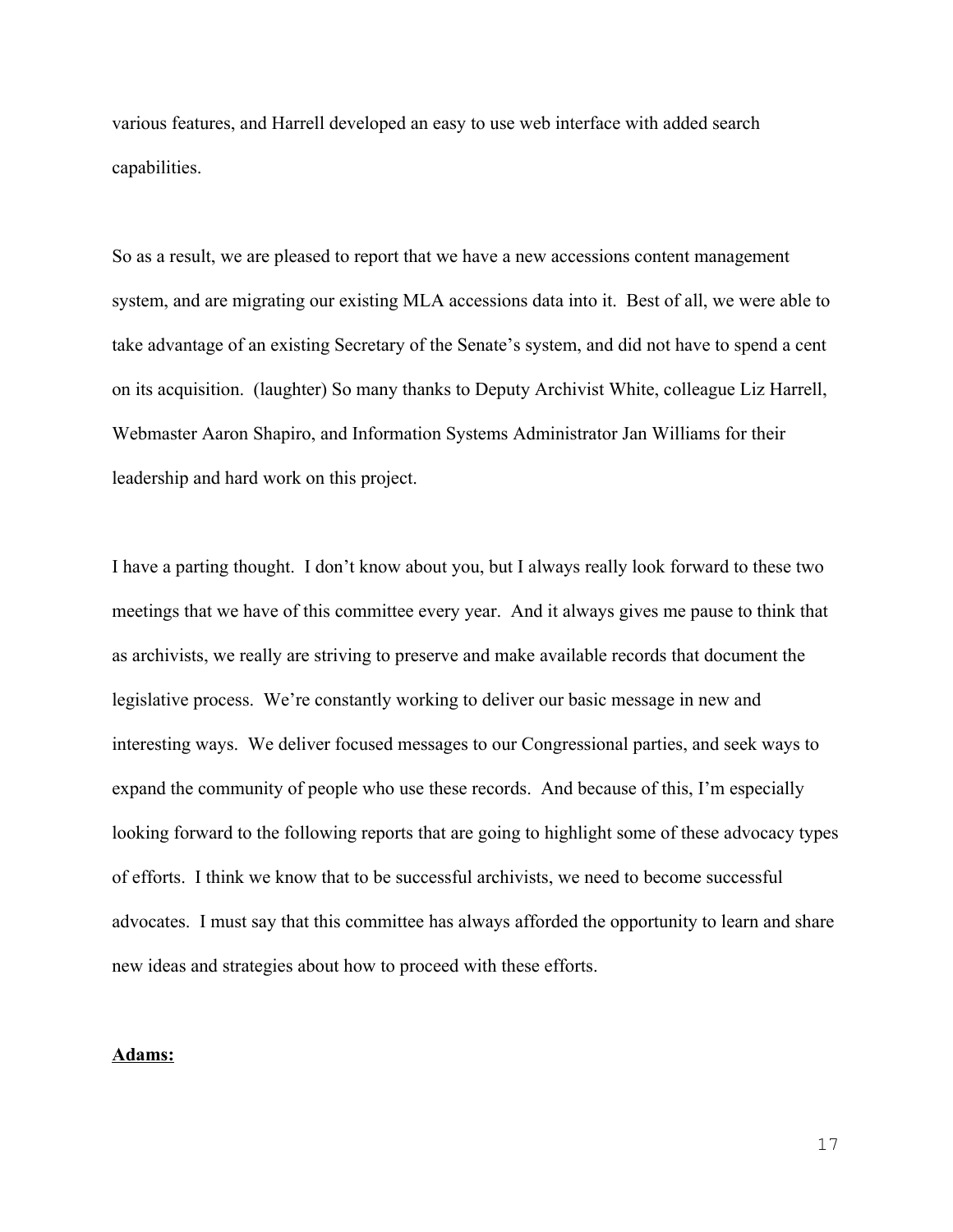various features, and Harrell developed an easy to use web interface with added search capabilities.

So as a result, we are pleased to report that we have a new accessions content management system, and are migrating our existing MLA accessions data into it. Best of all, we were able to take advantage of an existing Secretary of the Senate's system, and did not have to spend a cent on its acquisition. (laughter) So many thanks to Deputy Archivist White, colleague Liz Harrell, Webmaster Aaron Shapiro, and Information Systems Administrator Jan Williams for their leadership and hard work on this project.

I have a parting thought. I don't know about you, but I always really look forward to these two meetings that we have of this committee every year. And it always gives me pause to think that as archivists, we really are striving to preserve and make available records that document the legislative process. We're constantly working to deliver our basic message in new and interesting ways. We deliver focused messages to our Congressional parties, and seek ways to expand the community of people who use these records. And because of this, I'm especially looking forward to the following reports that are going to highlight some of these advocacy types of efforts. I think we know that to be successful archivists, we need to become successful advocates. I must say that this committee has always afforded the opportunity to learn and share new ideas and strategies about how to proceed with these efforts.

**Adams:**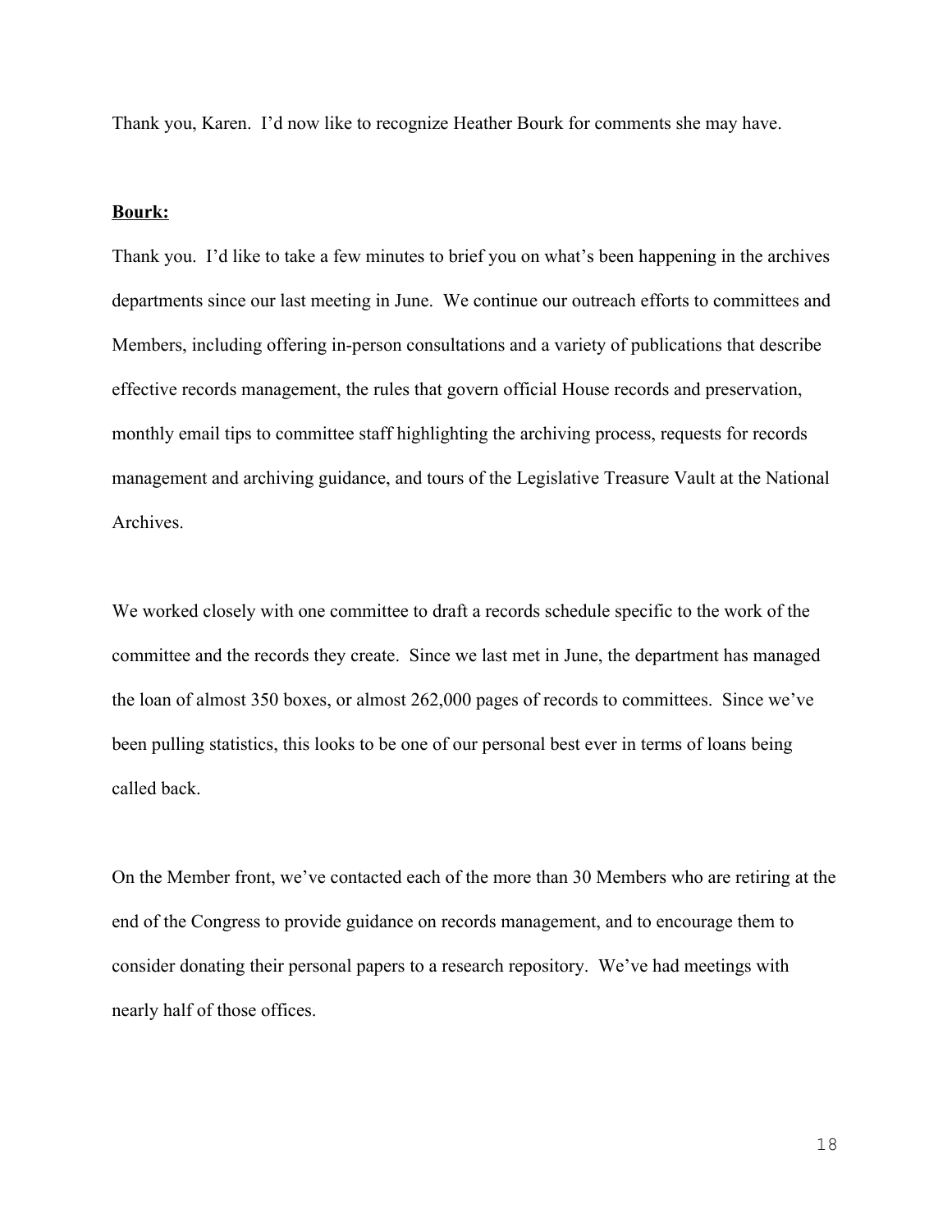Thank you, Karen. I'd now like to recognize Heather Bourk for comments she may have.

**Bourk:**

Thank you. I'd like to take a few minutes to brief you on what's been happening in the archives departments since our last meeting in June. We continue our outreach efforts to committees and Members, including offering in-person consultations and a variety of publications that describe effective records management, the rules that govern official House records and preservation, monthly email tips to committee staff highlighting the archiving process, requests for records management and archiving guidance, and tours of the Legislative Treasure Vault at the National Archives.

We worked closely with one committee to draft a records schedule specific to the work of the committee and the records they create. Since we last met in June, the department has managed the loan of almost 350 boxes, or almost 262,000 pages of records to committees. Since we've been pulling statistics, this looks to be one of our personal best ever in terms of loans being called back.

On the Member front, we've contacted each of the more than 30 Members who are retiring at the end of the Congress to provide guidance on records management, and to encourage them to consider donating their personal papers to a research repository. We've had meetings with nearly half of those offices.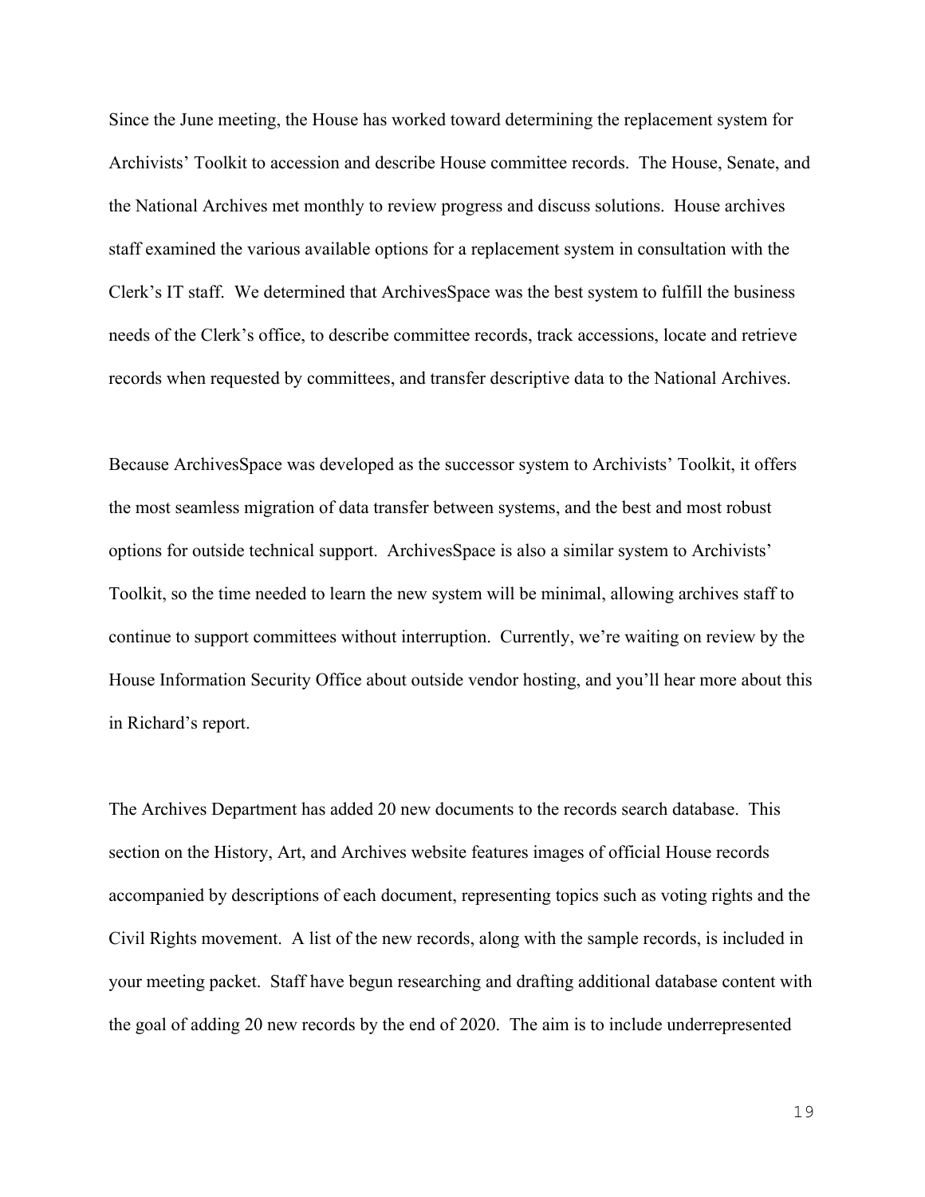Since the June meeting, the House has worked toward determining the replacement system for Archivists' Toolkit to accession and describe House committee records. The House, Senate, and the National Archives met monthly to review progress and discuss solutions. House archives staff examined the various available options for a replacement system in consultation with the Clerk's IT staff. We determined that ArchivesSpace was the best system to fulfill the business needs of the Clerk's office, to describe committee records, track accessions, locate and retrieve records when requested by committees, and transfer descriptive data to the National Archives.

Because ArchivesSpace was developed as the successor system to Archivists' Toolkit, it offers the most seamless migration of data transfer between systems, and the best and most robust options for outside technical support. ArchivesSpace is also a similar system to Archivists' Toolkit, so the time needed to learn the new system will be minimal, allowing archives staff to continue to support committees without interruption. Currently, we're waiting on review by the House Information Security Office about outside vendor hosting, and you'll hear more about this in Richard's report.

The Archives Department has added 20 new documents to the records search database. This section on the History, Art, and Archives website features images of official House records accompanied by descriptions of each document, representing topics such as voting rights and the Civil Rights movement. A list of the new records, along with the sample records, is included in your meeting packet. Staff have begun researching and drafting additional database content with the goal of adding 20 new records by the end of 2020. The aim is to include underrepresented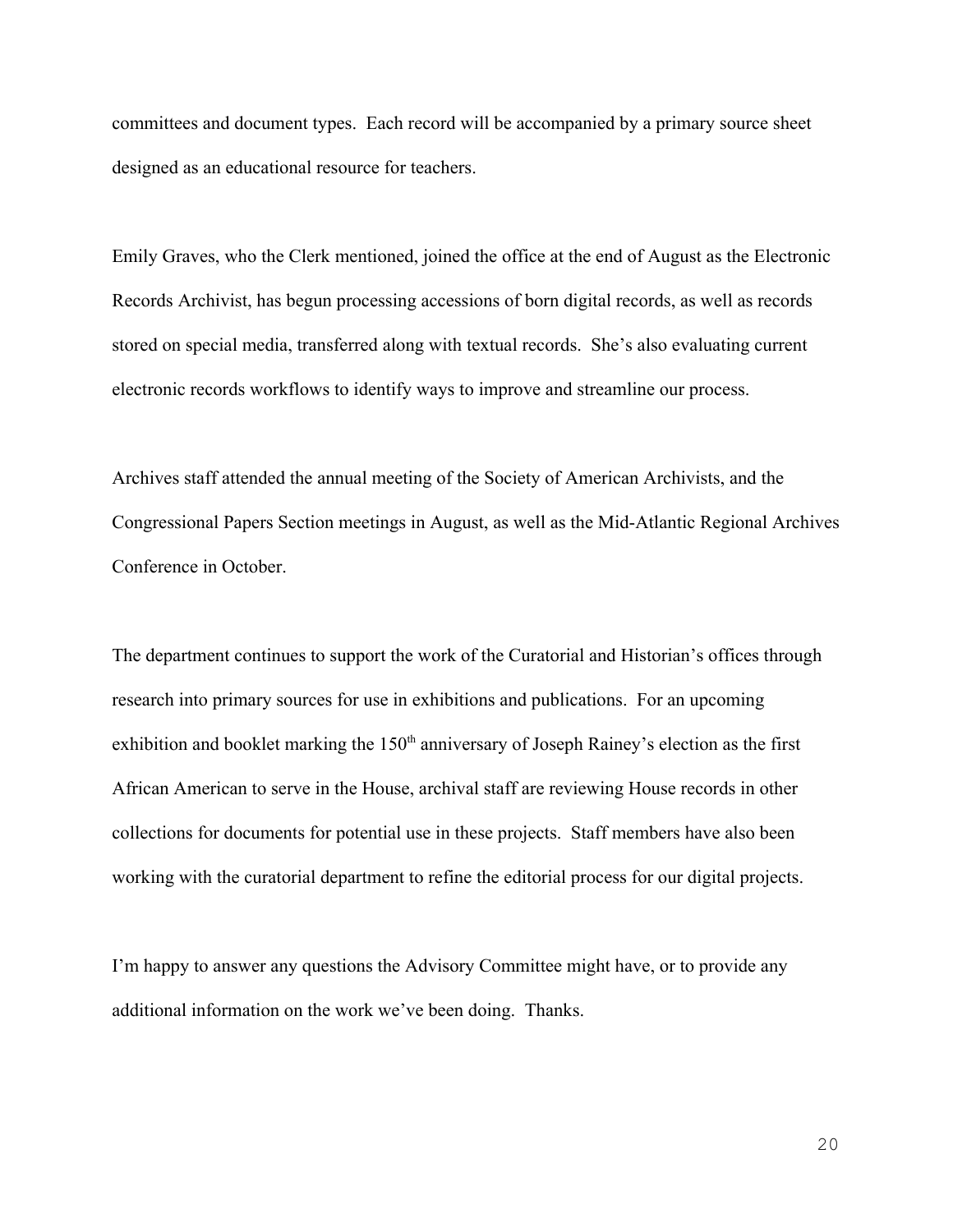committees and document types. Each record will be accompanied by a primary source sheet designed as an educational resource for teachers.

Emily Graves, who the Clerk mentioned, joined the office at the end of August as the Electronic Records Archivist, has begun processing accessions of born digital records, as well as records stored on special media, transferred along with textual records. She's also evaluating current electronic records workflows to identify ways to improve and streamline our process.

Archives staff attended the annual meeting of the Society of American Archivists, and the Congressional Papers Section meetings in August, as well as the Mid-Atlantic Regional Archives Conference in October.

The department continues to support the work of the Curatorial and Historian's offices through research into primary sources for use in exhibitions and publications. For an upcoming exhibition and booklet marking the 150th anniversary of Joseph Rainey's election as the first African American to serve in the House, archival staff are reviewing House records in other collections for documents for potential use in these projects. Staff members have also been working with the curatorial department to refine the editorial process for our digital projects.

I'm happy to answer any questions the Advisory Committee might have, or to provide any additional information on the work we've been doing. Thanks.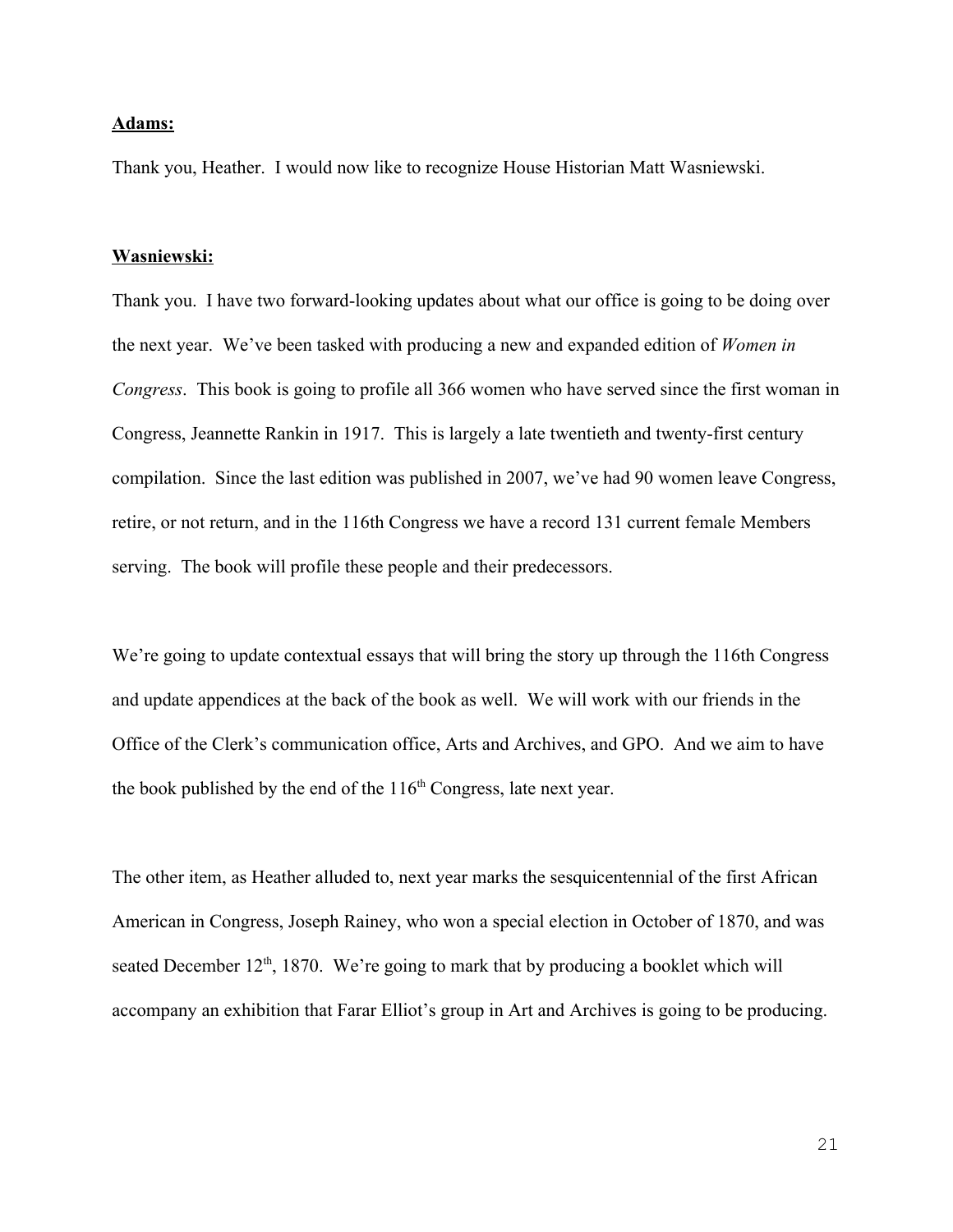**Adams:**

Thank you, Heather. I would now like to recognize House Historian Matt Wasniewski.

**Wasniewski:**

Thank you. I have two forward-looking updates about what our office is going to be doing over the next year. We've been tasked with producing a new and expanded edition of *Women in Congress*. This book is going to profile all 366 women who have served since the first woman in Congress, Jeannette Rankin in 1917. This is largely a late twentieth and twenty-first century compilation. Since the last edition was published in 2007, we've had 90 women leave Congress, retire, or not return, and in the 116th Congress we have a record 131 current female Members serving. The book will profile these people and their predecessors.

We're going to update contextual essays that will bring the story up through the 116th Congress and update appendices at the back of the book as well. We will work with our friends in the Office of the Clerk's communication office, Arts and Archives, and GPO. And we aim to have the book published by the end of the 116th Congress, late next year.

The other item, as Heather alluded to, next year marks the sesquicentennial of the first African American in Congress, Joseph Rainey, who won a special election in October of 1870, and was seated December 12th, 1870. We're going to mark that by producing a booklet which will accompany an exhibition that Farar Elliot's group in Art and Archives is going to be producing.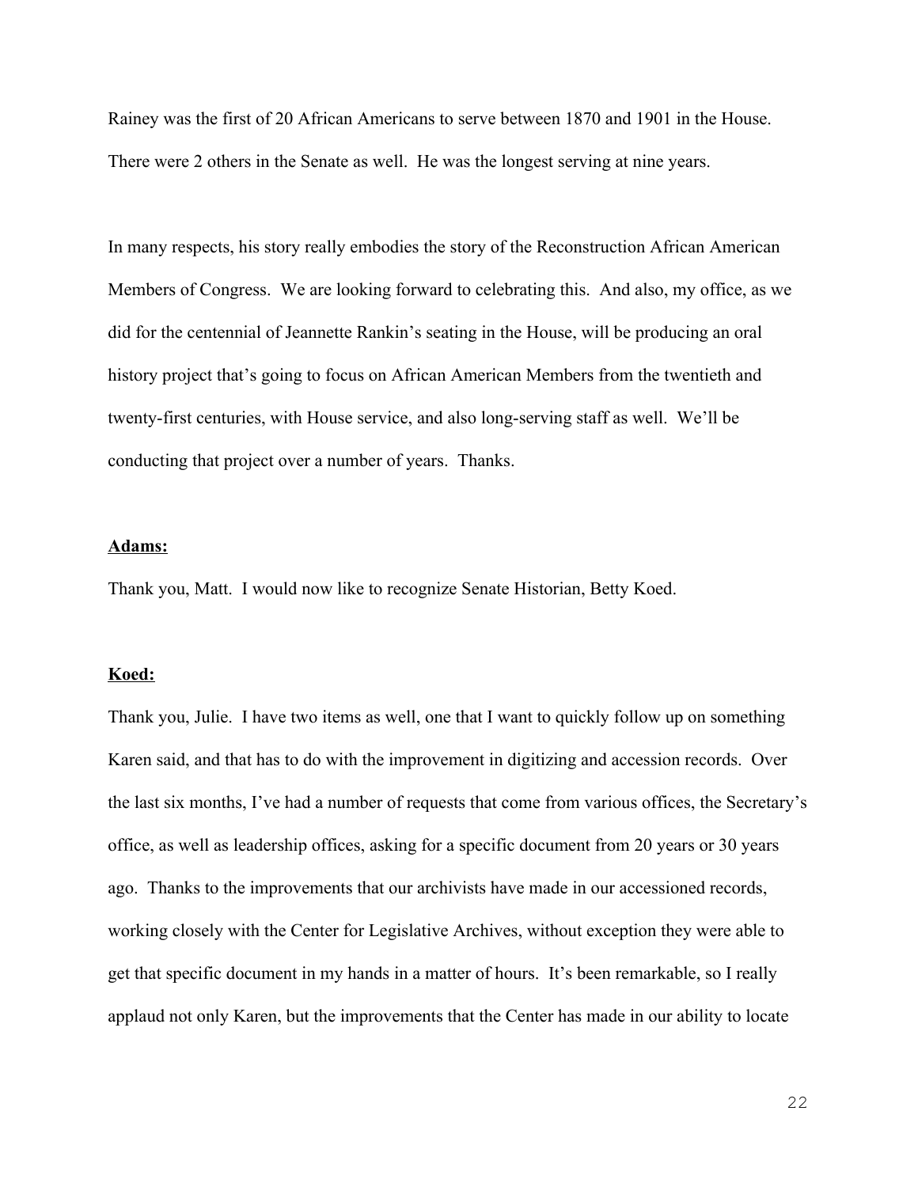Rainey was the first of 20 African Americans to serve between 1870 and 1901 in the House. There were 2 others in the Senate as well. He was the longest serving at nine years.

In many respects, his story really embodies the story of the Reconstruction African American Members of Congress. We are looking forward to celebrating this. And also, my office, as we did for the centennial of Jeannette Rankin's seating in the House, will be producing an oral history project that's going to focus on African American Members from the twentieth and twenty-first centuries, with House service, and also long-serving staff as well. We'll be conducting that project over a number of years. Thanks.

**Adams:**

Thank you, Matt. I would now like to recognize Senate Historian, Betty Koed.

**Koed:**

Thank you, Julie. I have two items as well, one that I want to quickly follow up on something Karen said, and that has to do with the improvement in digitizing and accession records. Over the last six months, I've had a number of requests that come from various offices, the Secretary's office, as well as leadership offices, asking for a specific document from 20 years or 30 years ago. Thanks to the improvements that our archivists have made in our accessioned records, working closely with the Center for Legislative Archives, without exception they were able to get that specific document in my hands in a matter of hours. It's been remarkable, so I really applaud not only Karen, but the improvements that the Center has made in our ability to locate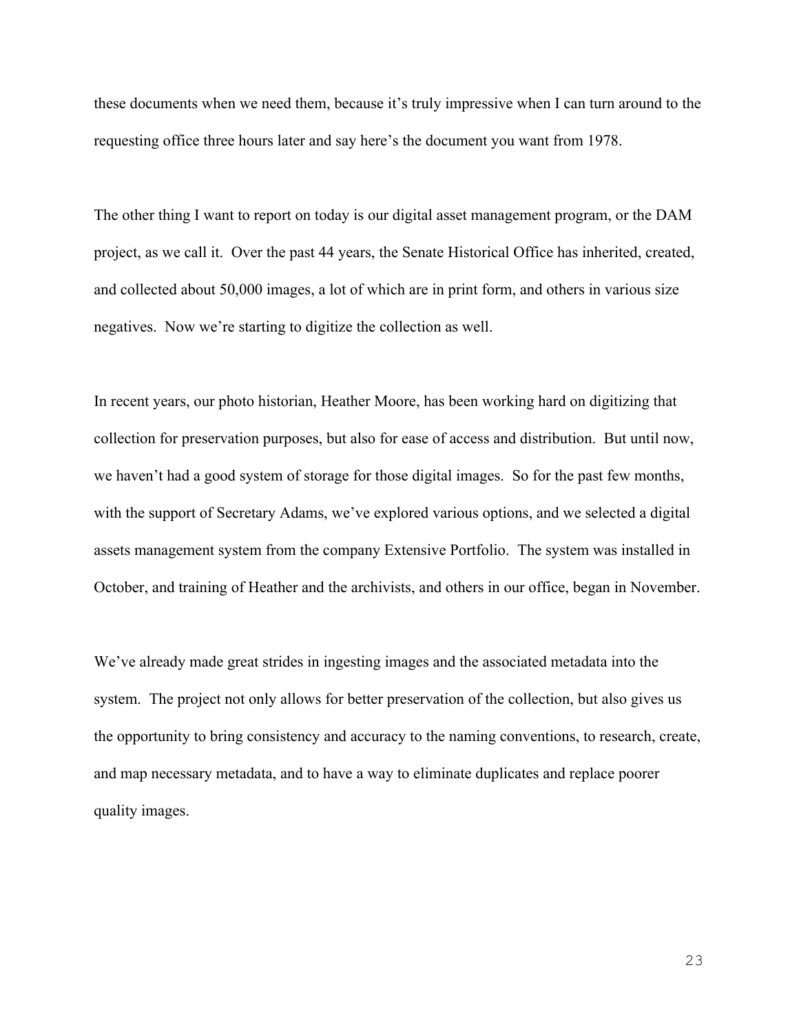these documents when we need them, because it's truly impressive when I can turn around to the requesting office three hours later and say here's the document you want from 1978.

The other thing I want to report on today is our digital asset management program, or the DAM project, as we call it. Over the past 44 years, the Senate Historical Office has inherited, created, and collected about 50,000 images, a lot of which are in print form, and others in various size negatives. Now we're starting to digitize the collection as well.

In recent years, our photo historian, Heather Moore, has been working hard on digitizing that collection for preservation purposes, but also for ease of access and distribution. But until now, we haven't had a good system of storage for those digital images. So for the past few months, with the support of Secretary Adams, we've explored various options, and we selected a digital assets management system from the company Extensive Portfolio. The system was installed in October, and training of Heather and the archivists, and others in our office, began in November.

We've already made great strides in ingesting images and the associated metadata into the system. The project not only allows for better preservation of the collection, but also gives us the opportunity to bring consistency and accuracy to the naming conventions, to research, create, and map necessary metadata, and to have a way to eliminate duplicates and replace poorer quality images.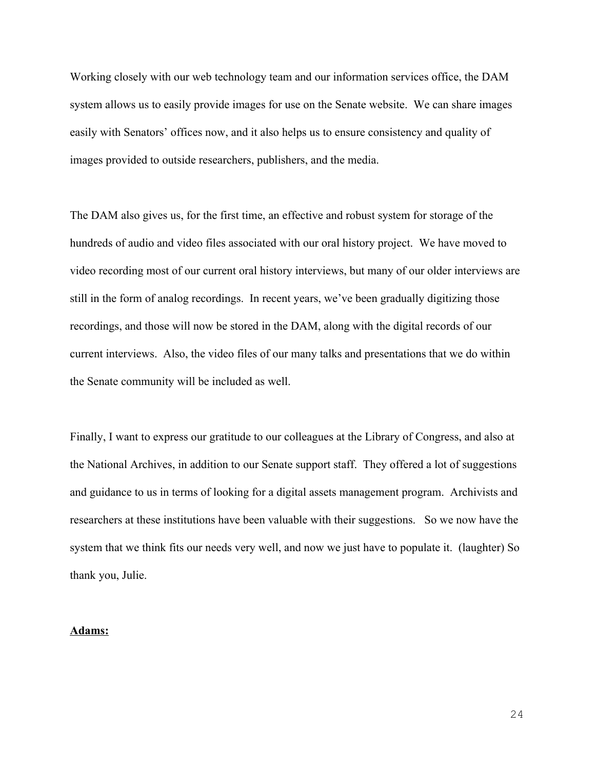Working closely with our web technology team and our information services office, the DAM system allows us to easily provide images for use on the Senate website. We can share images easily with Senators' offices now, and it also helps us to ensure consistency and quality of images provided to outside researchers, publishers, and the media.

The DAM also gives us, for the first time, an effective and robust system for storage of the hundreds of audio and video files associated with our oral history project. We have moved to video recording most of our current oral history interviews, but many of our older interviews are still in the form of analog recordings. In recent years, we've been gradually digitizing those recordings, and those will now be stored in the DAM, along with the digital records of our current interviews. Also, the video files of our many talks and presentations that we do within the Senate community will be included as well.

Finally, I want to express our gratitude to our colleagues at the Library of Congress, and also at the National Archives, in addition to our Senate support staff. They offered a lot of suggestions and guidance to us in terms of looking for a digital assets management program. Archivists and researchers at these institutions have been valuable with their suggestions. So we now have the system that we think fits our needs very well, and now we just have to populate it. (laughter) So thank you, Julie.

**Adams:**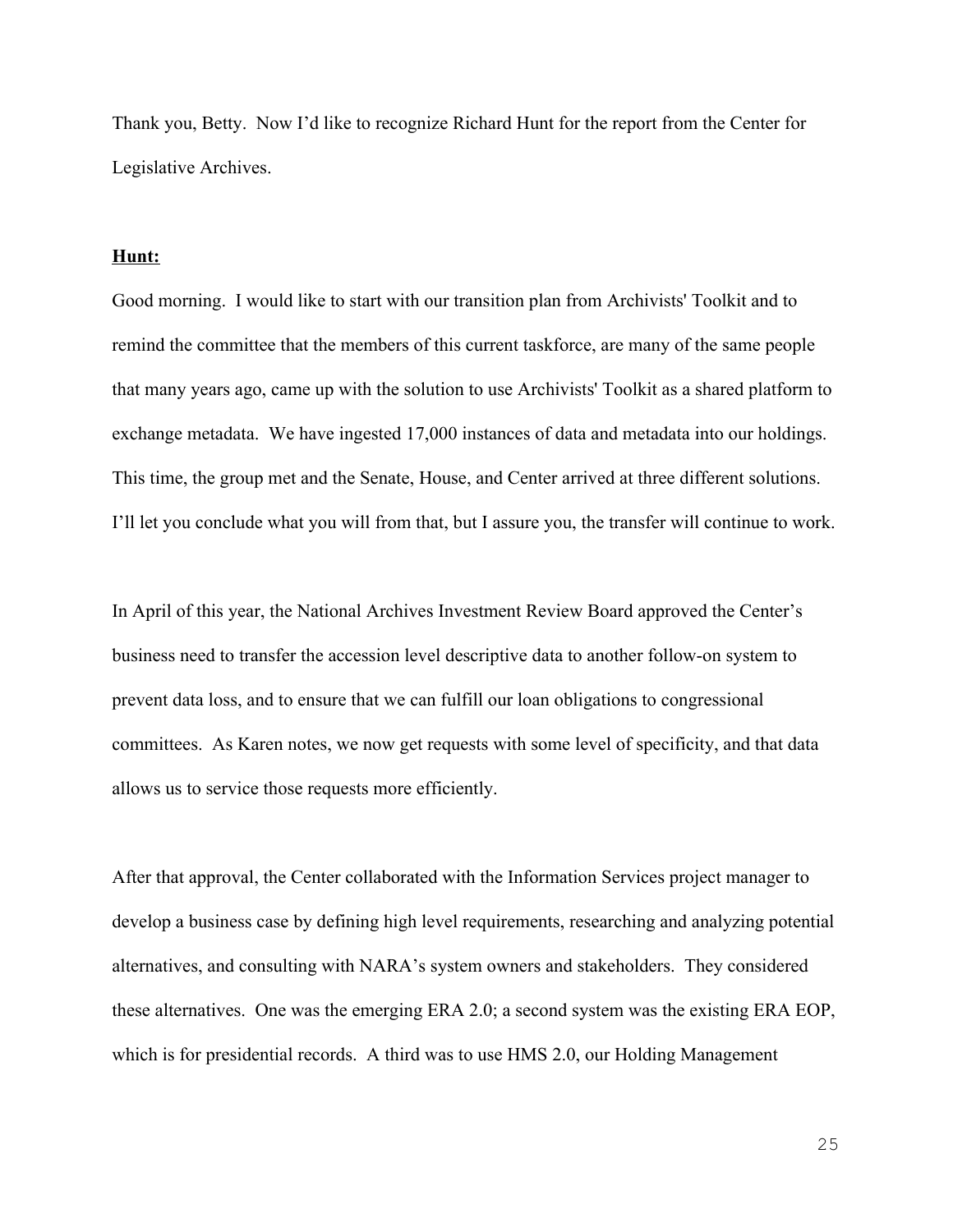Thank you, Betty. Now I'd like to recognize Richard Hunt for the report from the Center for Legislative Archives.

**Hunt:**

Good morning. I would like to start with our transition plan from Archivists' Toolkit and to remind the committee that the members of this current taskforce, are many of the same people that many years ago, came up with the solution to use Archivists' Toolkit as a shared platform to exchange metadata. We have ingested 17,000 instances of data and metadata into our holdings. This time, the group met and the Senate, House, and Center arrived at three different solutions. I'll let you conclude what you will from that, but I assure you, the transfer will continue to work.

In April of this year, the National Archives Investment Review Board approved the Center's business need to transfer the accession level descriptive data to another follow-on system to prevent data loss, and to ensure that we can fulfill our loan obligations to congressional committees. As Karen notes, we now get requests with some level of specificity, and that data allows us to service those requests more efficiently.

After that approval, the Center collaborated with the Information Services project manager to develop a business case by defining high level requirements, researching and analyzing potential alternatives, and consulting with NARA's system owners and stakeholders. They considered these alternatives. One was the emerging ERA 2.0; a second system was the existing ERA EOP, which is for presidential records. A third was to use HMS 2.0, our Holding Management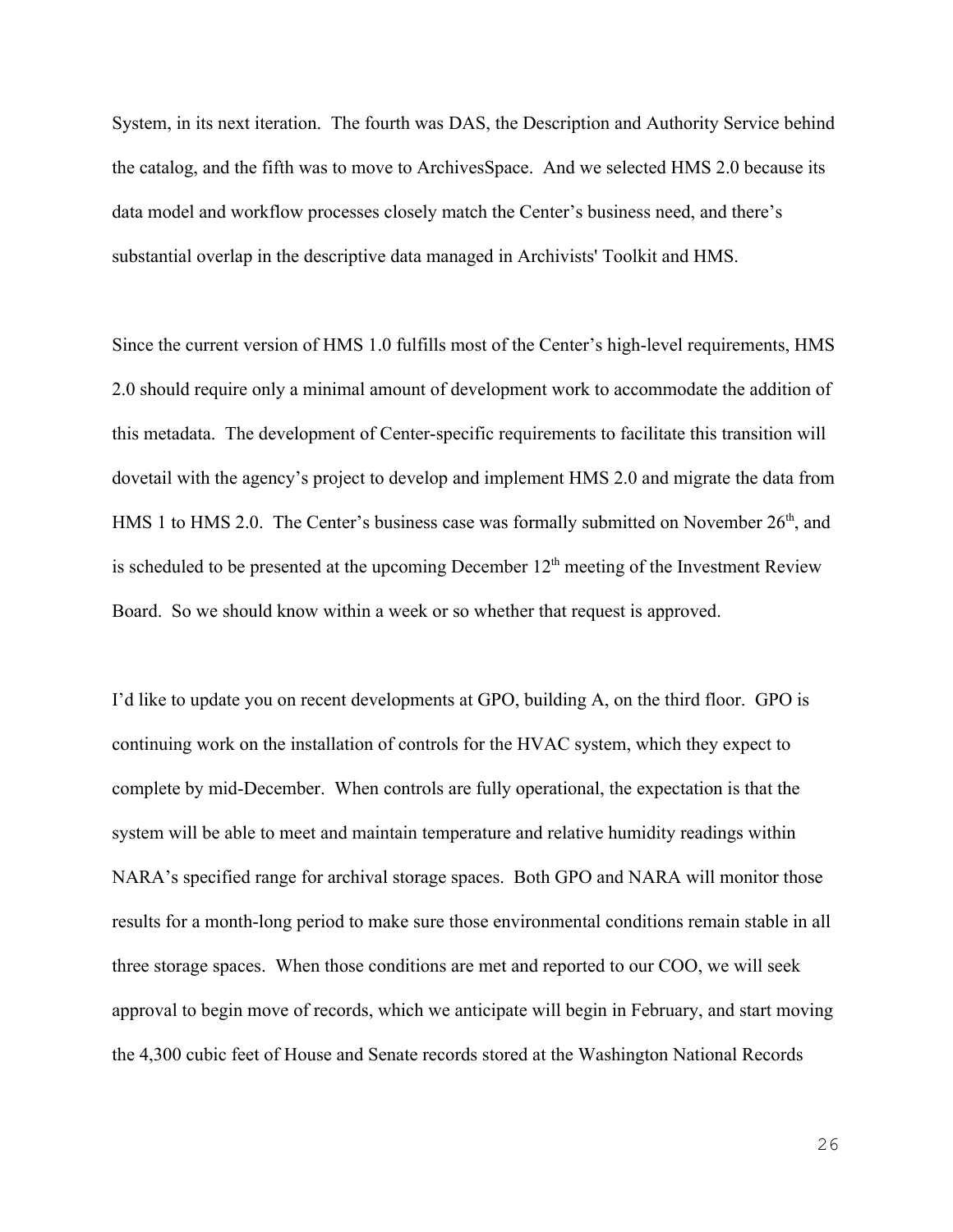System, in its next iteration. The fourth was DAS, the Description and Authority Service behind the catalog, and the fifth was to move to ArchivesSpace. And we selected HMS 2.0 because its data model and workflow processes closely match the Center's business need, and there's substantial overlap in the descriptive data managed in Archivists' Toolkit and HMS.

Since the current version of HMS 1.0 fulfills most of the Center's high-level requirements, HMS 2.0 should require only a minimal amount of development work to accommodate the addition of this metadata. The development of Center-specific requirements to facilitate this transition will dovetail with the agency's project to develop and implement HMS 2.0 and migrate the data from HMS 1 to HMS 2.0. The Center's business case was formally submitted on November 26th, and is scheduled to be presented at the upcoming December 12th meeting of the Investment Review Board. So we should know within a week or so whether that request is approved.

I'd like to update you on recent developments at GPO, building A, on the third floor. GPO is continuing work on the installation of controls for the HVAC system, which they expect to complete by mid-December. When controls are fully operational, the expectation is that the system will be able to meet and maintain temperature and relative humidity readings within NARA's specified range for archival storage spaces. Both GPO and NARA will monitor those results for a month-long period to make sure those environmental conditions remain stable in all three storage spaces. When those conditions are met and reported to our COO, we will seek approval to begin move of records, which we anticipate will begin in February, and start moving the 4,300 cubic feet of House and Senate records stored at the Washington National Records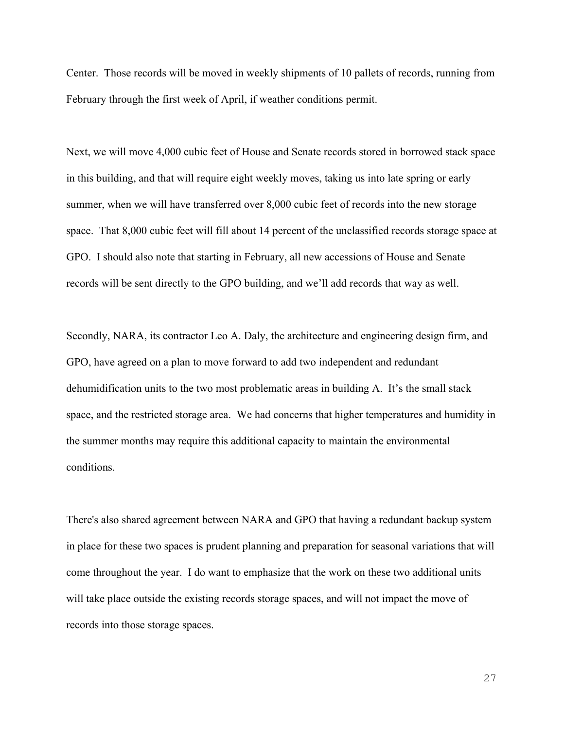Center. Those records will be moved in weekly shipments of 10 pallets of records, running from February through the first week of April, if weather conditions permit.

Next, we will move 4,000 cubic feet of House and Senate records stored in borrowed stack space in this building, and that will require eight weekly moves, taking us into late spring or early summer, when we will have transferred over 8,000 cubic feet of records into the new storage space. That 8,000 cubic feet will fill about 14 percent of the unclassified records storage space at GPO. I should also note that starting in February, all new accessions of House and Senate records will be sent directly to the GPO building, and we'll add records that way as well.

Secondly, NARA, its contractor Leo A. Daly, the architecture and engineering design firm, and GPO, have agreed on a plan to move forward to add two independent and redundant dehumidification units to the two most problematic areas in building A. It's the small stack space, and the restricted storage area. We had concerns that higher temperatures and humidity in the summer months may require this additional capacity to maintain the environmental conditions.

There's also shared agreement between NARA and GPO that having a redundant backup system in place for these two spaces is prudent planning and preparation for seasonal variations that will come throughout the year. I do want to emphasize that the work on these two additional units will take place outside the existing records storage spaces, and will not impact the move of records into those storage spaces.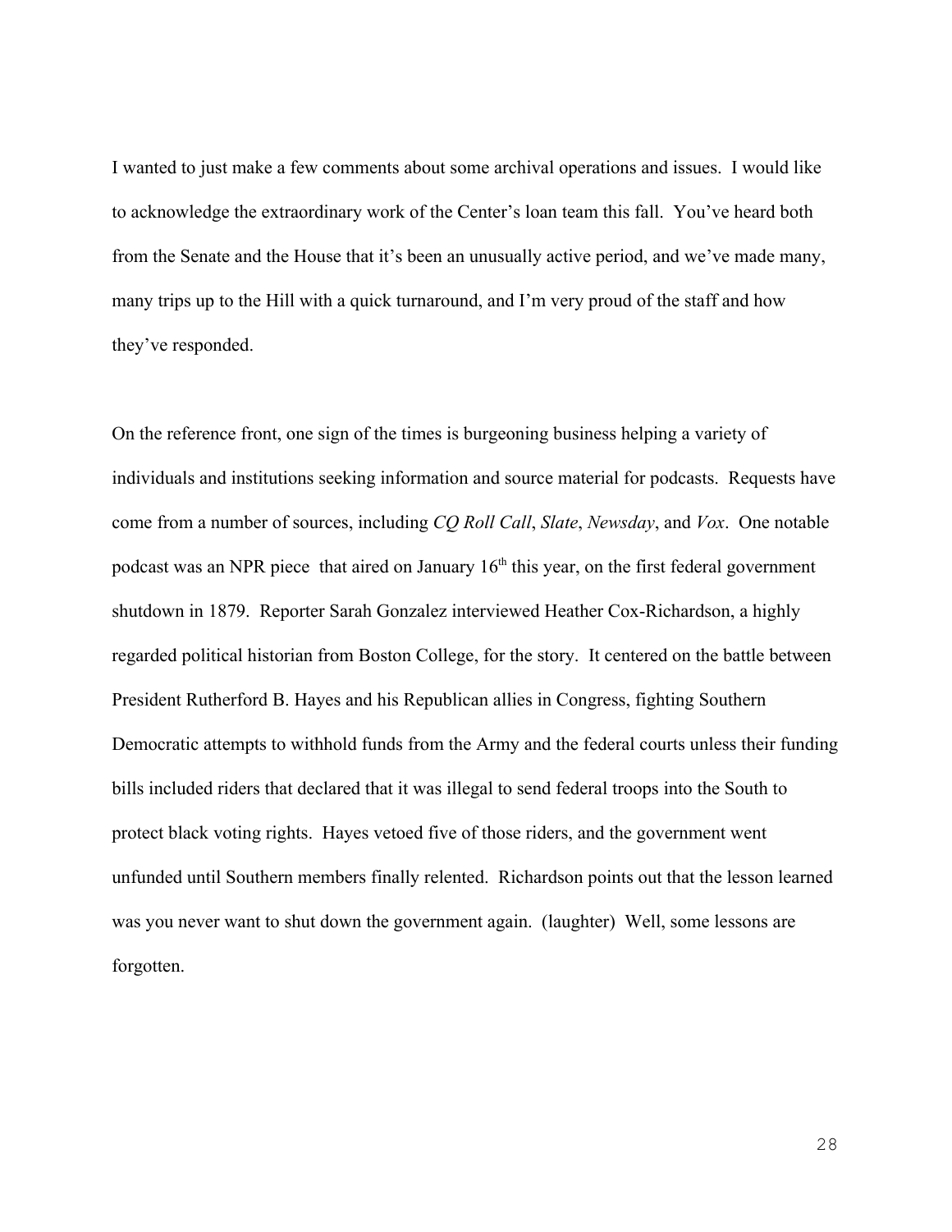I wanted to just make a few comments about some archival operations and issues. I would like to acknowledge the extraordinary work of the Center's loan team this fall. You've heard both from the Senate and the House that it's been an unusually active period, and we've made many, many trips up to the Hill with a quick turnaround, and I'm very proud of the staff and how they've responded.

On the reference front, one sign of the times is burgeoning business helping a variety of individuals and institutions seeking information and source material for podcasts. Requests have come from a number of sources, including *CQ Roll Call*, *Slate*, *Newsday*, and *Vox*. One notable podcast was an NPR piece that aired on January 16th this year, on the first federal government shutdown in 1879. Reporter Sarah Gonzalez interviewed Heather Cox-Richardson, a highly regarded political historian from Boston College, for the story. It centered on the battle between President Rutherford B. Hayes and his Republican allies in Congress, fighting Southern Democratic attempts to withhold funds from the Army and the federal courts unless their funding bills included riders that declared that it was illegal to send federal troops into the South to protect black voting rights. Hayes vetoed five of those riders, and the government went unfunded until Southern members finally relented. Richardson points out that the lesson learned was you never want to shut down the government again. (laughter) Well, some lessons are forgotten.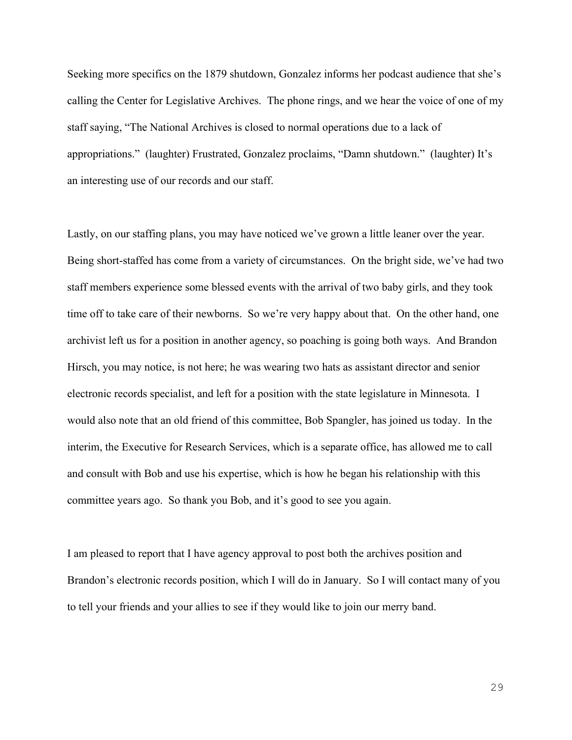Seeking more specifics on the 1879 shutdown, Gonzalez informs her podcast audience that she's calling the Center for Legislative Archives. The phone rings, and we hear the voice of one of my staff saying, "The National Archives is closed to normal operations due to a lack of appropriations." (laughter) Frustrated, Gonzalez proclaims, "Damn shutdown." (laughter) It's an interesting use of our records and our staff.

Lastly, on our staffing plans, you may have noticed we've grown a little leaner over the year. Being short-staffed has come from a variety of circumstances. On the bright side, we've had two staff members experience some blessed events with the arrival of two baby girls, and they took time off to take care of their newborns. So we're very happy about that. On the other hand, one archivist left us for a position in another agency, so poaching is going both ways. And Brandon Hirsch, you may notice, is not here; he was wearing two hats as assistant director and senior electronic records specialist, and left for a position with the state legislature in Minnesota. I would also note that an old friend of this committee, Bob Spangler, has joined us today. In the interim, the Executive for Research Services, which is a separate office, has allowed me to call and consult with Bob and use his expertise, which is how he began his relationship with this committee years ago. So thank you Bob, and it's good to see you again.

I am pleased to report that I have agency approval to post both the archives position and Brandon's electronic records position, which I will do in January. So I will contact many of you to tell your friends and your allies to see if they would like to join our merry band.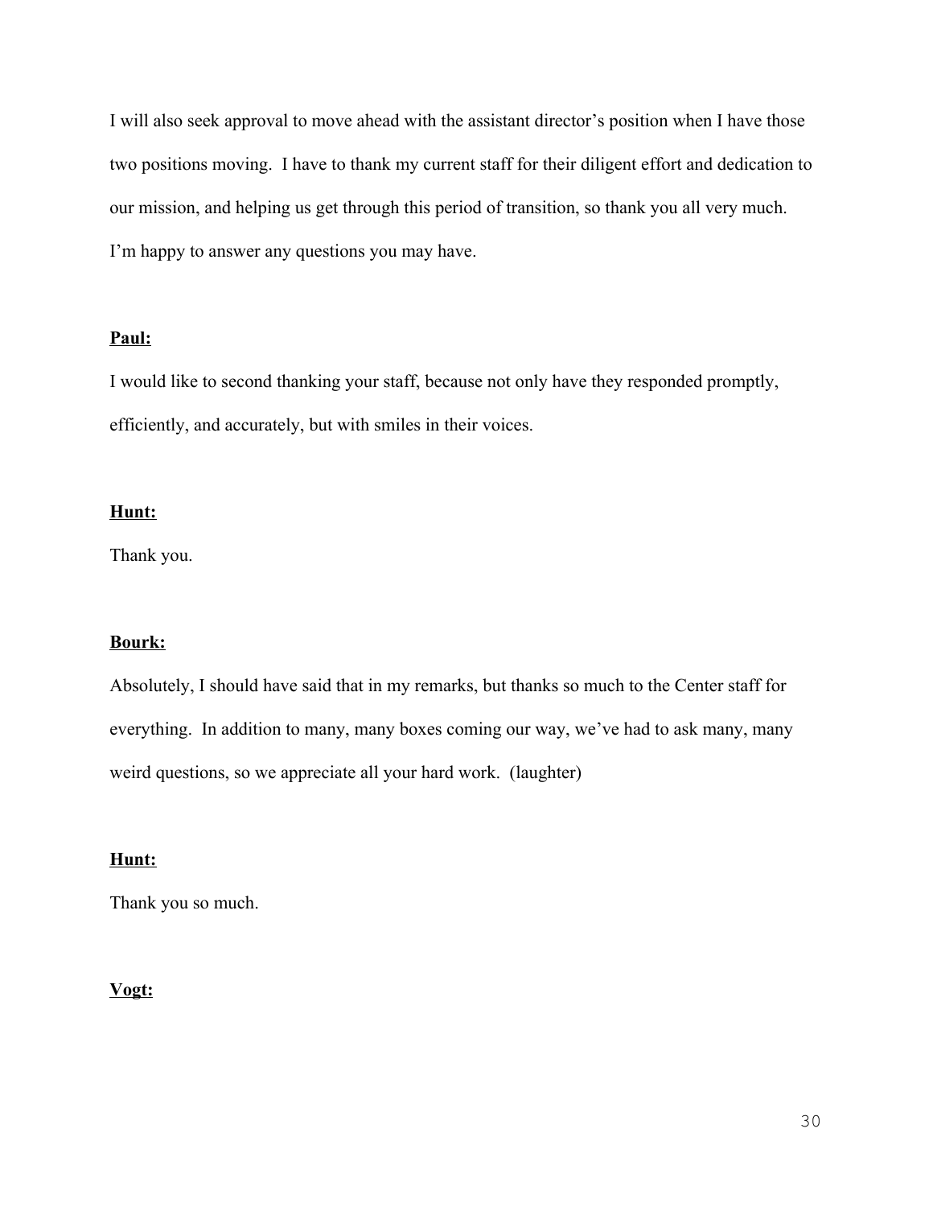I will also seek approval to move ahead with the assistant director's position when I have those two positions moving.  I have to thank my current staff for their diligent effort and dedication to our mission, and helping us get through this period of transition, so thank you all very much. I'm happy to answer any questions you may have.

**Paul:**

I would like to second thanking your staff, because not only have they responded promptly, efficiently, and accurately, but with smiles in their voices.

**Hunt:**

Thank you.

**Bourk:**

Absolutely, I should have said that in my remarks, but thanks so much to the Center staff for everything.  In addition to many, many boxes coming our way, we've had to ask many, many weird questions, so we appreciate all your hard work.  (laughter)

**Hunt:**

Thank you so much.

**Vogt:**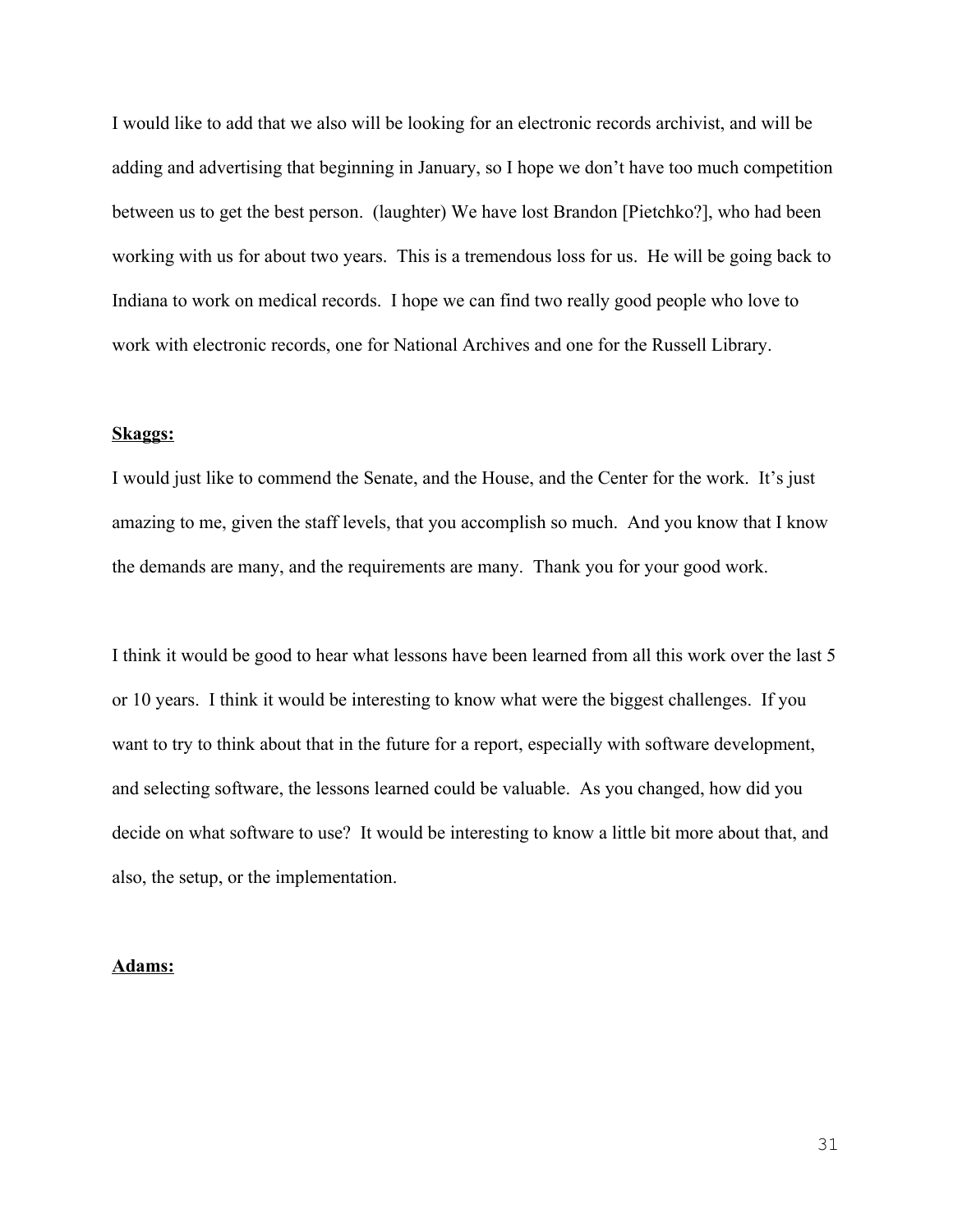I would like to add that we also will be looking for an electronic records archivist, and will be adding and advertising that beginning in January, so I hope we don't have too much competition between us to get the best person. (laughter) We have lost Brandon [Pietchko?], who had been working with us for about two years. This is a tremendous loss for us. He will be going back to Indiana to work on medical records. I hope we can find two really good people who love to work with electronic records, one for National Archives and one for the Russell Library.

**Skaggs:**

I would just like to commend the Senate, and the House, and the Center for the work. It's just amazing to me, given the staff levels, that you accomplish so much. And you know that I know the demands are many, and the requirements are many. Thank you for your good work.

I think it would be good to hear what lessons have been learned from all this work over the last 5 or 10 years. I think it would be interesting to know what were the biggest challenges. If you want to try to think about that in the future for a report, especially with software development, and selecting software, the lessons learned could be valuable. As you changed, how did you decide on what software to use? It would be interesting to know a little bit more about that, and also, the setup, or the implementation.

**Adams:**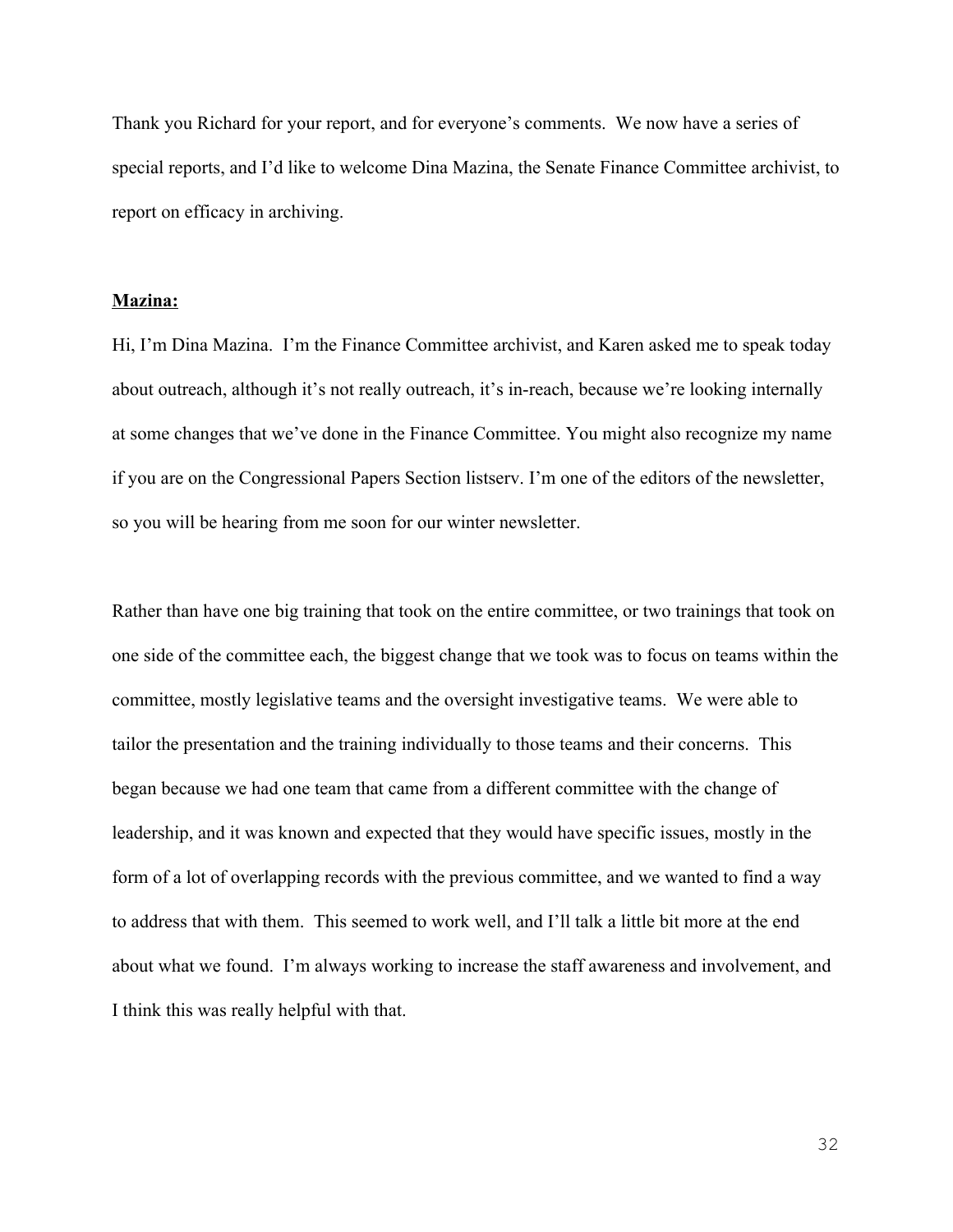Thank you Richard for your report, and for everyone's comments. We now have a series of special reports, and I'd like to welcome Dina Mazina, the Senate Finance Committee archivist, to report on efficacy in archiving.

**Mazina:**

Hi, I'm Dina Mazina. I'm the Finance Committee archivist, and Karen asked me to speak today about outreach, although it's not really outreach, it's in-reach, because we're looking internally at some changes that we've done in the Finance Committee. You might also recognize my name if you are on the Congressional Papers Section listserv. I'm one of the editors of the newsletter, so you will be hearing from me soon for our winter newsletter.

Rather than have one big training that took on the entire committee, or two trainings that took on one side of the committee each, the biggest change that we took was to focus on teams within the committee, mostly legislative teams and the oversight investigative teams. We were able to tailor the presentation and the training individually to those teams and their concerns. This began because we had one team that came from a different committee with the change of leadership, and it was known and expected that they would have specific issues, mostly in the form of a lot of overlapping records with the previous committee, and we wanted to find a way to address that with them. This seemed to work well, and I'll talk a little bit more at the end about what we found. I'm always working to increase the staff awareness and involvement, and I think this was really helpful with that.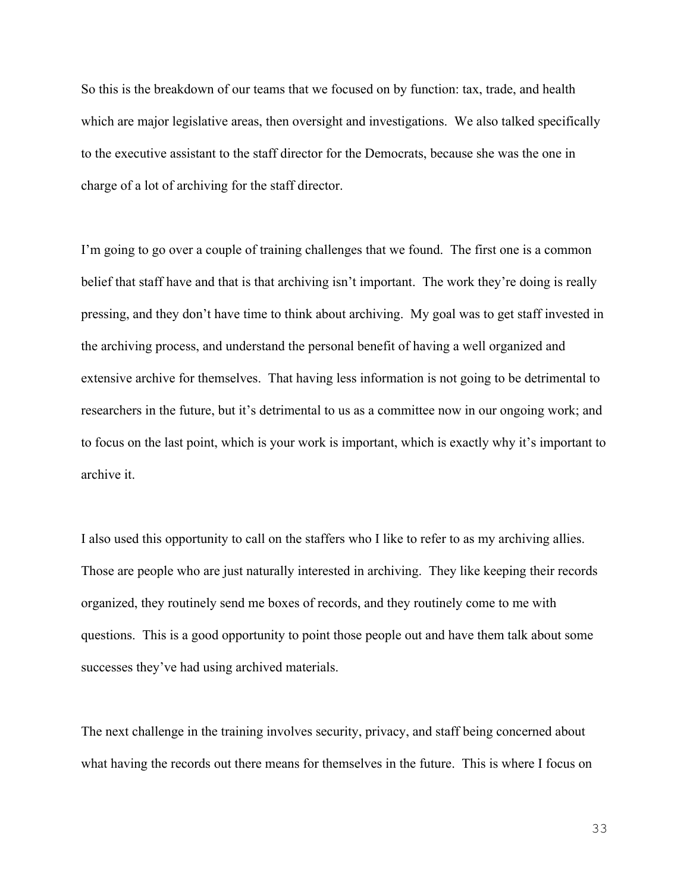So this is the breakdown of our teams that we focused on by function: tax, trade, and health which are major legislative areas, then oversight and investigations. We also talked specifically to the executive assistant to the staff director for the Democrats, because she was the one in charge of a lot of archiving for the staff director.

I'm going to go over a couple of training challenges that we found. The first one is a common belief that staff have and that is that archiving isn't important. The work they're doing is really pressing, and they don't have time to think about archiving. My goal was to get staff invested in the archiving process, and understand the personal benefit of having a well organized and extensive archive for themselves. That having less information is not going to be detrimental to researchers in the future, but it's detrimental to us as a committee now in our ongoing work; and to focus on the last point, which is your work is important, which is exactly why it's important to archive it.

I also used this opportunity to call on the staffers who I like to refer to as my archiving allies. Those are people who are just naturally interested in archiving. They like keeping their records organized, they routinely send me boxes of records, and they routinely come to me with questions. This is a good opportunity to point those people out and have them talk about some successes they've had using archived materials.

The next challenge in the training involves security, privacy, and staff being concerned about what having the records out there means for themselves in the future. This is where I focus on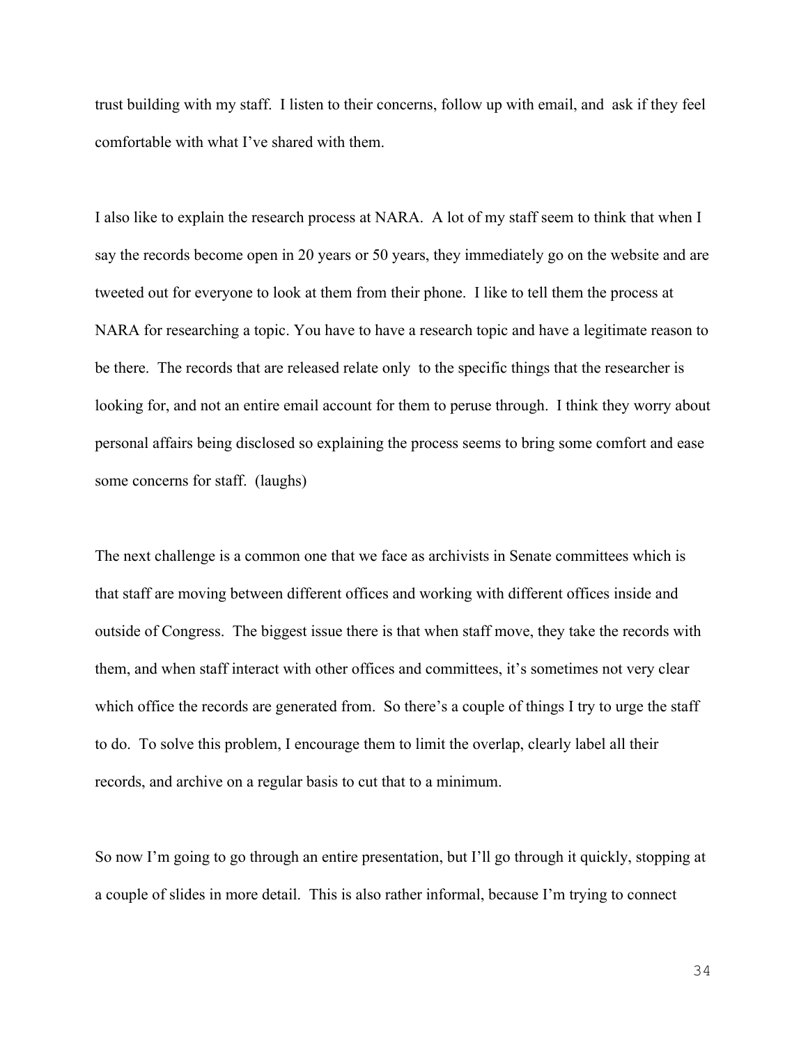trust building with my staff. I listen to their concerns, follow up with email, and ask if they feel comfortable with what I've shared with them.

I also like to explain the research process at NARA. A lot of my staff seem to think that when I say the records become open in 20 years or 50 years, they immediately go on the website and are tweeted out for everyone to look at them from their phone. I like to tell them the process at NARA for researching a topic. You have to have a research topic and have a legitimate reason to be there. The records that are released relate only to the specific things that the researcher is looking for, and not an entire email account for them to peruse through. I think they worry about personal affairs being disclosed so explaining the process seems to bring some comfort and ease some concerns for staff. (laughs)

The next challenge is a common one that we face as archivists in Senate committees which is that staff are moving between different offices and working with different offices inside and outside of Congress. The biggest issue there is that when staff move, they take the records with them, and when staff interact with other offices and committees, it's sometimes not very clear which office the records are generated from. So there's a couple of things I try to urge the staff to do. To solve this problem, I encourage them to limit the overlap, clearly label all their records, and archive on a regular basis to cut that to a minimum.

So now I'm going to go through an entire presentation, but I'll go through it quickly, stopping at a couple of slides in more detail. This is also rather informal, because I'm trying to connect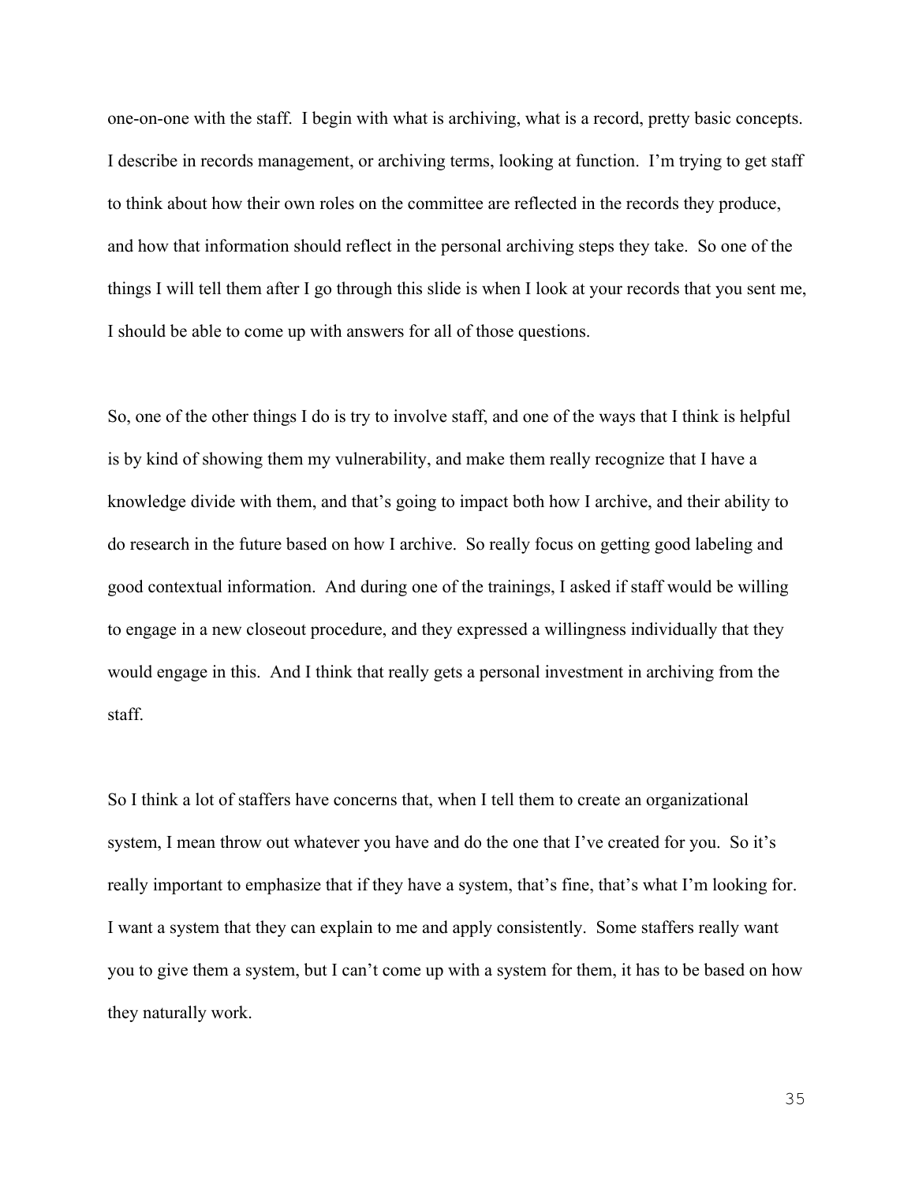one-on-one with the staff. I begin with what is archiving, what is a record, pretty basic concepts. I describe in records management, or archiving terms, looking at function. I'm trying to get staff to think about how their own roles on the committee are reflected in the records they produce, and how that information should reflect in the personal archiving steps they take. So one of the things I will tell them after I go through this slide is when I look at your records that you sent me, I should be able to come up with answers for all of those questions.

So, one of the other things I do is try to involve staff, and one of the ways that I think is helpful is by kind of showing them my vulnerability, and make them really recognize that I have a knowledge divide with them, and that's going to impact both how I archive, and their ability to do research in the future based on how I archive. So really focus on getting good labeling and good contextual information. And during one of the trainings, I asked if staff would be willing to engage in a new closeout procedure, and they expressed a willingness individually that they would engage in this. And I think that really gets a personal investment in archiving from the staff.

So I think a lot of staffers have concerns that, when I tell them to create an organizational system, I mean throw out whatever you have and do the one that I've created for you. So it's really important to emphasize that if they have a system, that's fine, that's what I'm looking for. I want a system that they can explain to me and apply consistently. Some staffers really want you to give them a system, but I can't come up with a system for them, it has to be based on how they naturally work.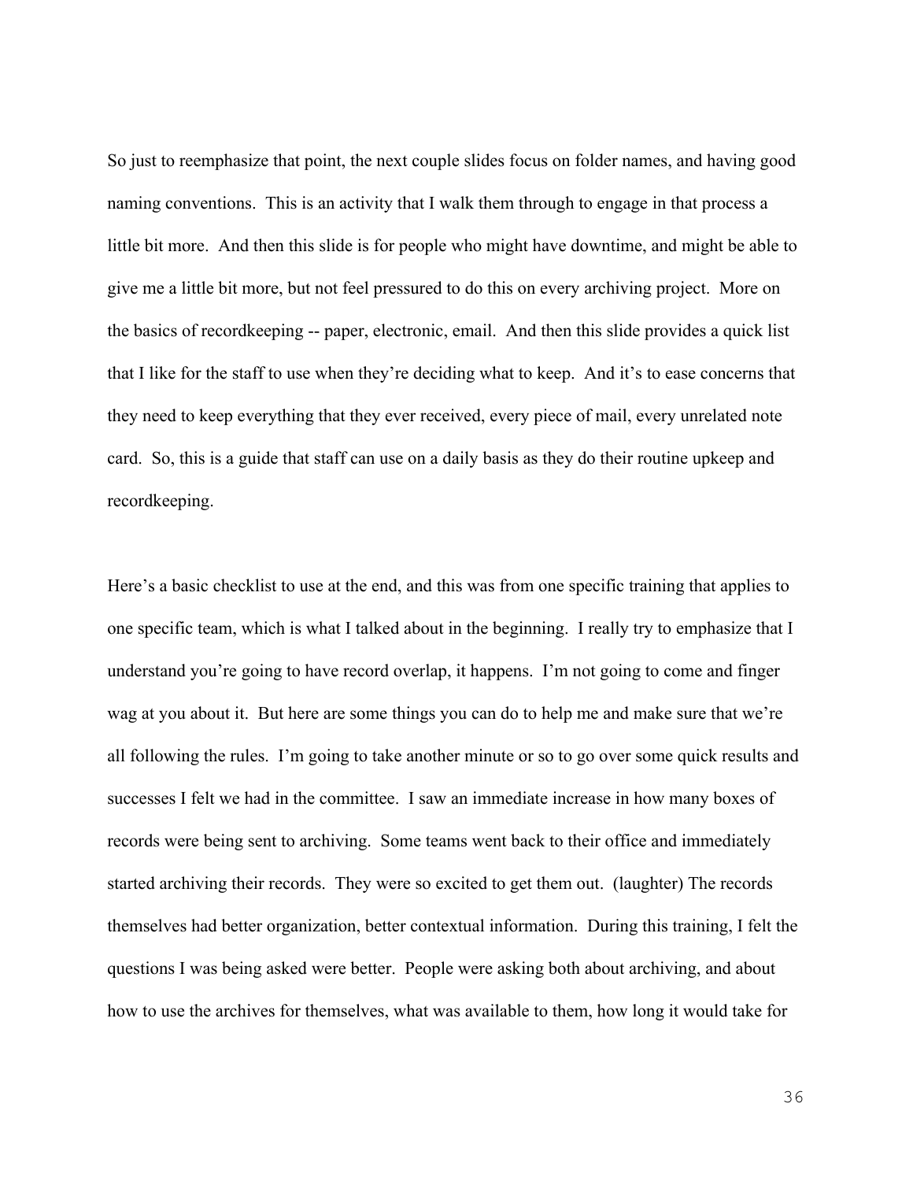So just to reemphasize that point, the next couple slides focus on folder names, and having good naming conventions. This is an activity that I walk them through to engage in that process a little bit more. And then this slide is for people who might have downtime, and might be able to give me a little bit more, but not feel pressured to do this on every archiving project. More on the basics of recordkeeping -- paper, electronic, email. And then this slide provides a quick list that I like for the staff to use when they're deciding what to keep. And it's to ease concerns that they need to keep everything that they ever received, every piece of mail, every unrelated note card. So, this is a guide that staff can use on a daily basis as they do their routine upkeep and recordkeeping.

Here's a basic checklist to use at the end, and this was from one specific training that applies to one specific team, which is what I talked about in the beginning. I really try to emphasize that I understand you're going to have record overlap, it happens. I'm not going to come and finger wag at you about it. But here are some things you can do to help me and make sure that we're all following the rules. I'm going to take another minute or so to go over some quick results and successes I felt we had in the committee. I saw an immediate increase in how many boxes of records were being sent to archiving. Some teams went back to their office and immediately started archiving their records. They were so excited to get them out. (laughter) The records themselves had better organization, better contextual information. During this training, I felt the questions I was being asked were better. People were asking both about archiving, and about how to use the archives for themselves, what was available to them, how long it would take for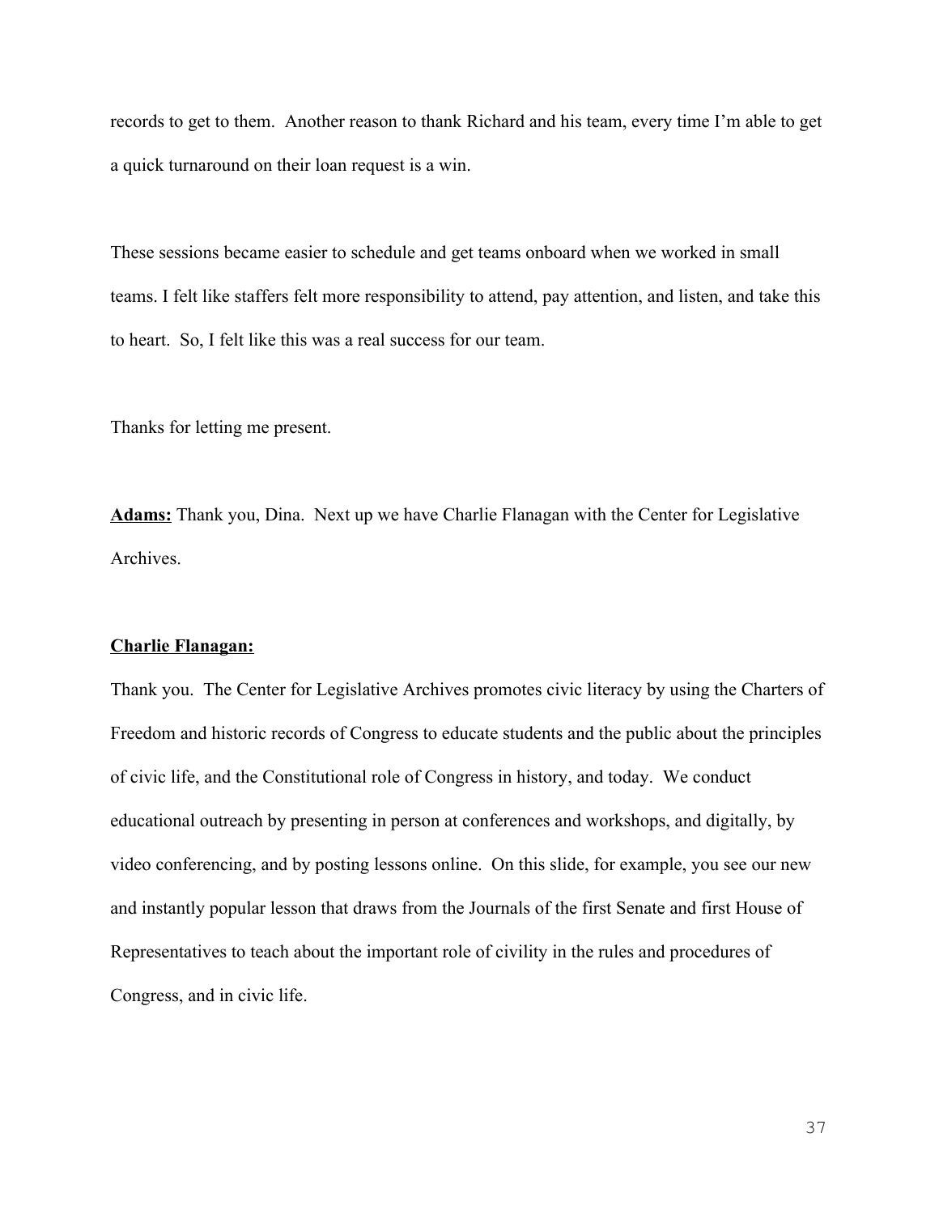records to get to them. Another reason to thank Richard and his team, every time I'm able to get a quick turnaround on their loan request is a win.

These sessions became easier to schedule and get teams onboard when we worked in small teams. I felt like staffers felt more responsibility to attend, pay attention, and listen, and take this to heart. So, I felt like this was a real success for our team.

Thanks for letting me present.

**Adams:** Thank you, Dina. Next up we have Charlie Flanagan with the Center for Legislative Archives.

**Charlie Flanagan:**

Thank you. The Center for Legislative Archives promotes civic literacy by using the Charters of Freedom and historic records of Congress to educate students and the public about the principles of civic life, and the Constitutional role of Congress in history, and today. We conduct educational outreach by presenting in person at conferences and workshops, and digitally, by video conferencing, and by posting lessons online. On this slide, for example, you see our new and instantly popular lesson that draws from the Journals of the first Senate and first House of Representatives to teach about the important role of civility in the rules and procedures of Congress, and in civic life.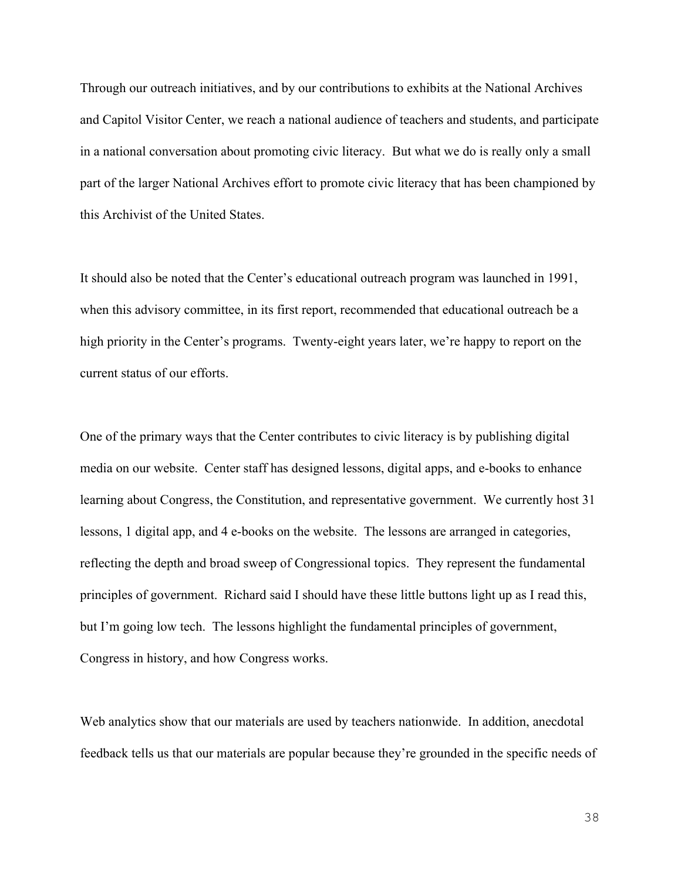Through our outreach initiatives, and by our contributions to exhibits at the National Archives and Capitol Visitor Center, we reach a national audience of teachers and students, and participate in a national conversation about promoting civic literacy. But what we do is really only a small part of the larger National Archives effort to promote civic literacy that has been championed by this Archivist of the United States.

It should also be noted that the Center's educational outreach program was launched in 1991, when this advisory committee, in its first report, recommended that educational outreach be a high priority in the Center's programs. Twenty-eight years later, we're happy to report on the current status of our efforts.

One of the primary ways that the Center contributes to civic literacy is by publishing digital media on our website. Center staff has designed lessons, digital apps, and e-books to enhance learning about Congress, the Constitution, and representative government. We currently host 31 lessons, 1 digital app, and 4 e-books on the website. The lessons are arranged in categories, reflecting the depth and broad sweep of Congressional topics. They represent the fundamental principles of government. Richard said I should have these little buttons light up as I read this, but I'm going low tech. The lessons highlight the fundamental principles of government, Congress in history, and how Congress works.

Web analytics show that our materials are used by teachers nationwide. In addition, anecdotal feedback tells us that our materials are popular because they're grounded in the specific needs of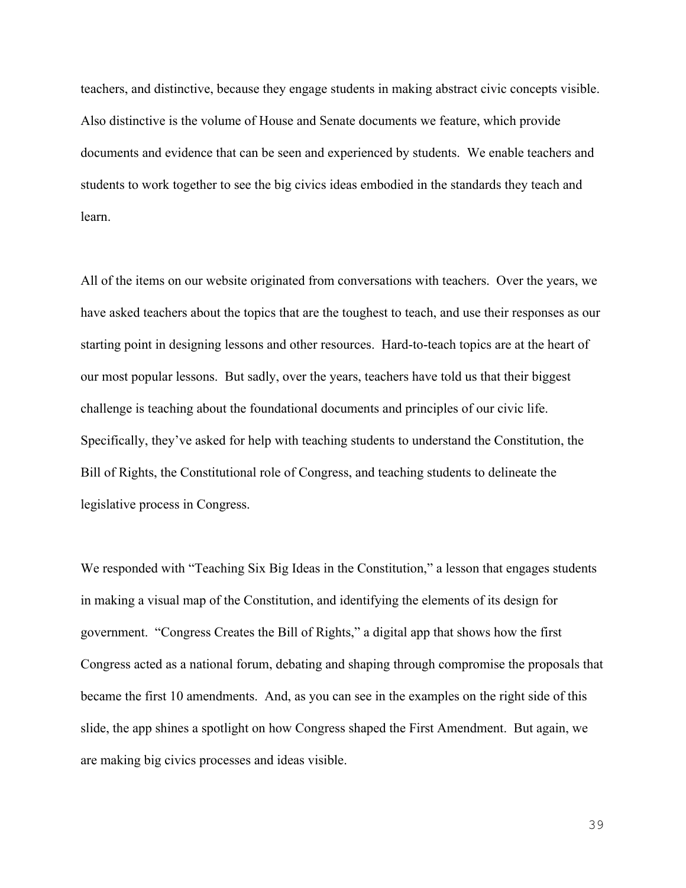teachers, and distinctive, because they engage students in making abstract civic concepts visible. Also distinctive is the volume of House and Senate documents we feature, which provide documents and evidence that can be seen and experienced by students. We enable teachers and students to work together to see the big civics ideas embodied in the standards they teach and learn.

All of the items on our website originated from conversations with teachers. Over the years, we have asked teachers about the topics that are the toughest to teach, and use their responses as our starting point in designing lessons and other resources. Hard-to-teach topics are at the heart of our most popular lessons. But sadly, over the years, teachers have told us that their biggest challenge is teaching about the foundational documents and principles of our civic life. Specifically, they've asked for help with teaching students to understand the Constitution, the Bill of Rights, the Constitutional role of Congress, and teaching students to delineate the legislative process in Congress.

We responded with "Teaching Six Big Ideas in the Constitution," a lesson that engages students in making a visual map of the Constitution, and identifying the elements of its design for government. "Congress Creates the Bill of Rights," a digital app that shows how the first Congress acted as a national forum, debating and shaping through compromise the proposals that became the first 10 amendments. And, as you can see in the examples on the right side of this slide, the app shines a spotlight on how Congress shaped the First Amendment. But again, we are making big civics processes and ideas visible.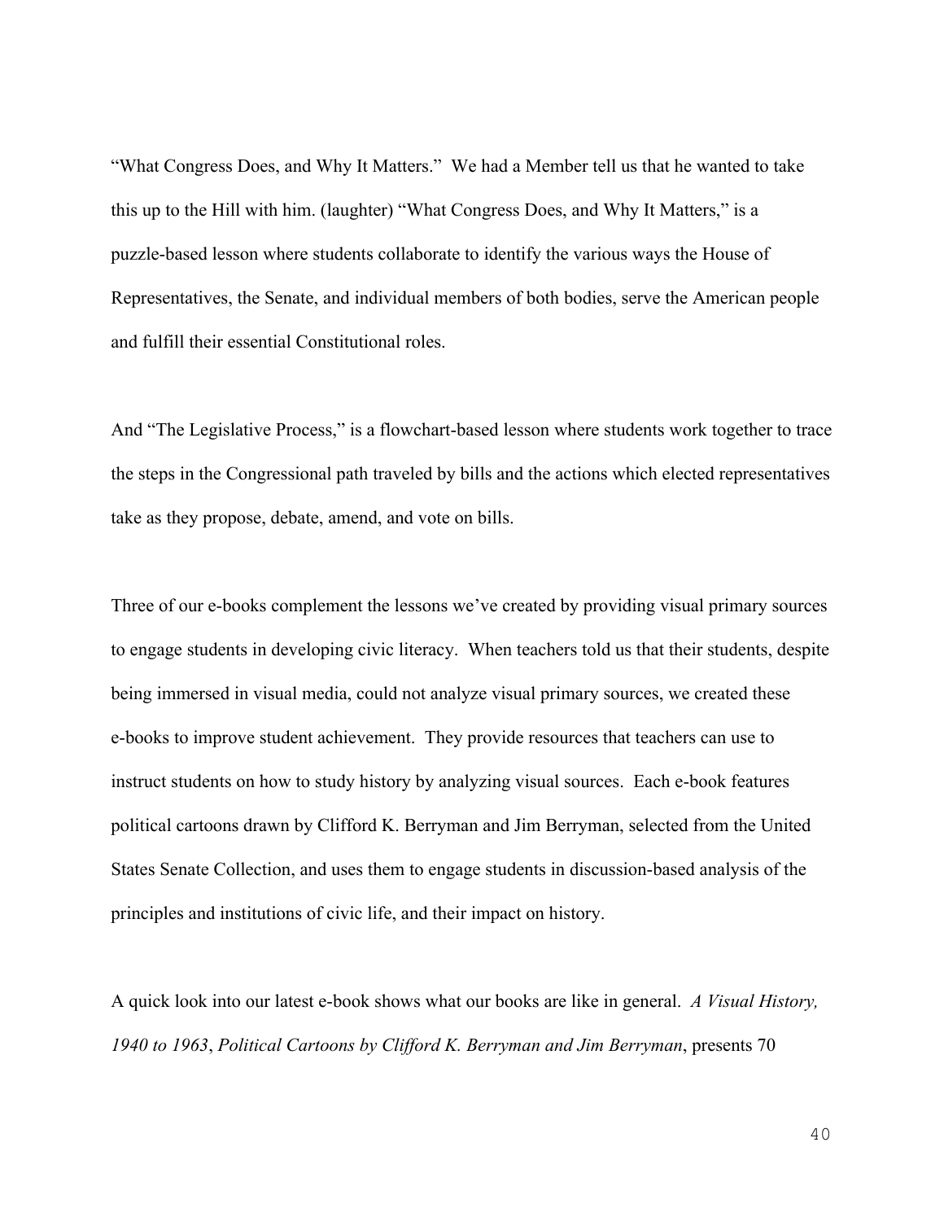"What Congress Does, and Why It Matters." We had a Member tell us that he wanted to take this up to the Hill with him. (laughter) "What Congress Does, and Why It Matters," is a puzzle-based lesson where students collaborate to identify the various ways the House of Representatives, the Senate, and individual members of both bodies, serve the American people and fulfill their essential Constitutional roles.

And "The Legislative Process," is a flowchart-based lesson where students work together to trace the steps in the Congressional path traveled by bills and the actions which elected representatives take as they propose, debate, amend, and vote on bills.

Three of our e-books complement the lessons we've created by providing visual primary sources to engage students in developing civic literacy. When teachers told us that their students, despite being immersed in visual media, could not analyze visual primary sources, we created these e-books to improve student achievement. They provide resources that teachers can use to instruct students on how to study history by analyzing visual sources. Each e-book features political cartoons drawn by Clifford K. Berryman and Jim Berryman, selected from the United States Senate Collection, and uses them to engage students in discussion-based analysis of the principles and institutions of civic life, and their impact on history.

A quick look into our latest e-book shows what our books are like in general. *A Visual History, 1940 to 1963*, *Political Cartoons by Clifford K. Berryman and Jim Berryman*, presents 70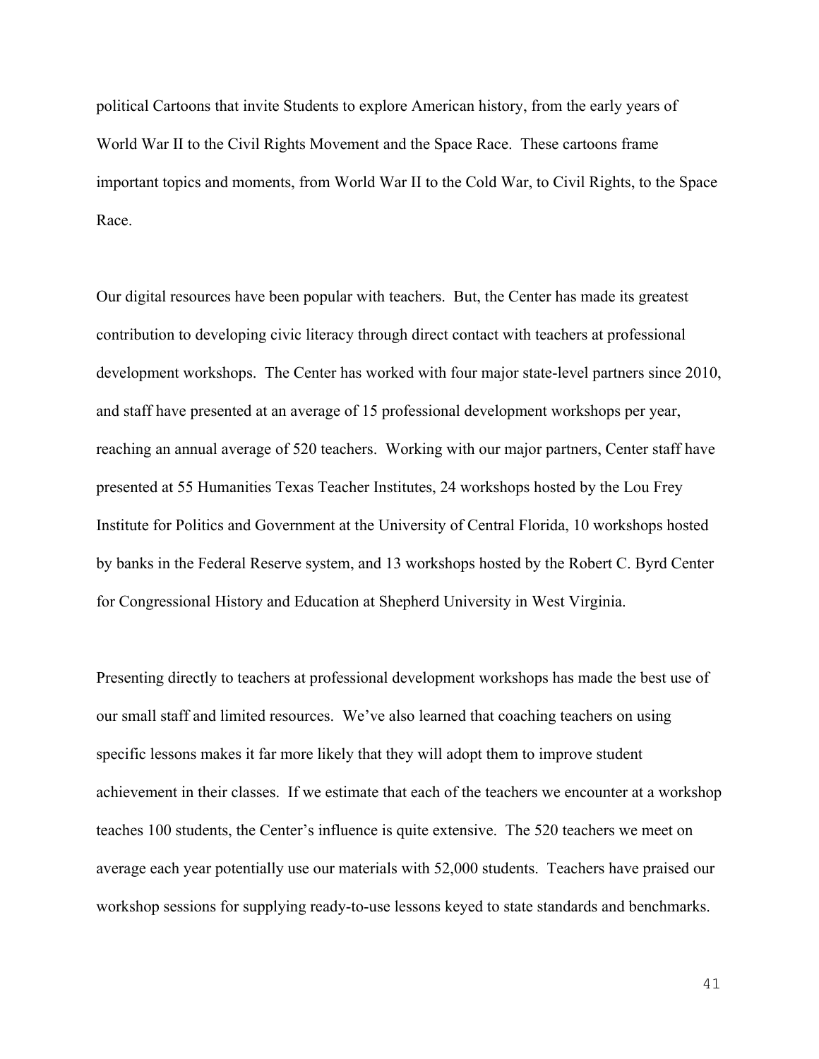political Cartoons that invite Students to explore American history, from the early years of World War II to the Civil Rights Movement and the Space Race. These cartoons frame important topics and moments, from World War II to the Cold War, to Civil Rights, to the Space Race.

Our digital resources have been popular with teachers. But, the Center has made its greatest contribution to developing civic literacy through direct contact with teachers at professional development workshops. The Center has worked with four major state-level partners since 2010, and staff have presented at an average of 15 professional development workshops per year, reaching an annual average of 520 teachers. Working with our major partners, Center staff have presented at 55 Humanities Texas Teacher Institutes, 24 workshops hosted by the Lou Frey Institute for Politics and Government at the University of Central Florida, 10 workshops hosted by banks in the Federal Reserve system, and 13 workshops hosted by the Robert C. Byrd Center for Congressional History and Education at Shepherd University in West Virginia.

Presenting directly to teachers at professional development workshops has made the best use of our small staff and limited resources. We've also learned that coaching teachers on using specific lessons makes it far more likely that they will adopt them to improve student achievement in their classes. If we estimate that each of the teachers we encounter at a workshop teaches 100 students, the Center's influence is quite extensive. The 520 teachers we meet on average each year potentially use our materials with 52,000 students. Teachers have praised our workshop sessions for supplying ready-to-use lessons keyed to state standards and benchmarks.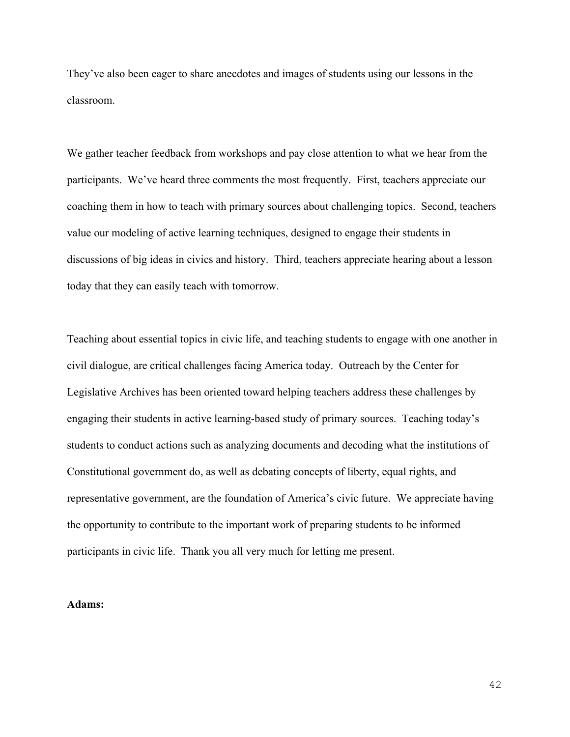They've also been eager to share anecdotes and images of students using our lessons in the classroom.

We gather teacher feedback from workshops and pay close attention to what we hear from the participants. We've heard three comments the most frequently. First, teachers appreciate our coaching them in how to teach with primary sources about challenging topics. Second, teachers value our modeling of active learning techniques, designed to engage their students in discussions of big ideas in civics and history. Third, teachers appreciate hearing about a lesson today that they can easily teach with tomorrow.

Teaching about essential topics in civic life, and teaching students to engage with one another in civil dialogue, are critical challenges facing America today. Outreach by the Center for Legislative Archives has been oriented toward helping teachers address these challenges by engaging their students in active learning-based study of primary sources. Teaching today's students to conduct actions such as analyzing documents and decoding what the institutions of Constitutional government do, as well as debating concepts of liberty, equal rights, and representative government, are the foundation of America's civic future. We appreciate having the opportunity to contribute to the important work of preparing students to be informed participants in civic life. Thank you all very much for letting me present.

**Adams:**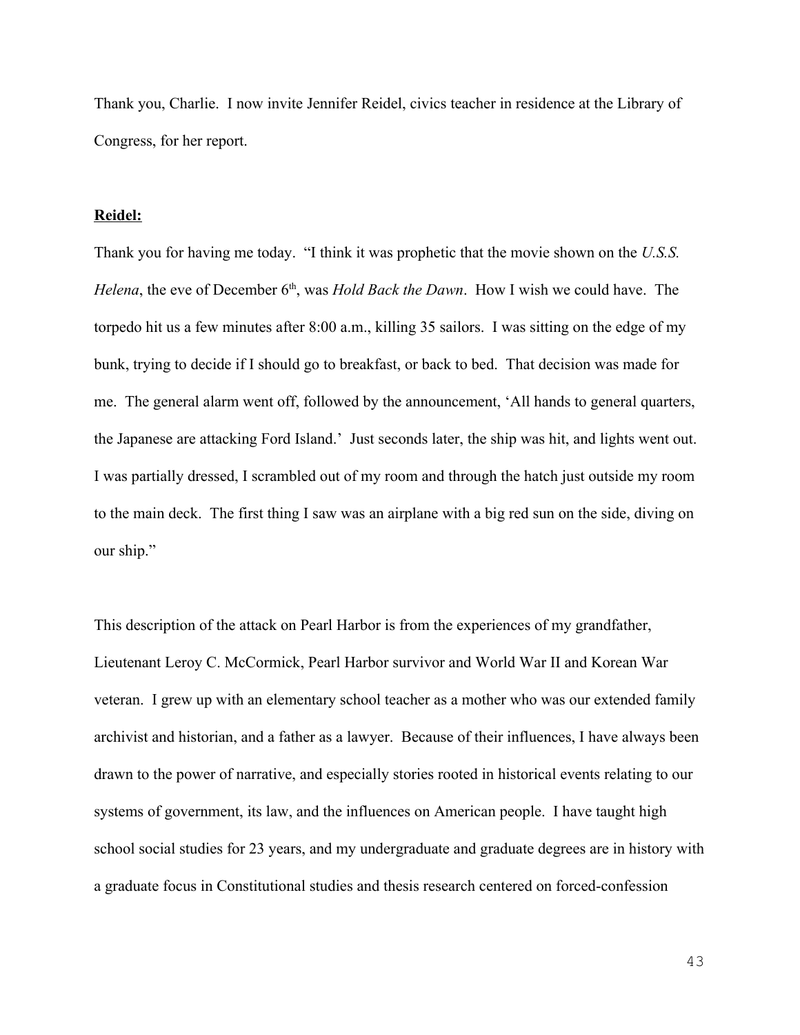Thank you, Charlie. I now invite Jennifer Reidel, civics teacher in residence at the Library of Congress, for her report.

**Reidel:**

Thank you for having me today. "I think it was prophetic that the movie shown on the *U.S.S. Helena*, the eve of December 6th, was *Hold Back the Dawn*. How I wish we could have. The torpedo hit us a few minutes after 8:00 a.m., killing 35 sailors. I was sitting on the edge of my bunk, trying to decide if I should go to breakfast, or back to bed. That decision was made for me. The general alarm went off, followed by the announcement, 'All hands to general quarters, the Japanese are attacking Ford Island.' Just seconds later, the ship was hit, and lights went out. I was partially dressed, I scrambled out of my room and through the hatch just outside my room to the main deck. The first thing I saw was an airplane with a big red sun on the side, diving on our ship."

This description of the attack on Pearl Harbor is from the experiences of my grandfather, Lieutenant Leroy C. McCormick, Pearl Harbor survivor and World War II and Korean War veteran. I grew up with an elementary school teacher as a mother who was our extended family archivist and historian, and a father as a lawyer. Because of their influences, I have always been drawn to the power of narrative, and especially stories rooted in historical events relating to our systems of government, its law, and the influences on American people. I have taught high school social studies for 23 years, and my undergraduate and graduate degrees are in history with a graduate focus in Constitutional studies and thesis research centered on forced-confession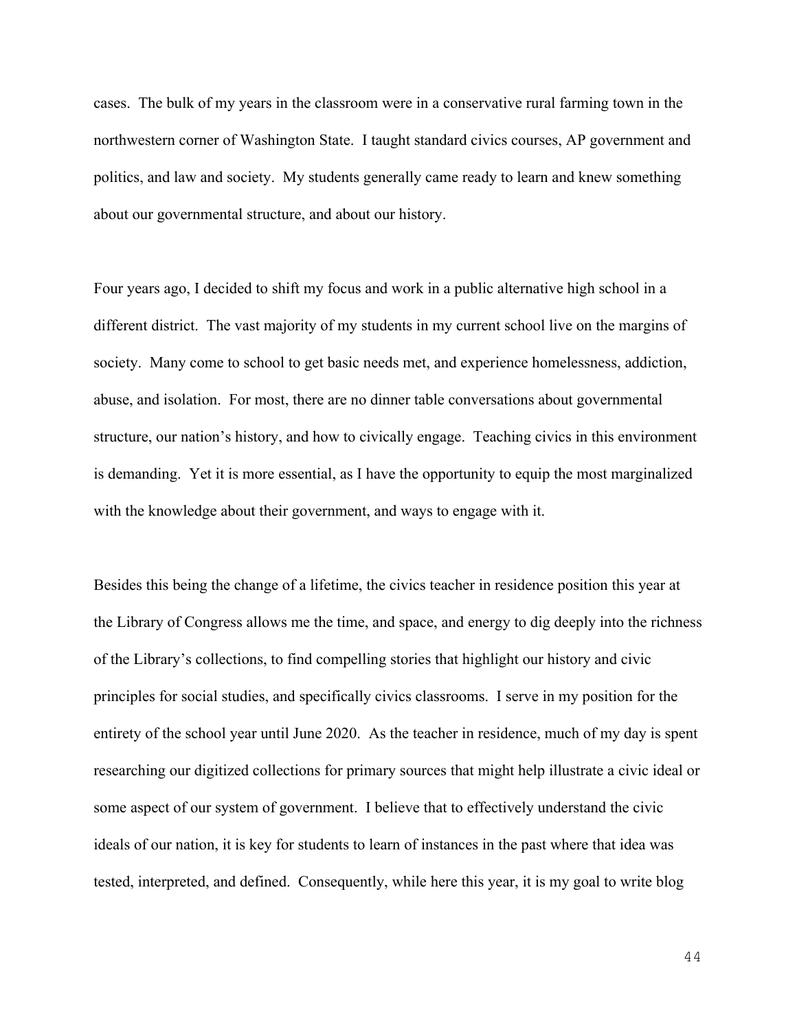cases. The bulk of my years in the classroom were in a conservative rural farming town in the northwestern corner of Washington State. I taught standard civics courses, AP government and politics, and law and society. My students generally came ready to learn and knew something about our governmental structure, and about our history.

Four years ago, I decided to shift my focus and work in a public alternative high school in a different district. The vast majority of my students in my current school live on the margins of society. Many come to school to get basic needs met, and experience homelessness, addiction, abuse, and isolation. For most, there are no dinner table conversations about governmental structure, our nation's history, and how to civically engage. Teaching civics in this environment is demanding. Yet it is more essential, as I have the opportunity to equip the most marginalized with the knowledge about their government, and ways to engage with it.

Besides this being the change of a lifetime, the civics teacher in residence position this year at the Library of Congress allows me the time, and space, and energy to dig deeply into the richness of the Library's collections, to find compelling stories that highlight our history and civic principles for social studies, and specifically civics classrooms. I serve in my position for the entirety of the school year until June 2020. As the teacher in residence, much of my day is spent researching our digitized collections for primary sources that might help illustrate a civic ideal or some aspect of our system of government. I believe that to effectively understand the civic ideals of our nation, it is key for students to learn of instances in the past where that idea was tested, interpreted, and defined. Consequently, while here this year, it is my goal to write blog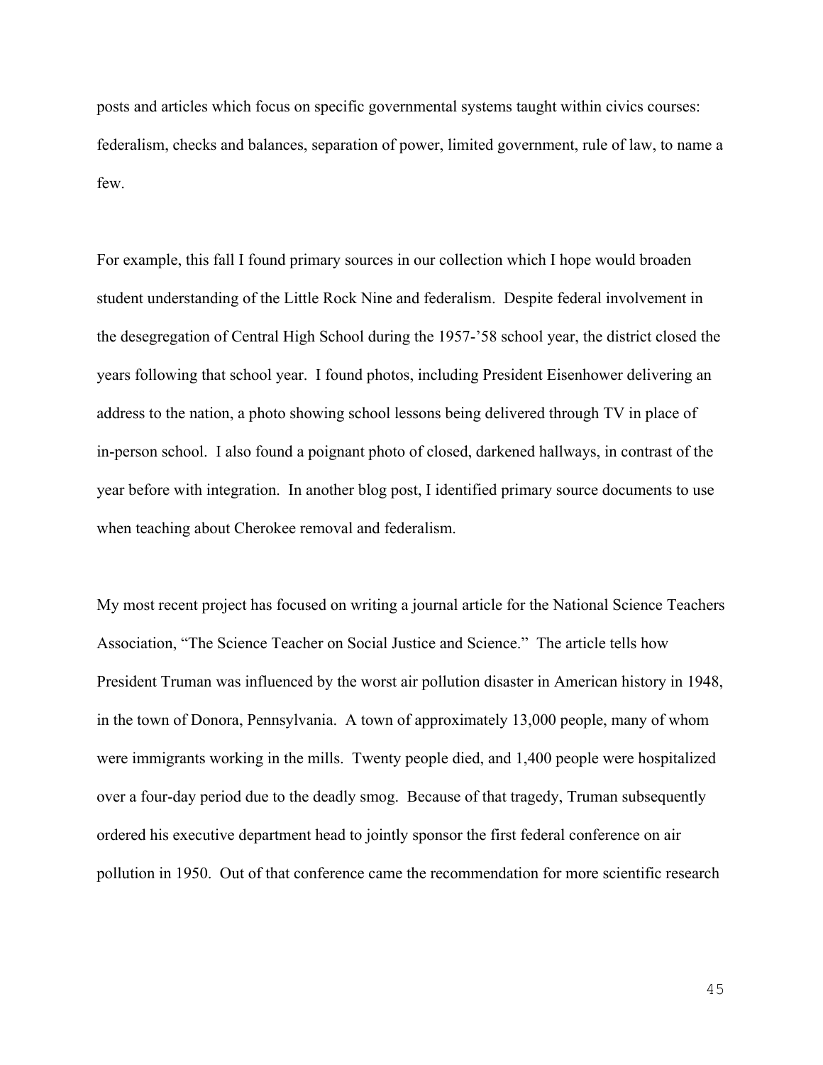posts and articles which focus on specific governmental systems taught within civics courses: federalism, checks and balances, separation of power, limited government, rule of law, to name a few.

For example, this fall I found primary sources in our collection which I hope would broaden student understanding of the Little Rock Nine and federalism. Despite federal involvement in the desegregation of Central High School during the 1957-'58 school year, the district closed the years following that school year. I found photos, including President Eisenhower delivering an address to the nation, a photo showing school lessons being delivered through TV in place of in-person school. I also found a poignant photo of closed, darkened hallways, in contrast of the year before with integration. In another blog post, I identified primary source documents to use when teaching about Cherokee removal and federalism.

My most recent project has focused on writing a journal article for the National Science Teachers Association, "The Science Teacher on Social Justice and Science." The article tells how President Truman was influenced by the worst air pollution disaster in American history in 1948, in the town of Donora, Pennsylvania. A town of approximately 13,000 people, many of whom were immigrants working in the mills. Twenty people died, and 1,400 people were hospitalized over a four-day period due to the deadly smog. Because of that tragedy, Truman subsequently ordered his executive department head to jointly sponsor the first federal conference on air pollution in 1950. Out of that conference came the recommendation for more scientific research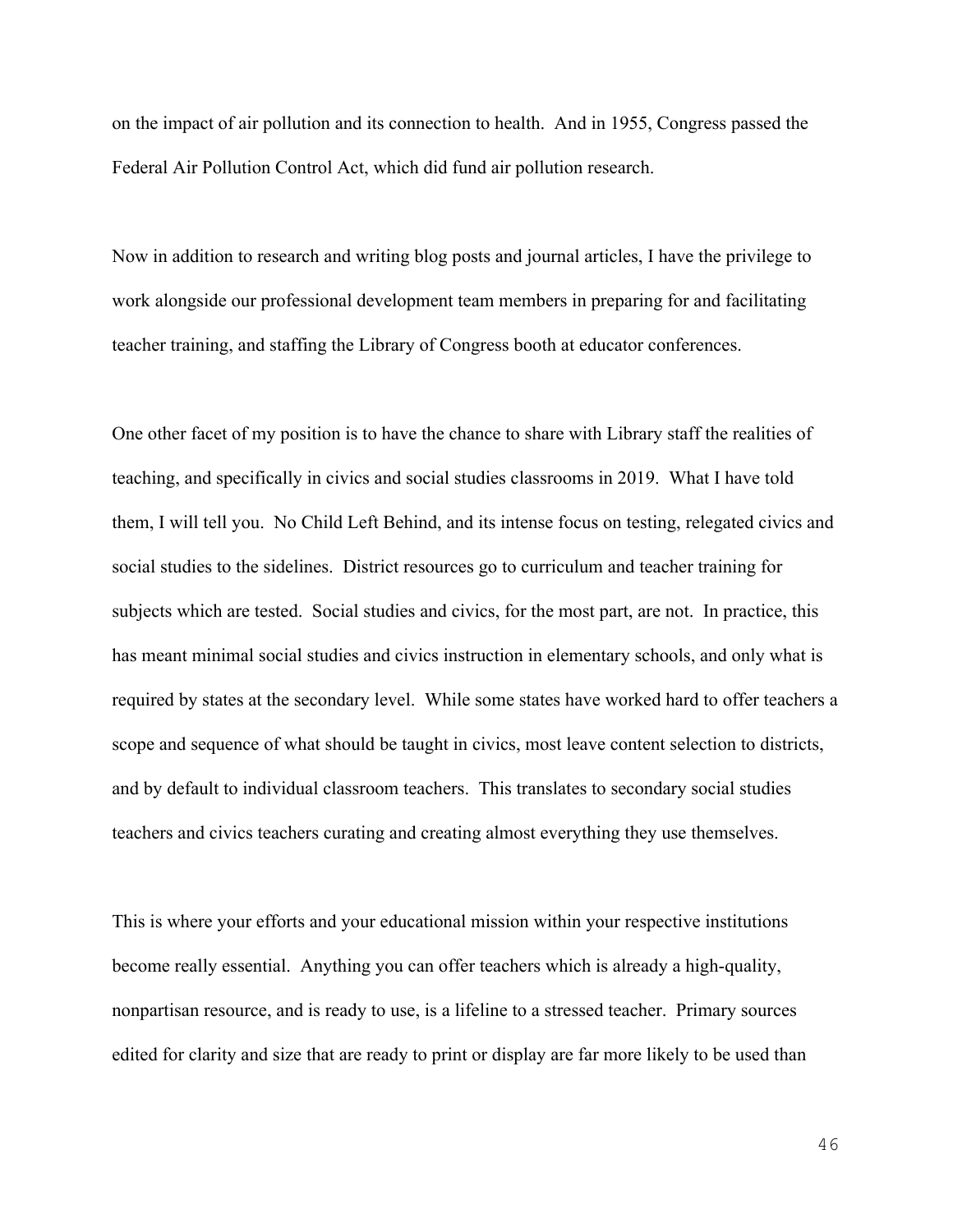on the impact of air pollution and its connection to health. And in 1955, Congress passed the Federal Air Pollution Control Act, which did fund air pollution research.

Now in addition to research and writing blog posts and journal articles, I have the privilege to work alongside our professional development team members in preparing for and facilitating teacher training, and staffing the Library of Congress booth at educator conferences.

One other facet of my position is to have the chance to share with Library staff the realities of teaching, and specifically in civics and social studies classrooms in 2019. What I have told them, I will tell you. No Child Left Behind, and its intense focus on testing, relegated civics and social studies to the sidelines. District resources go to curriculum and teacher training for subjects which are tested. Social studies and civics, for the most part, are not. In practice, this has meant minimal social studies and civics instruction in elementary schools, and only what is required by states at the secondary level. While some states have worked hard to offer teachers a scope and sequence of what should be taught in civics, most leave content selection to districts, and by default to individual classroom teachers. This translates to secondary social studies teachers and civics teachers curating and creating almost everything they use themselves.

This is where your efforts and your educational mission within your respective institutions become really essential. Anything you can offer teachers which is already a high-quality, nonpartisan resource, and is ready to use, is a lifeline to a stressed teacher. Primary sources edited for clarity and size that are ready to print or display are far more likely to be used than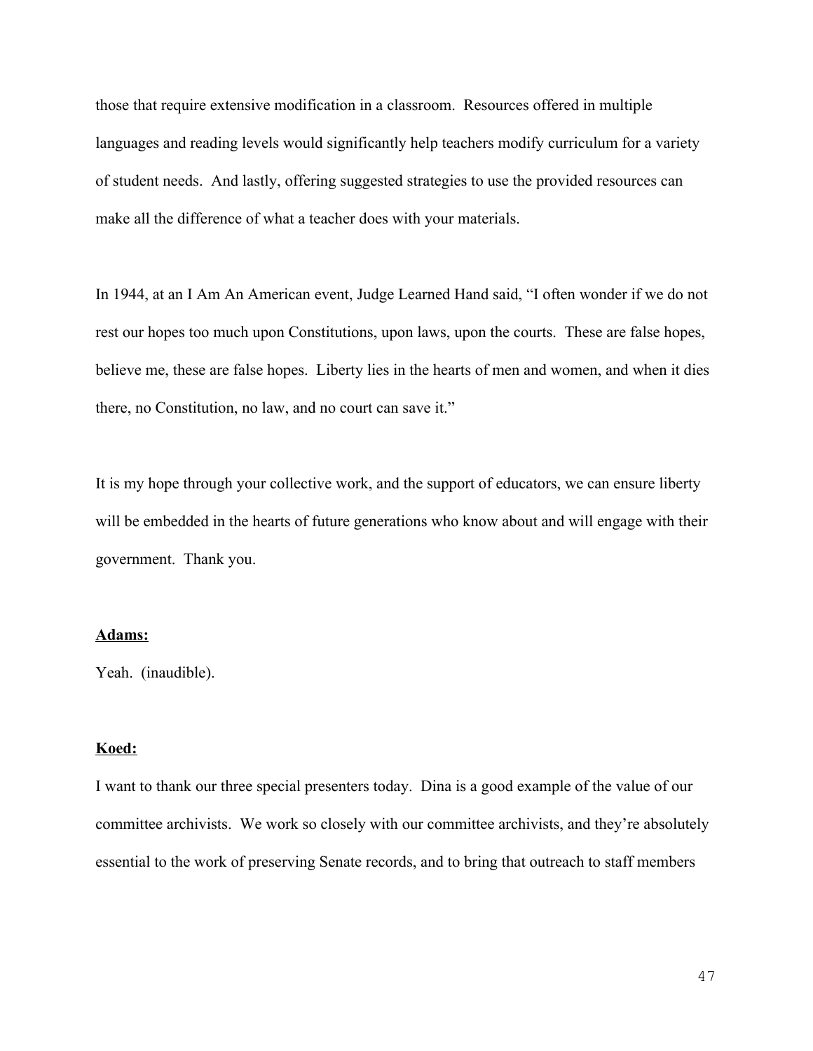those that require extensive modification in a classroom. Resources offered in multiple languages and reading levels would significantly help teachers modify curriculum for a variety of student needs. And lastly, offering suggested strategies to use the provided resources can make all the difference of what a teacher does with your materials.

In 1944, at an I Am An American event, Judge Learned Hand said, "I often wonder if we do not rest our hopes too much upon Constitutions, upon laws, upon the courts. These are false hopes, believe me, these are false hopes. Liberty lies in the hearts of men and women, and when it dies there, no Constitution, no law, and no court can save it."

It is my hope through your collective work, and the support of educators, we can ensure liberty will be embedded in the hearts of future generations who know about and will engage with their government. Thank you.

**Adams:**

Yeah. (inaudible).

**Koed:**

I want to thank our three special presenters today. Dina is a good example of the value of our committee archivists. We work so closely with our committee archivists, and they're absolutely essential to the work of preserving Senate records, and to bring that outreach to staff members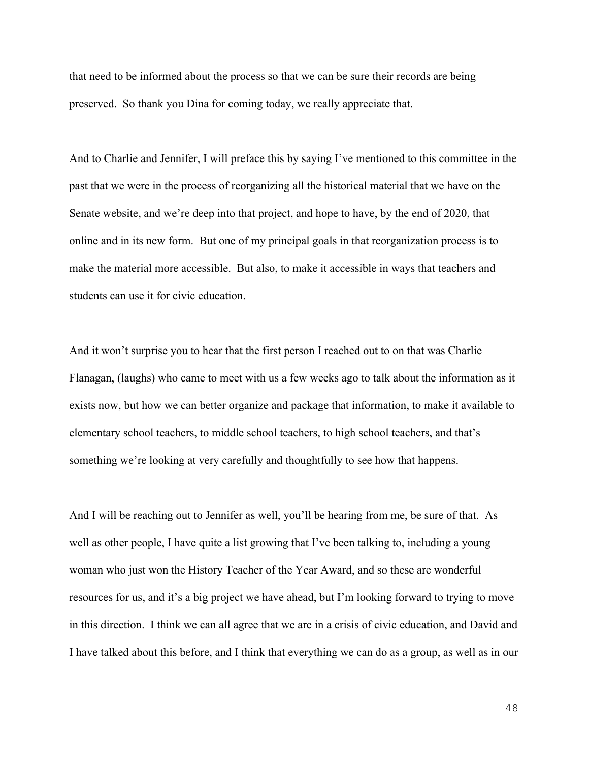that need to be informed about the process so that we can be sure their records are being preserved. So thank you Dina for coming today, we really appreciate that.

And to Charlie and Jennifer, I will preface this by saying I've mentioned to this committee in the past that we were in the process of reorganizing all the historical material that we have on the Senate website, and we're deep into that project, and hope to have, by the end of 2020, that online and in its new form. But one of my principal goals in that reorganization process is to make the material more accessible. But also, to make it accessible in ways that teachers and students can use it for civic education.

And it won't surprise you to hear that the first person I reached out to on that was Charlie Flanagan, (laughs) who came to meet with us a few weeks ago to talk about the information as it exists now, but how we can better organize and package that information, to make it available to elementary school teachers, to middle school teachers, to high school teachers, and that's something we're looking at very carefully and thoughtfully to see how that happens.

And I will be reaching out to Jennifer as well, you'll be hearing from me, be sure of that. As well as other people, I have quite a list growing that I've been talking to, including a young woman who just won the History Teacher of the Year Award, and so these are wonderful resources for us, and it's a big project we have ahead, but I'm looking forward to trying to move in this direction. I think we can all agree that we are in a crisis of civic education, and David and I have talked about this before, and I think that everything we can do as a group, as well as in our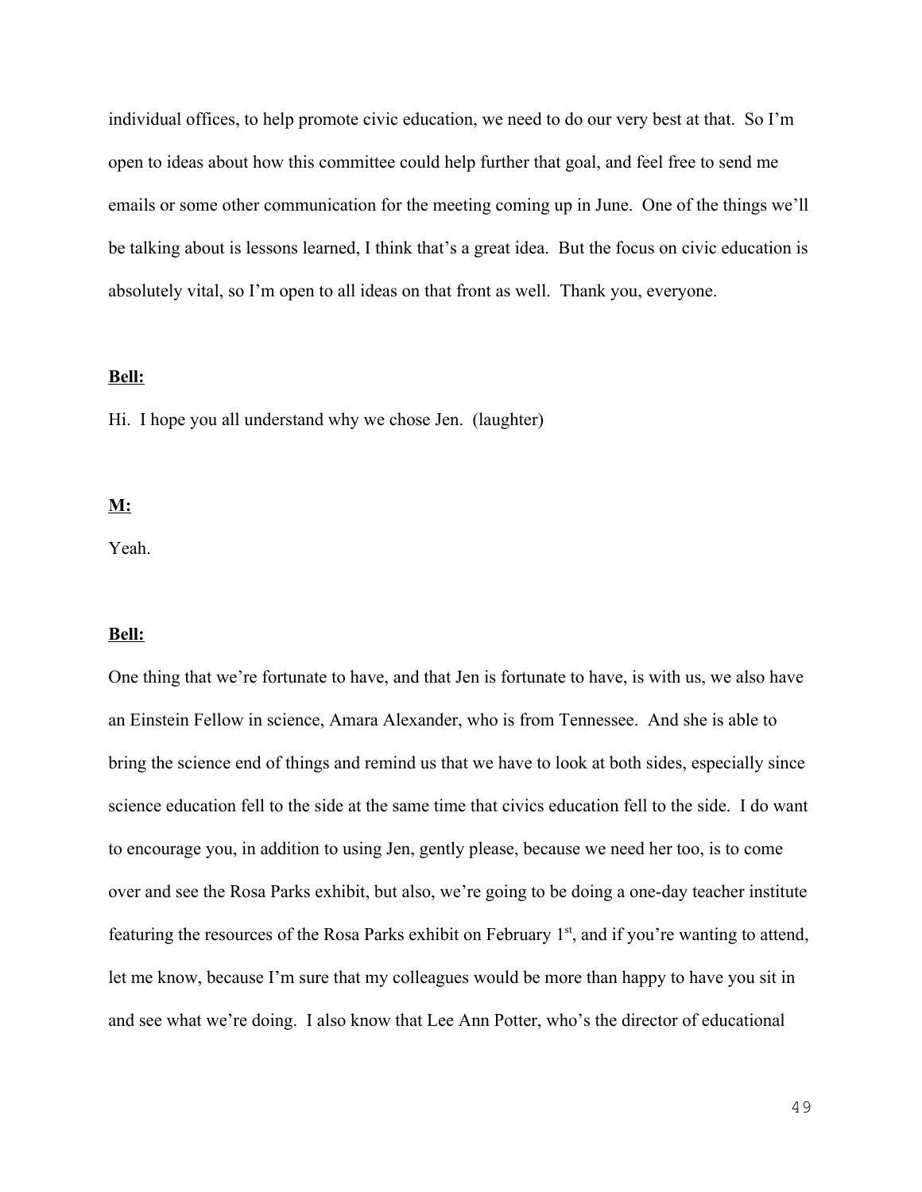individual offices, to help promote civic education, we need to do our very best at that. So I'm open to ideas about how this committee could help further that goal, and feel free to send me emails or some other communication for the meeting coming up in June. One of the things we'll be talking about is lessons learned, I think that's a great idea. But the focus on civic education is absolutely vital, so I'm open to all ideas on that front as well. Thank you, everyone.

**Bell:**

Hi. I hope you all understand why we chose Jen. (laughter)

**M:**

Yeah.

**Bell:**

One thing that we're fortunate to have, and that Jen is fortunate to have, is with us, we also have an Einstein Fellow in science, Amara Alexander, who is from Tennessee. And she is able to bring the science end of things and remind us that we have to look at both sides, especially since science education fell to the side at the same time that civics education fell to the side. I do want to encourage you, in addition to using Jen, gently please, because we need her too, is to come over and see the Rosa Parks exhibit, but also, we're going to be doing a one-day teacher institute featuring the resources of the Rosa Parks exhibit on February 1st, and if you're wanting to attend, let me know, because I'm sure that my colleagues would be more than happy to have you sit in and see what we're doing. I also know that Lee Ann Potter, who's the director of educational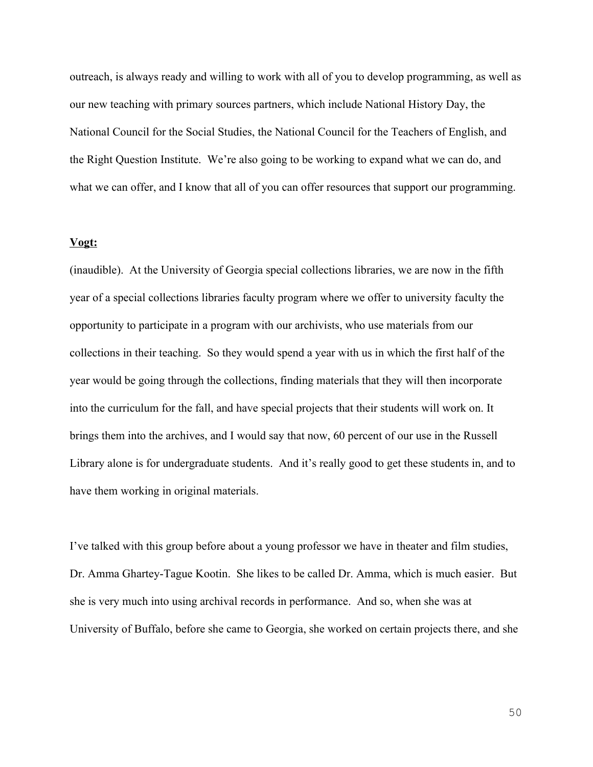outreach, is always ready and willing to work with all of you to develop programming, as well as our new teaching with primary sources partners, which include National History Day, the National Council for the Social Studies, the National Council for the Teachers of English, and the Right Question Institute. We're also going to be working to expand what we can do, and what we can offer, and I know that all of you can offer resources that support our programming.

**Vogt:**

(inaudible). At the University of Georgia special collections libraries, we are now in the fifth year of a special collections libraries faculty program where we offer to university faculty the opportunity to participate in a program with our archivists, who use materials from our collections in their teaching. So they would spend a year with us in which the first half of the year would be going through the collections, finding materials that they will then incorporate into the curriculum for the fall, and have special projects that their students will work on. It brings them into the archives, and I would say that now, 60 percent of our use in the Russell Library alone is for undergraduate students. And it's really good to get these students in, and to have them working in original materials.

I've talked with this group before about a young professor we have in theater and film studies, Dr. Amma Ghartey-Tague Kootin. She likes to be called Dr. Amma, which is much easier. But she is very much into using archival records in performance. And so, when she was at University of Buffalo, before she came to Georgia, she worked on certain projects there, and she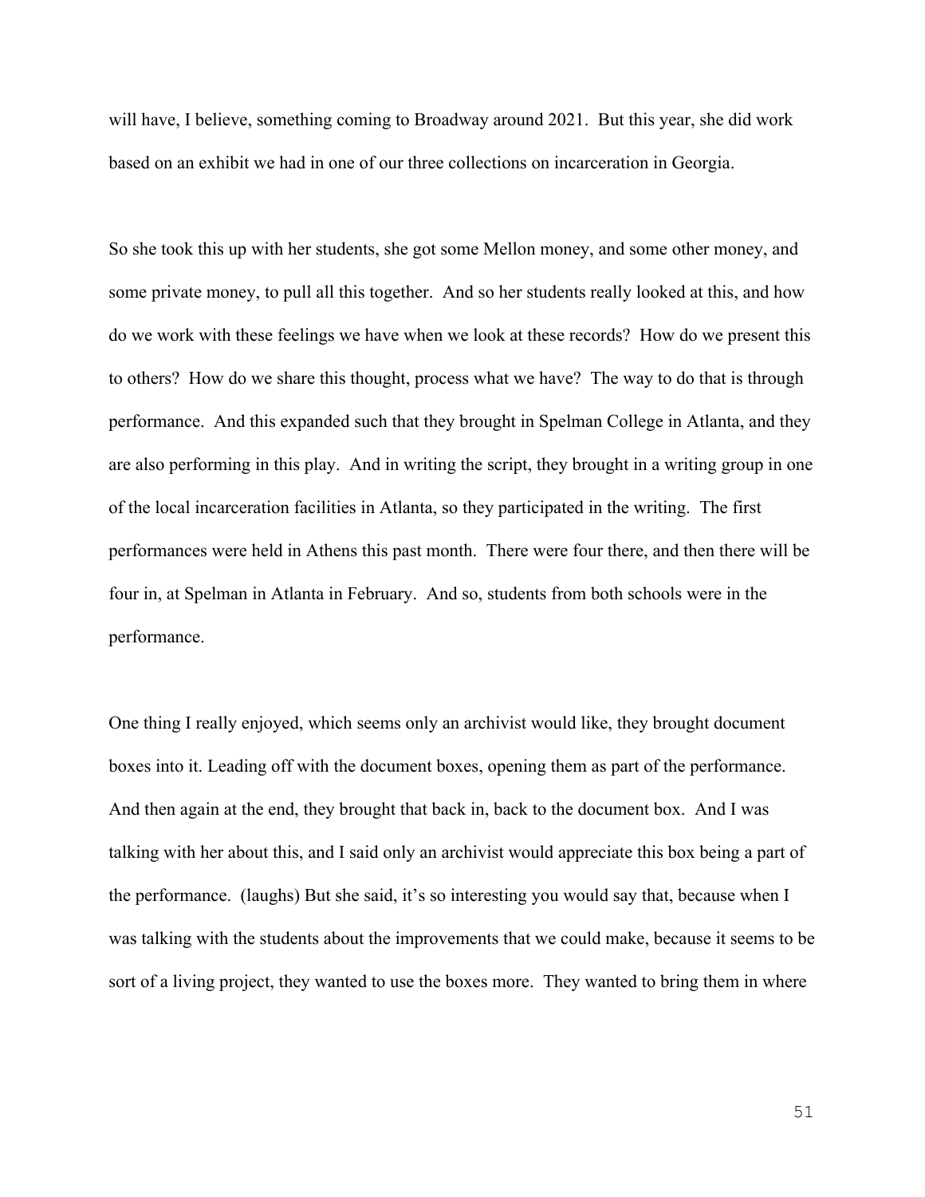will have, I believe, something coming to Broadway around 2021. But this year, she did work based on an exhibit we had in one of our three collections on incarceration in Georgia.

So she took this up with her students, she got some Mellon money, and some other money, and some private money, to pull all this together. And so her students really looked at this, and how do we work with these feelings we have when we look at these records? How do we present this to others? How do we share this thought, process what we have? The way to do that is through performance. And this expanded such that they brought in Spelman College in Atlanta, and they are also performing in this play. And in writing the script, they brought in a writing group in one of the local incarceration facilities in Atlanta, so they participated in the writing. The first performances were held in Athens this past month. There were four there, and then there will be four in, at Spelman in Atlanta in February. And so, students from both schools were in the performance.

One thing I really enjoyed, which seems only an archivist would like, they brought document boxes into it. Leading off with the document boxes, opening them as part of the performance. And then again at the end, they brought that back in, back to the document box. And I was talking with her about this, and I said only an archivist would appreciate this box being a part of the performance. (laughs) But she said, it's so interesting you would say that, because when I was talking with the students about the improvements that we could make, because it seems to be sort of a living project, they wanted to use the boxes more. They wanted to bring them in where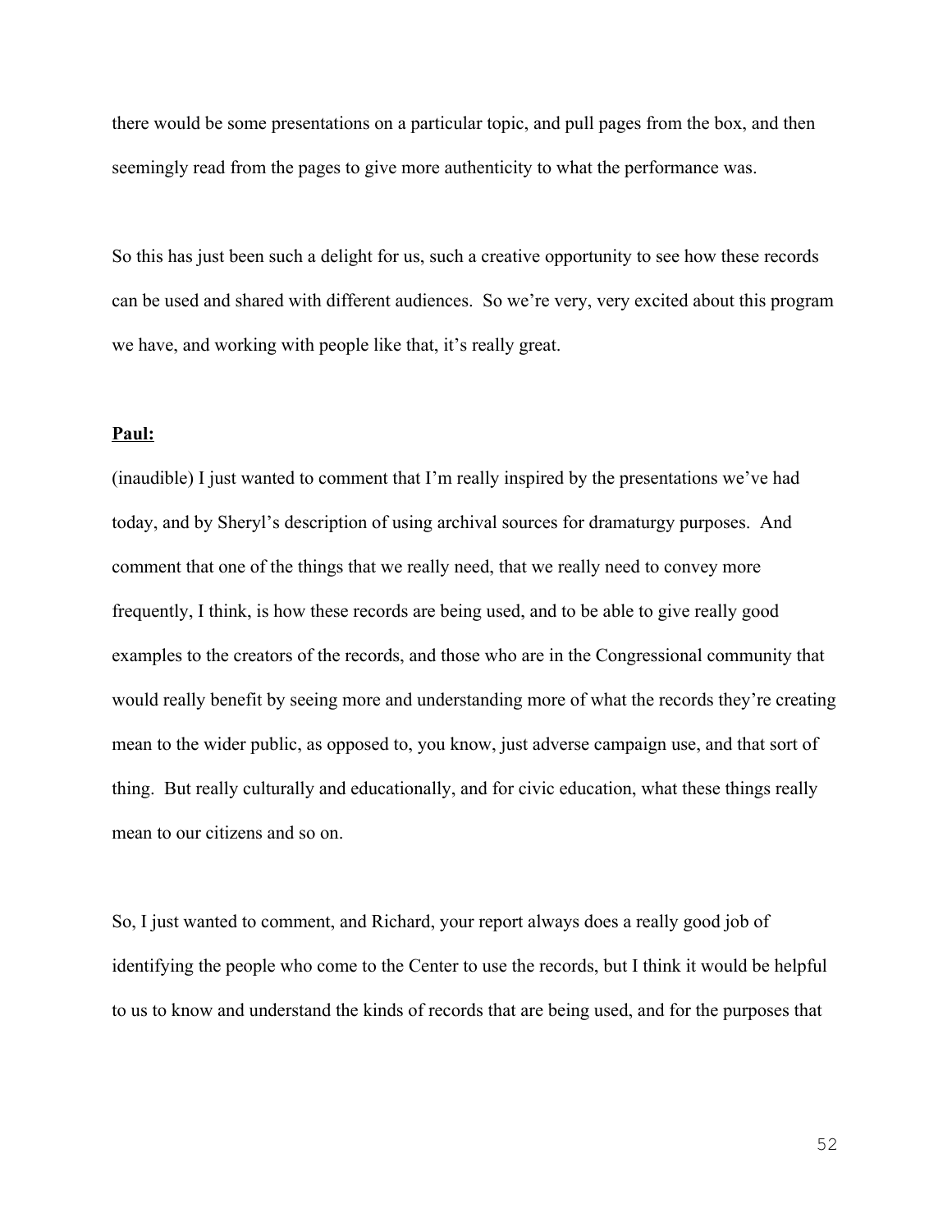there would be some presentations on a particular topic, and pull pages from the box, and then seemingly read from the pages to give more authenticity to what the performance was.

So this has just been such a delight for us, such a creative opportunity to see how these records can be used and shared with different audiences. So we're very, very excited about this program we have, and working with people like that, it's really great.

**Paul:**

(inaudible) I just wanted to comment that I'm really inspired by the presentations we've had today, and by Sheryl's description of using archival sources for dramaturgy purposes. And comment that one of the things that we really need, that we really need to convey more frequently, I think, is how these records are being used, and to be able to give really good examples to the creators of the records, and those who are in the Congressional community that would really benefit by seeing more and understanding more of what the records they're creating mean to the wider public, as opposed to, you know, just adverse campaign use, and that sort of thing. But really culturally and educationally, and for civic education, what these things really mean to our citizens and so on.

So, I just wanted to comment, and Richard, your report always does a really good job of identifying the people who come to the Center to use the records, but I think it would be helpful to us to know and understand the kinds of records that are being used, and for the purposes that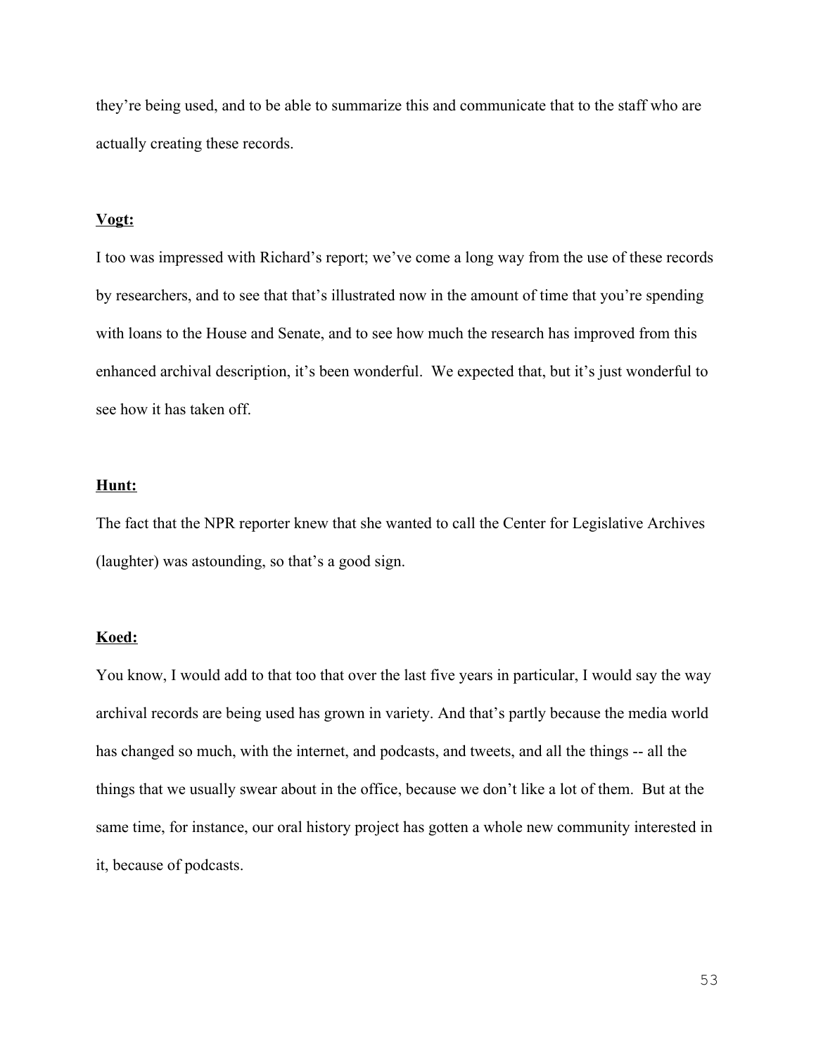they're being used, and to be able to summarize this and communicate that to the staff who are actually creating these records.

**Vogt:**

I too was impressed with Richard's report; we've come a long way from the use of these records by researchers, and to see that that's illustrated now in the amount of time that you're spending with loans to the House and Senate, and to see how much the research has improved from this enhanced archival description, it's been wonderful. We expected that, but it's just wonderful to see how it has taken off.

**Hunt:**

The fact that the NPR reporter knew that she wanted to call the Center for Legislative Archives (laughter) was astounding, so that's a good sign.

**Koed:**

You know, I would add to that too that over the last five years in particular, I would say the way archival records are being used has grown in variety. And that's partly because the media world has changed so much, with the internet, and podcasts, and tweets, and all the things -- all the things that we usually swear about in the office, because we don't like a lot of them. But at the same time, for instance, our oral history project has gotten a whole new community interested in it, because of podcasts.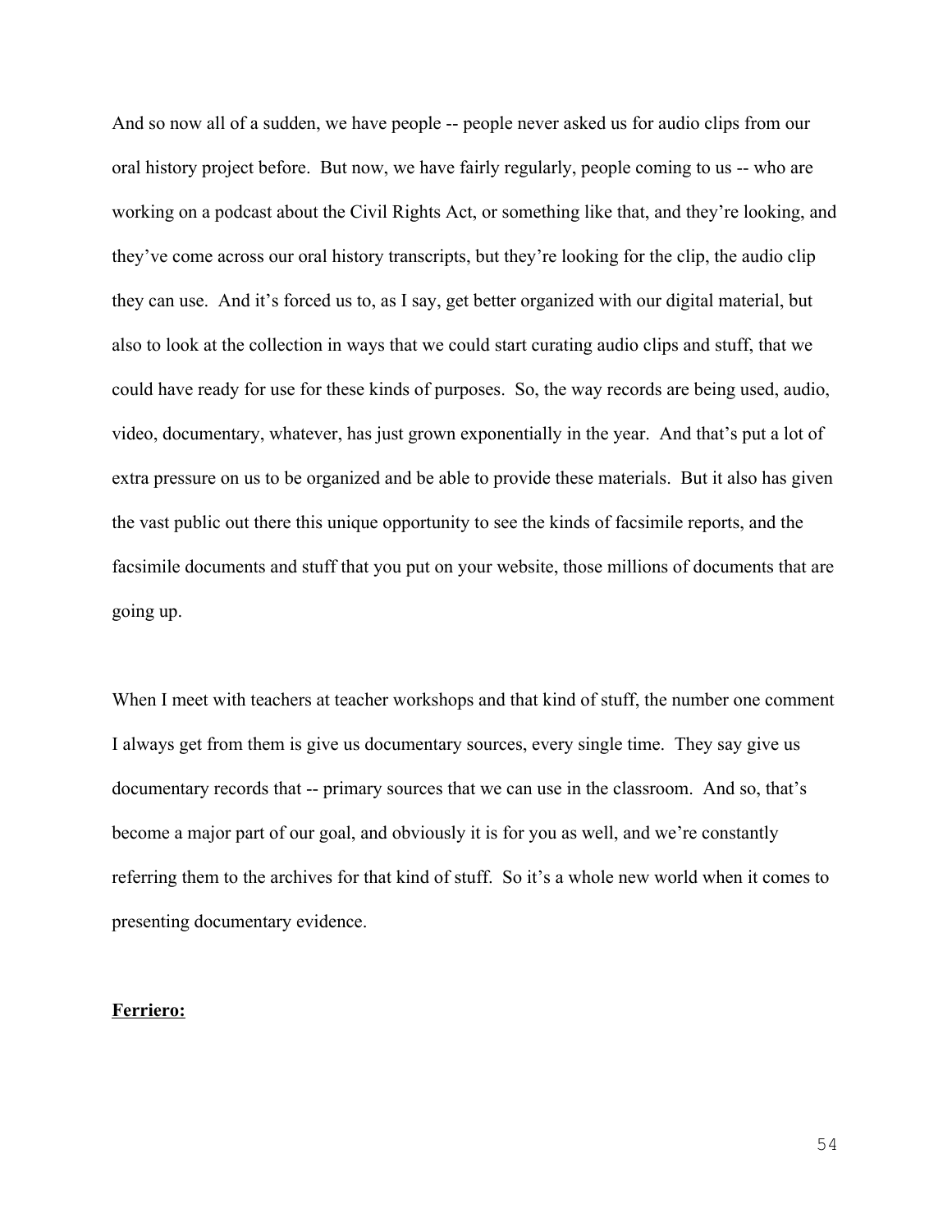And so now all of a sudden, we have people -- people never asked us for audio clips from our oral history project before. But now, we have fairly regularly, people coming to us -- who are working on a podcast about the Civil Rights Act, or something like that, and they're looking, and they've come across our oral history transcripts, but they're looking for the clip, the audio clip they can use. And it's forced us to, as I say, get better organized with our digital material, but also to look at the collection in ways that we could start curating audio clips and stuff, that we could have ready for use for these kinds of purposes. So, the way records are being used, audio, video, documentary, whatever, has just grown exponentially in the year. And that's put a lot of extra pressure on us to be organized and be able to provide these materials. But it also has given the vast public out there this unique opportunity to see the kinds of facsimile reports, and the facsimile documents and stuff that you put on your website, those millions of documents that are going up.

When I meet with teachers at teacher workshops and that kind of stuff, the number one comment I always get from them is give us documentary sources, every single time. They say give us documentary records that -- primary sources that we can use in the classroom. And so, that's become a major part of our goal, and obviously it is for you as well, and we're constantly referring them to the archives for that kind of stuff. So it's a whole new world when it comes to presenting documentary evidence.

**Ferriero:**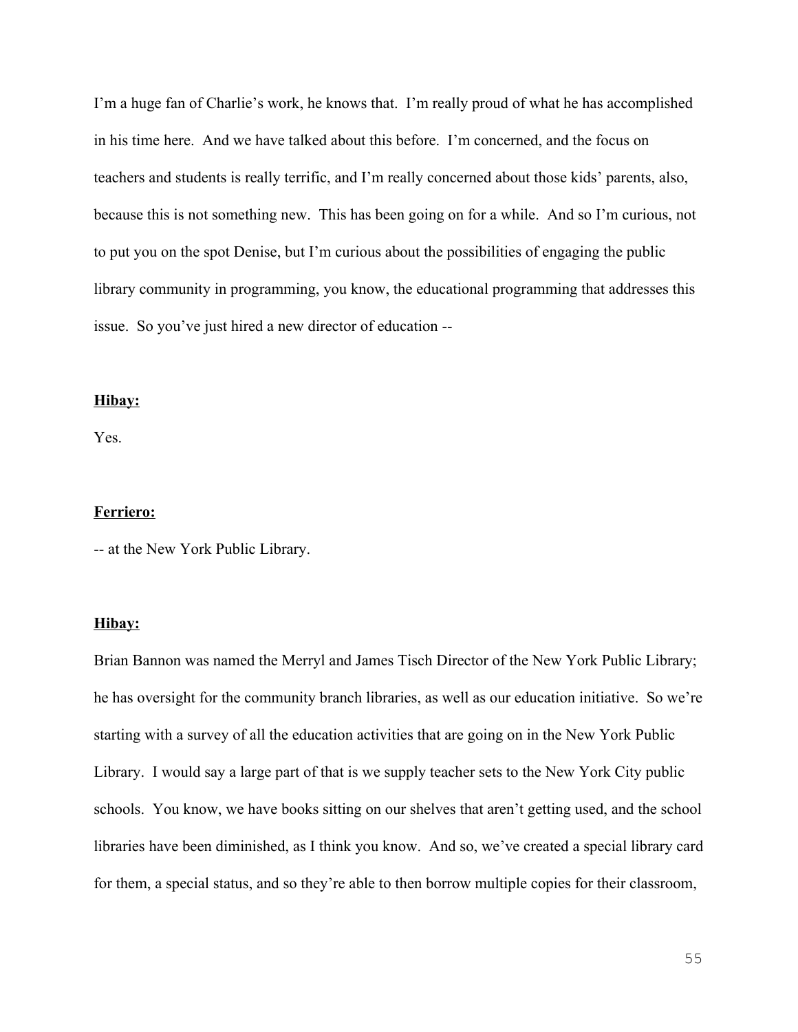I'm a huge fan of Charlie's work, he knows that. I'm really proud of what he has accomplished in his time here. And we have talked about this before. I'm concerned, and the focus on teachers and students is really terrific, and I'm really concerned about those kids' parents, also, because this is not something new. This has been going on for a while. And so I'm curious, not to put you on the spot Denise, but I'm curious about the possibilities of engaging the public library community in programming, you know, the educational programming that addresses this issue. So you've just hired a new director of education --

**Hibay:**

Yes.

**Ferriero:**

-- at the New York Public Library.

**Hibay:**

Brian Bannon was named the Merryl and James Tisch Director of the New York Public Library; he has oversight for the community branch libraries, as well as our education initiative. So we're starting with a survey of all the education activities that are going on in the New York Public Library. I would say a large part of that is we supply teacher sets to the New York City public schools. You know, we have books sitting on our shelves that aren't getting used, and the school libraries have been diminished, as I think you know. And so, we've created a special library card for them, a special status, and so they're able to then borrow multiple copies for their classroom,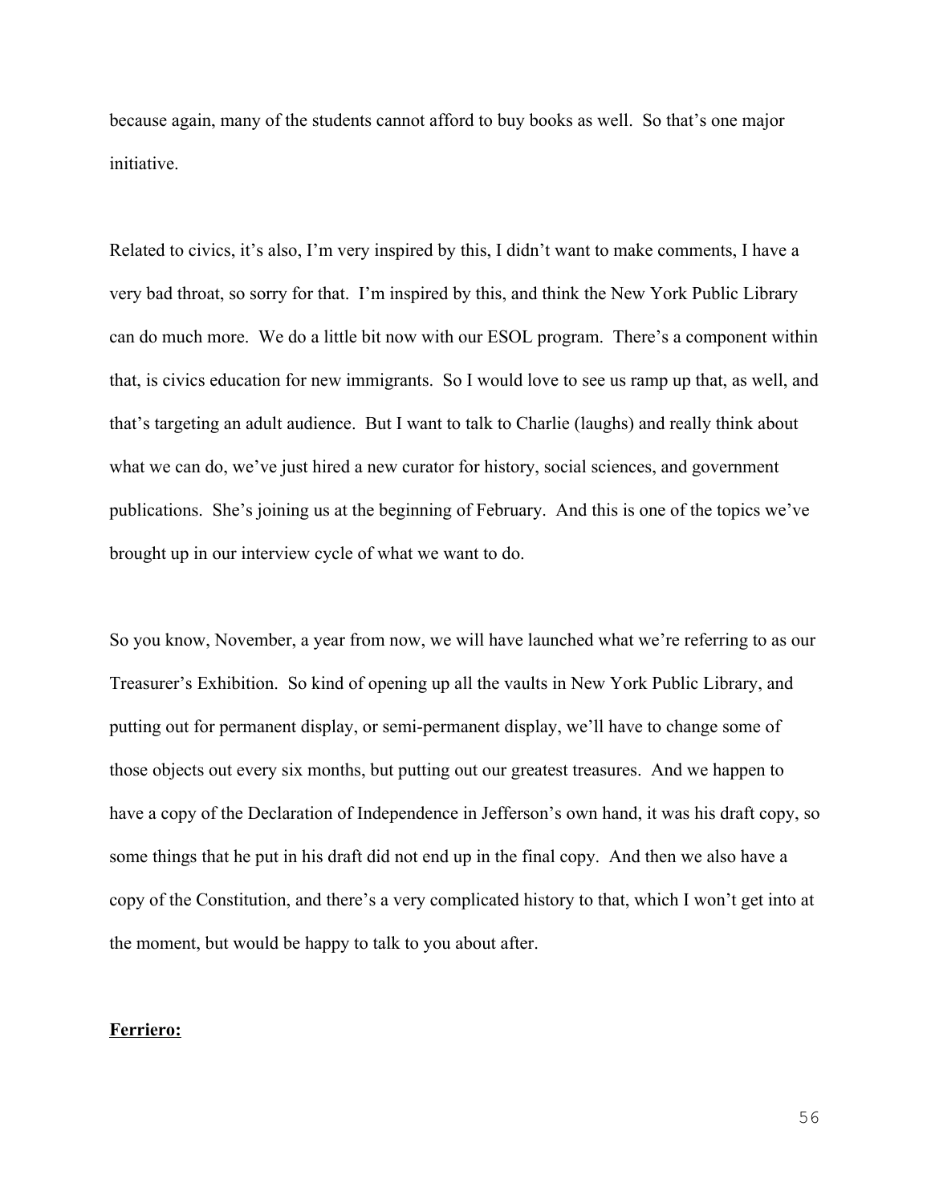because again, many of the students cannot afford to buy books as well. So that's one major initiative.

Related to civics, it's also, I'm very inspired by this, I didn't want to make comments, I have a very bad throat, so sorry for that. I'm inspired by this, and think the New York Public Library can do much more. We do a little bit now with our ESOL program. There's a component within that, is civics education for new immigrants. So I would love to see us ramp up that, as well, and that's targeting an adult audience. But I want to talk to Charlie (laughs) and really think about what we can do, we've just hired a new curator for history, social sciences, and government publications. She's joining us at the beginning of February. And this is one of the topics we've brought up in our interview cycle of what we want to do.

So you know, November, a year from now, we will have launched what we're referring to as our Treasurer's Exhibition. So kind of opening up all the vaults in New York Public Library, and putting out for permanent display, or semi-permanent display, we'll have to change some of those objects out every six months, but putting out our greatest treasures. And we happen to have a copy of the Declaration of Independence in Jefferson's own hand, it was his draft copy, so some things that he put in his draft did not end up in the final copy. And then we also have a copy of the Constitution, and there's a very complicated history to that, which I won't get into at the moment, but would be happy to talk to you about after.

**Ferriero:**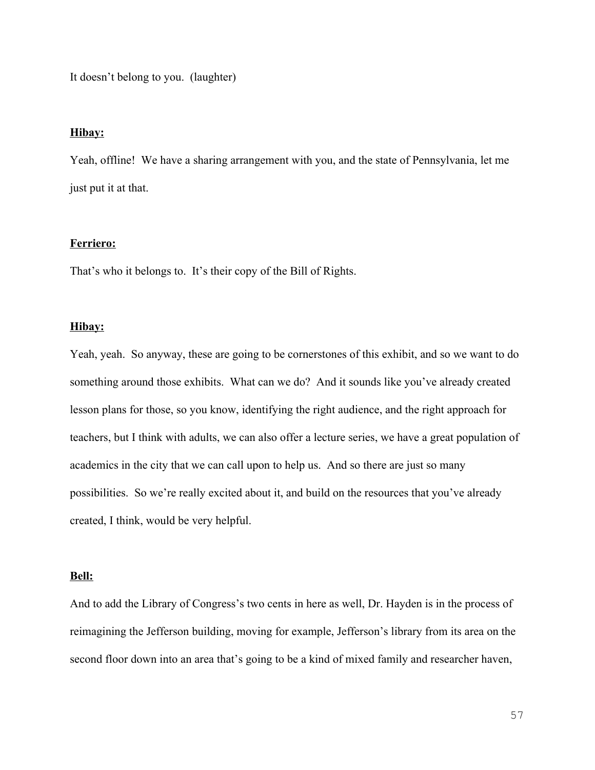It doesn't belong to you.  (laughter)

**Hibay:**

Yeah, offline!  We have a sharing arrangement with you, and the state of Pennsylvania, let me just put it at that.

**Ferriero:**

That's who it belongs to.  It's their copy of the Bill of Rights.

**Hibay:**

Yeah, yeah.  So anyway, these are going to be cornerstones of this exhibit, and so we want to do something around those exhibits.  What can we do?  And it sounds like you've already created lesson plans for those, so you know, identifying the right audience, and the right approach for teachers, but I think with adults, we can also offer a lecture series, we have a great population of academics in the city that we can call upon to help us.  And so there are just so many possibilities.  So we're really excited about it, and build on the resources that you've already created, I think, would be very helpful.

**Bell:**

And to add the Library of Congress's two cents in here as well, Dr. Hayden is in the process of reimagining the Jefferson building, moving for example, Jefferson's library from its area on the second floor down into an area that's going to be a kind of mixed family and researcher haven,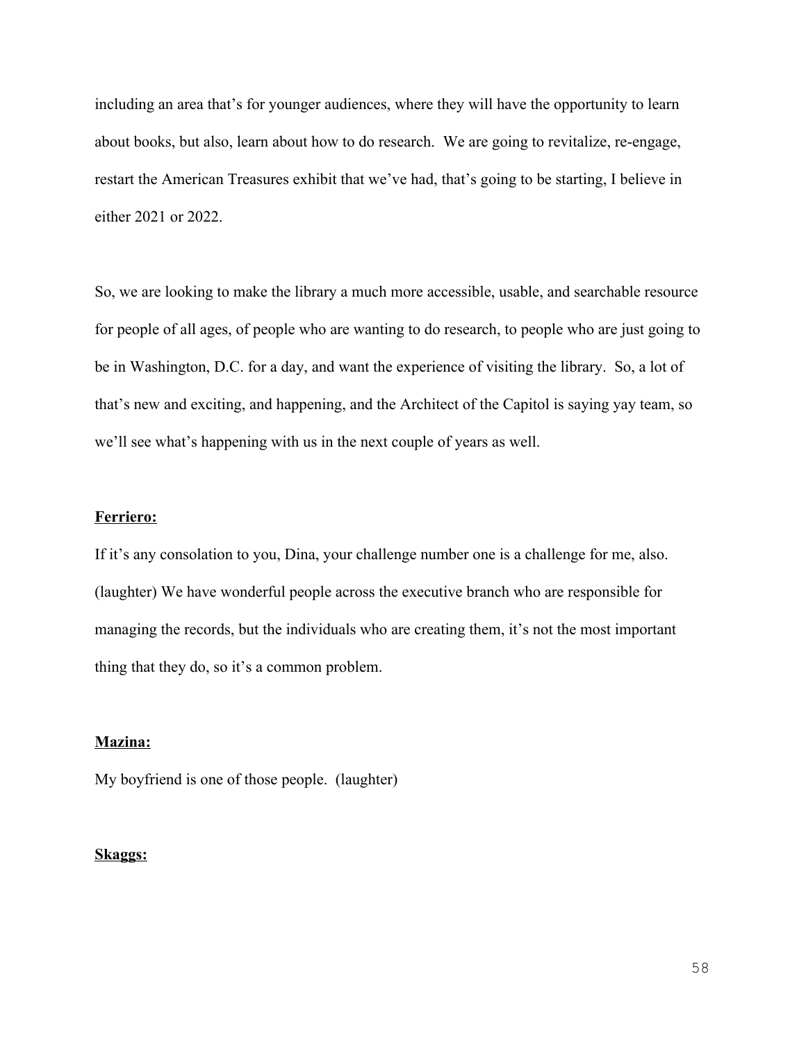including an area that's for younger audiences, where they will have the opportunity to learn about books, but also, learn about how to do research. We are going to revitalize, re-engage, restart the American Treasures exhibit that we've had, that's going to be starting, I believe in either 2021 or 2022.

So, we are looking to make the library a much more accessible, usable, and searchable resource for people of all ages, of people who are wanting to do research, to people who are just going to be in Washington, D.C. for a day, and want the experience of visiting the library. So, a lot of that's new and exciting, and happening, and the Architect of the Capitol is saying yay team, so we'll see what's happening with us in the next couple of years as well.

**Ferriero:**

If it's any consolation to you, Dina, your challenge number one is a challenge for me, also. (laughter) We have wonderful people across the executive branch who are responsible for managing the records, but the individuals who are creating them, it's not the most important thing that they do, so it's a common problem.

**Mazina:**

My boyfriend is one of those people. (laughter)

**Skaggs:**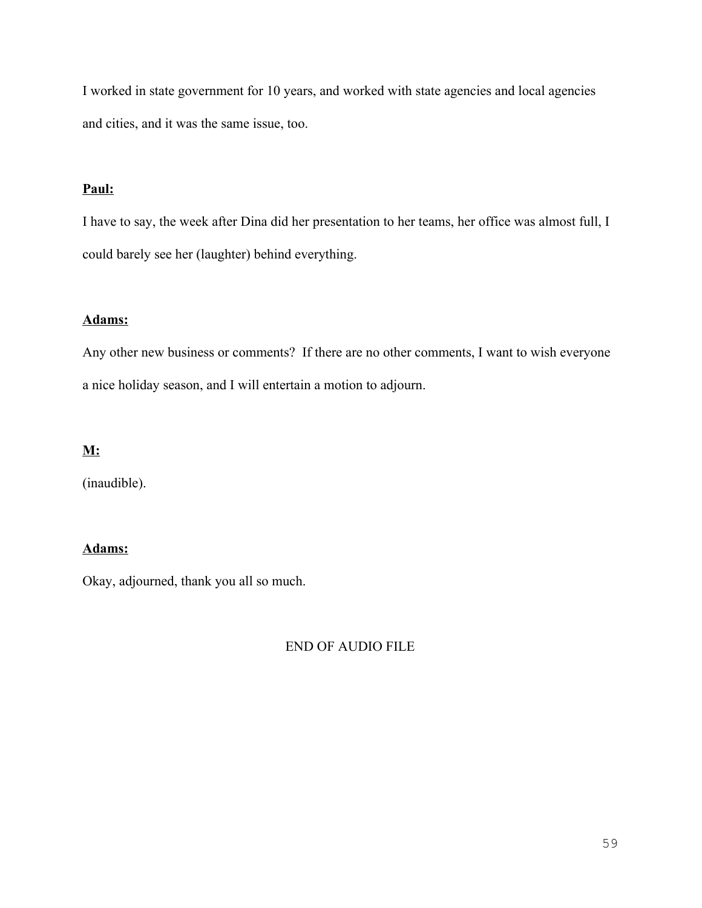I worked in state government for 10 years, and worked with state agencies and local agencies and cities, and it was the same issue, too.

**Paul:**

I have to say, the week after Dina did her presentation to her teams, her office was almost full, I could barely see her (laughter) behind everything.

**Adams:**

Any other new business or comments? If there are no other comments, I want to wish everyone a nice holiday season, and I will entertain a motion to adjourn.

**M:**

(inaudible).

**Adams:**

Okay, adjourned, thank you all so much.

END OF AUDIO FILE